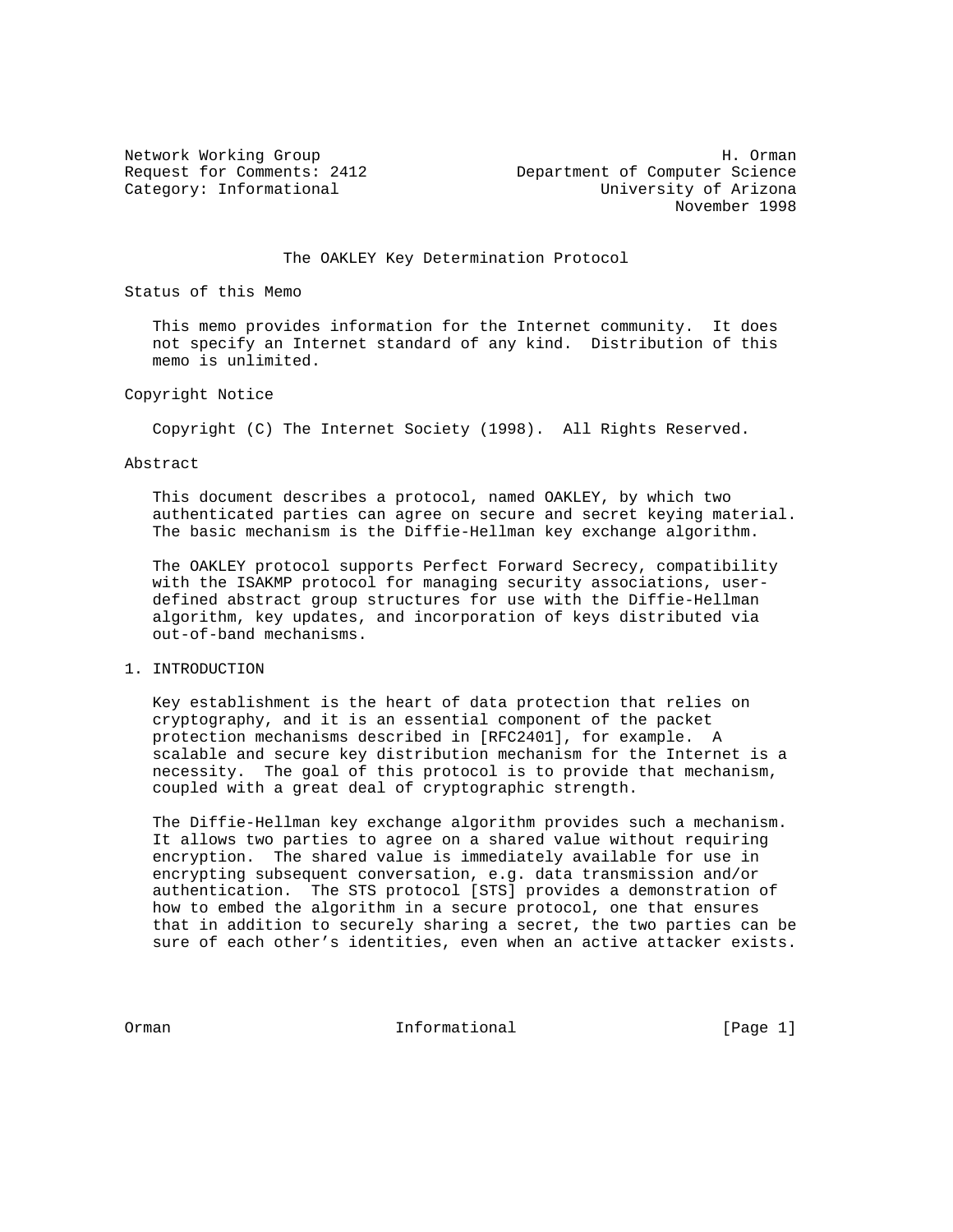Network Working Group H. Orman
Request for Comments: 2412 Department of Computer Science
Category: Informational University of Arizona
November 1998

# The OAKLEY Key Determination Protocol

## Status of this Memo

This memo provides information for the Internet community. It does not specify an Internet standard of any kind. Distribution of this memo is unlimited.

## Copyright Notice

Copyright (C) The Internet Society (1998). All Rights Reserved.

## Abstract

This document describes a protocol, named OAKLEY, by which two authenticated parties can agree on secure and secret keying material. The basic mechanism is the Diffie-Hellman key exchange algorithm.

The OAKLEY protocol supports Perfect Forward Secrecy, compatibility with the ISAKMP protocol for managing security associations, user-defined abstract group structures for use with the Diffie-Hellman algorithm, key updates, and incorporation of keys distributed via out-of-band mechanisms.

## 1. INTRODUCTION

Key establishment is the heart of data protection that relies on cryptography, and it is an essential component of the packet protection mechanisms described in [RFC2401], for example. A scalable and secure key distribution mechanism for the Internet is a necessity. The goal of this protocol is to provide that mechanism, coupled with a great deal of cryptographic strength.

The Diffie-Hellman key exchange algorithm provides such a mechanism. It allows two parties to agree on a shared value without requiring encryption. The shared value is immediately available for use in encrypting subsequent conversation, e.g. data transmission and/or authentication. The STS protocol [STS] provides a demonstration of how to embed the algorithm in a secure protocol, one that ensures that in addition to securely sharing a secret, the two parties can be sure of each other's identities, even when an active attacker exists.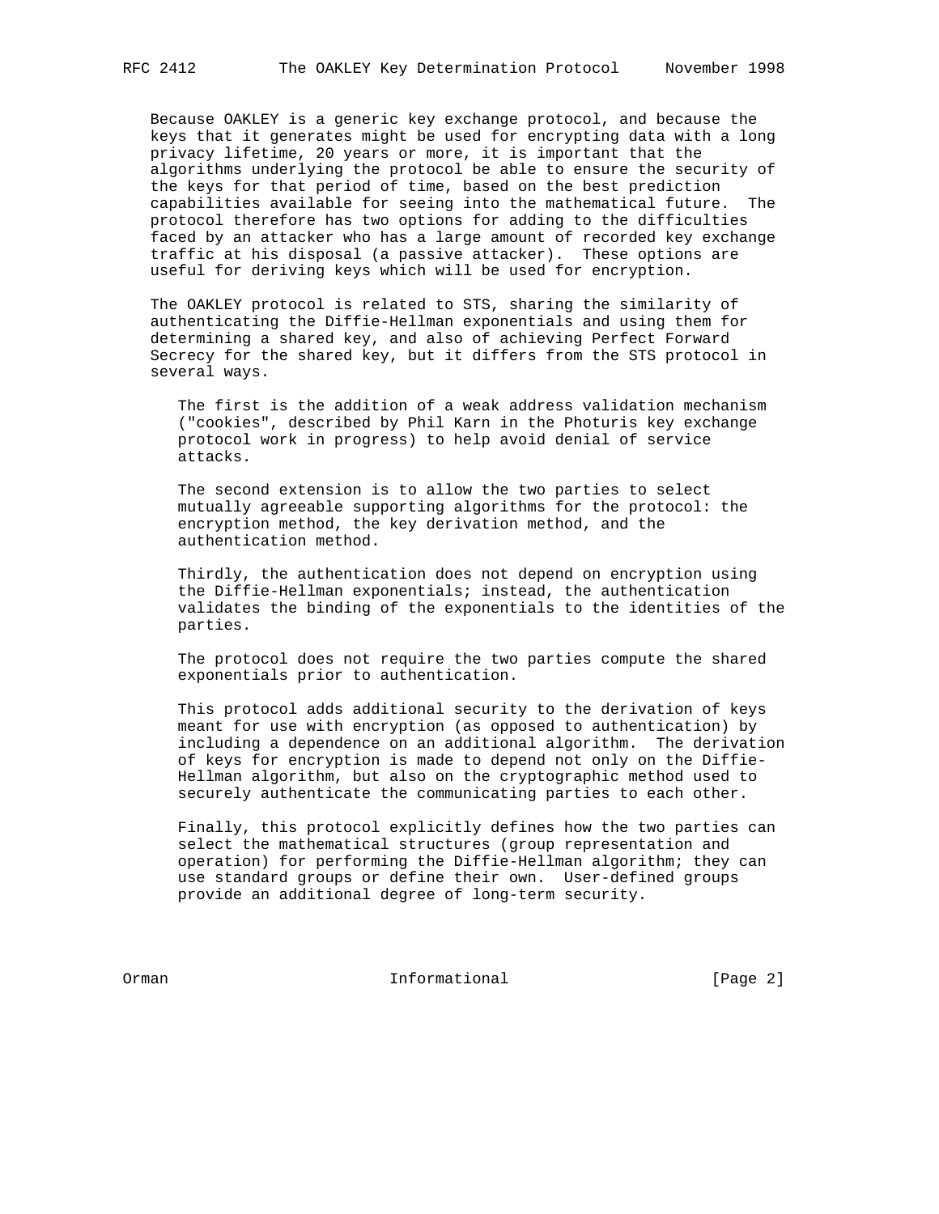Because OAKLEY is a generic key exchange protocol, and because the keys that it generates might be used for encrypting data with a long privacy lifetime, 20 years or more, it is important that the algorithms underlying the protocol be able to ensure the security of the keys for that period of time, based on the best prediction capabilities available for seeing into the mathematical future. The protocol therefore has two options for adding to the difficulties faced by an attacker who has a large amount of recorded key exchange traffic at his disposal (a passive attacker). These options are useful for deriving keys which will be used for encryption.

The OAKLEY protocol is related to STS, sharing the similarity of authenticating the Diffie-Hellman exponentials and using them for determining a shared key, and also of achieving Perfect Forward Secrecy for the shared key, but it differs from the STS protocol in several ways.

The first is the addition of a weak address validation mechanism ("cookies", described by Phil Karn in the Photuris key exchange protocol work in progress) to help avoid denial of service attacks.

The second extension is to allow the two parties to select mutually agreeable supporting algorithms for the protocol: the encryption method, the key derivation method, and the authentication method.

Thirdly, the authentication does not depend on encryption using the Diffie-Hellman exponentials; instead, the authentication validates the binding of the exponentials to the identities of the parties.

The protocol does not require the two parties compute the shared exponentials prior to authentication.

This protocol adds additional security to the derivation of keys meant for use with encryption (as opposed to authentication) by including a dependence on an additional algorithm. The derivation of keys for encryption is made to depend not only on the Diffie-Hellman algorithm, but also on the cryptographic method used to securely authenticate the communicating parties to each other.

Finally, this protocol explicitly defines how the two parties can select the mathematical structures (group representation and operation) for performing the Diffie-Hellman algorithm; they can use standard groups or define their own. User-defined groups provide an additional degree of long-term security.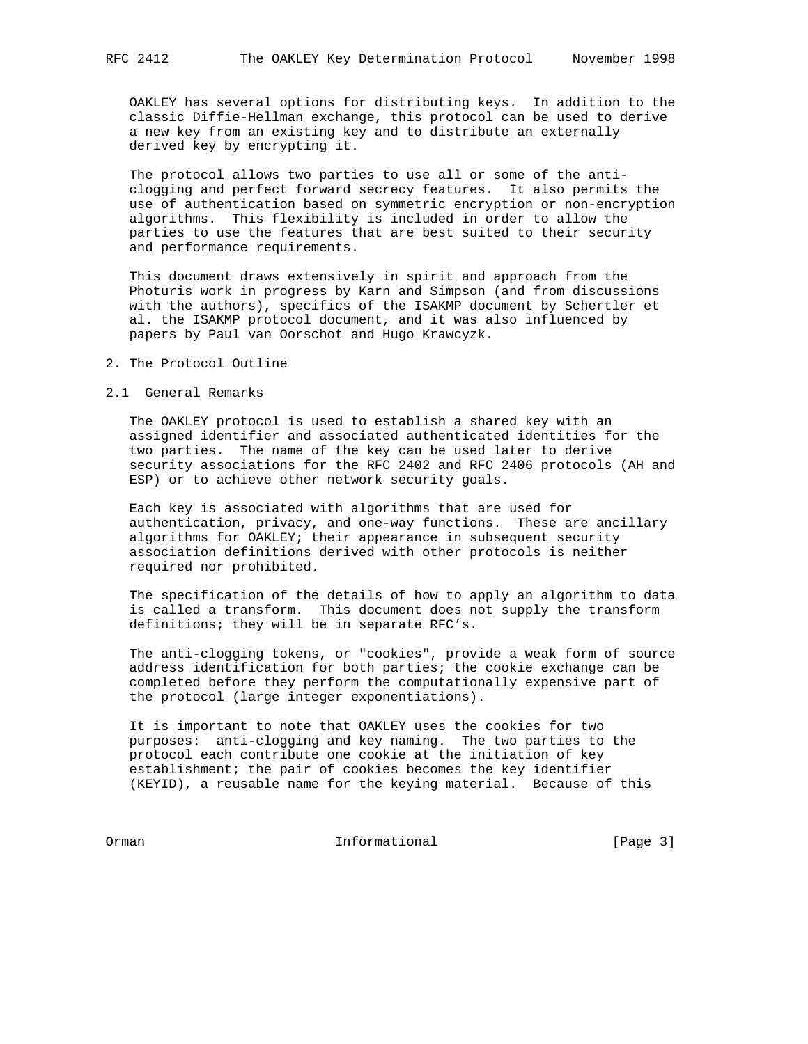OAKLEY has several options for distributing keys. In addition to the classic Diffie-Hellman exchange, this protocol can be used to derive a new key from an existing key and to distribute an externally derived key by encrypting it.

The protocol allows two parties to use all or some of the anti-clogging and perfect forward secrecy features. It also permits the use of authentication based on symmetric encryption or non-encryption algorithms. This flexibility is included in order to allow the parties to use the features that are best suited to their security and performance requirements.

This document draws extensively in spirit and approach from the Photuris work in progress by Karn and Simpson (and from discussions with the authors), specifics of the ISAKMP document by Schertler et al. the ISAKMP protocol document, and it was also influenced by papers by Paul van Oorschot and Hugo Krawcyzk.

## 2. The Protocol Outline

### 2.1 General Remarks

The OAKLEY protocol is used to establish a shared key with an assigned identifier and associated authenticated identities for the two parties. The name of the key can be used later to derive security associations for the RFC 2402 and RFC 2406 protocols (AH and ESP) or to achieve other network security goals.

Each key is associated with algorithms that are used for authentication, privacy, and one-way functions. These are ancillary algorithms for OAKLEY; their appearance in subsequent security association definitions derived with other protocols is neither required nor prohibited.

The specification of the details of how to apply an algorithm to data is called a transform. This document does not supply the transform definitions; they will be in separate RFC's.

The anti-clogging tokens, or "cookies", provide a weak form of source address identification for both parties; the cookie exchange can be completed before they perform the computationally expensive part of the protocol (large integer exponentiations).

It is important to note that OAKLEY uses the cookies for two purposes: anti-clogging and key naming. The two parties to the protocol each contribute one cookie at the initiation of key establishment; the pair of cookies becomes the key identifier (KEYID), a reusable name for the keying material. Because of this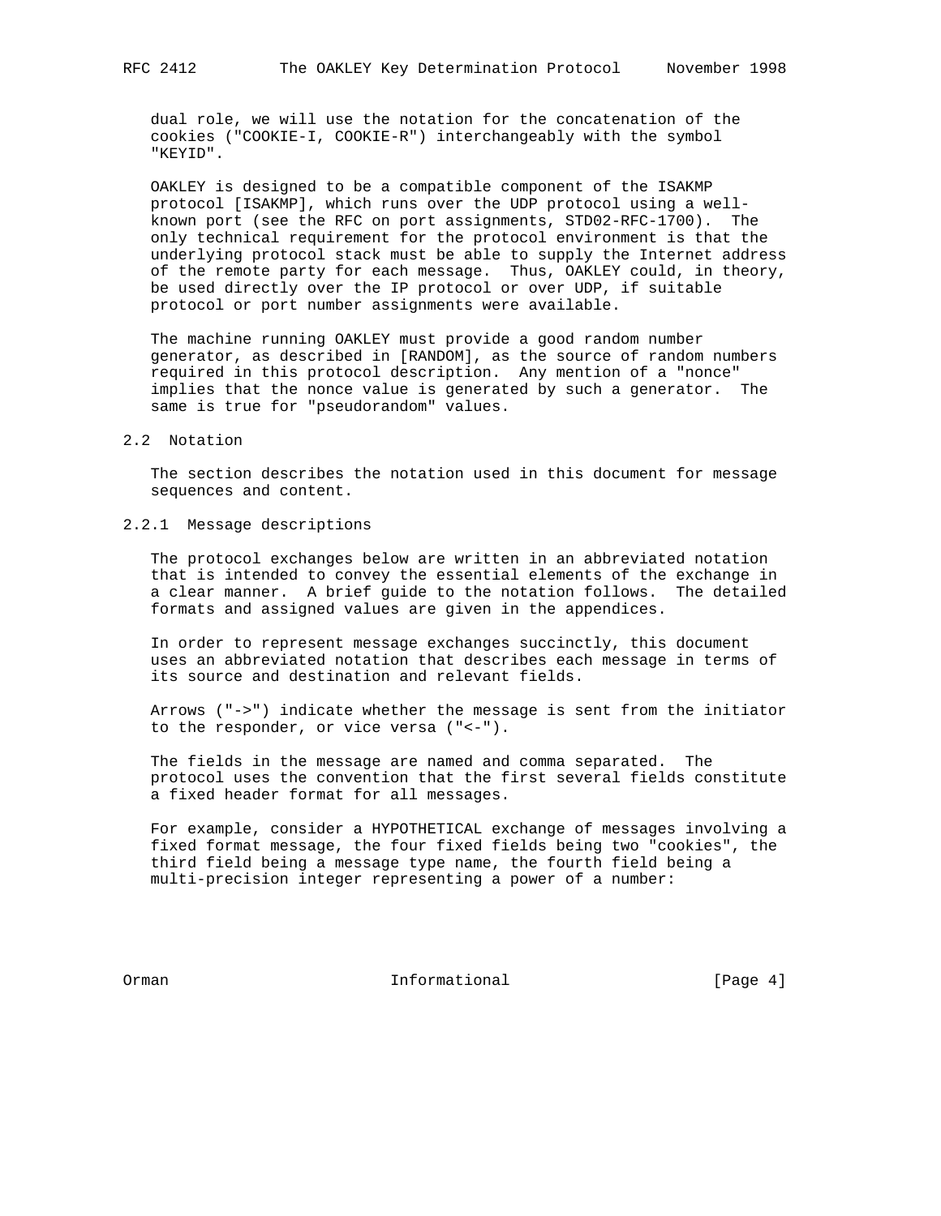dual role, we will use the notation for the concatenation of the cookies ("COOKIE-I, COOKIE-R") interchangeably with the symbol "KEYID".

OAKLEY is designed to be a compatible component of the ISAKMP protocol [ISAKMP], which runs over the UDP protocol using a well-known port (see the RFC on port assignments, STD02-RFC-1700). The only technical requirement for the protocol environment is that the underlying protocol stack must be able to supply the Internet address of the remote party for each message. Thus, OAKLEY could, in theory, be used directly over the IP protocol or over UDP, if suitable protocol or port number assignments were available.

The machine running OAKLEY must provide a good random number generator, as described in [RANDOM], as the source of random numbers required in this protocol description. Any mention of a "nonce" implies that the nonce value is generated by such a generator. The same is true for "pseudorandom" values.

## 2.2 Notation

The section describes the notation used in this document for message sequences and content.

### 2.2.1 Message descriptions

The protocol exchanges below are written in an abbreviated notation that is intended to convey the essential elements of the exchange in a clear manner. A brief guide to the notation follows. The detailed formats and assigned values are given in the appendices.

In order to represent message exchanges succinctly, this document uses an abbreviated notation that describes each message in terms of its source and destination and relevant fields.

Arrows ("->") indicate whether the message is sent from the initiator to the responder, or vice versa ("<-").

The fields in the message are named and comma separated. The protocol uses the convention that the first several fields constitute a fixed header format for all messages.

For example, consider a HYPOTHETICAL exchange of messages involving a fixed format message, the four fixed fields being two "cookies", the third field being a message type name, the fourth field being a multi-precision integer representing a power of a number: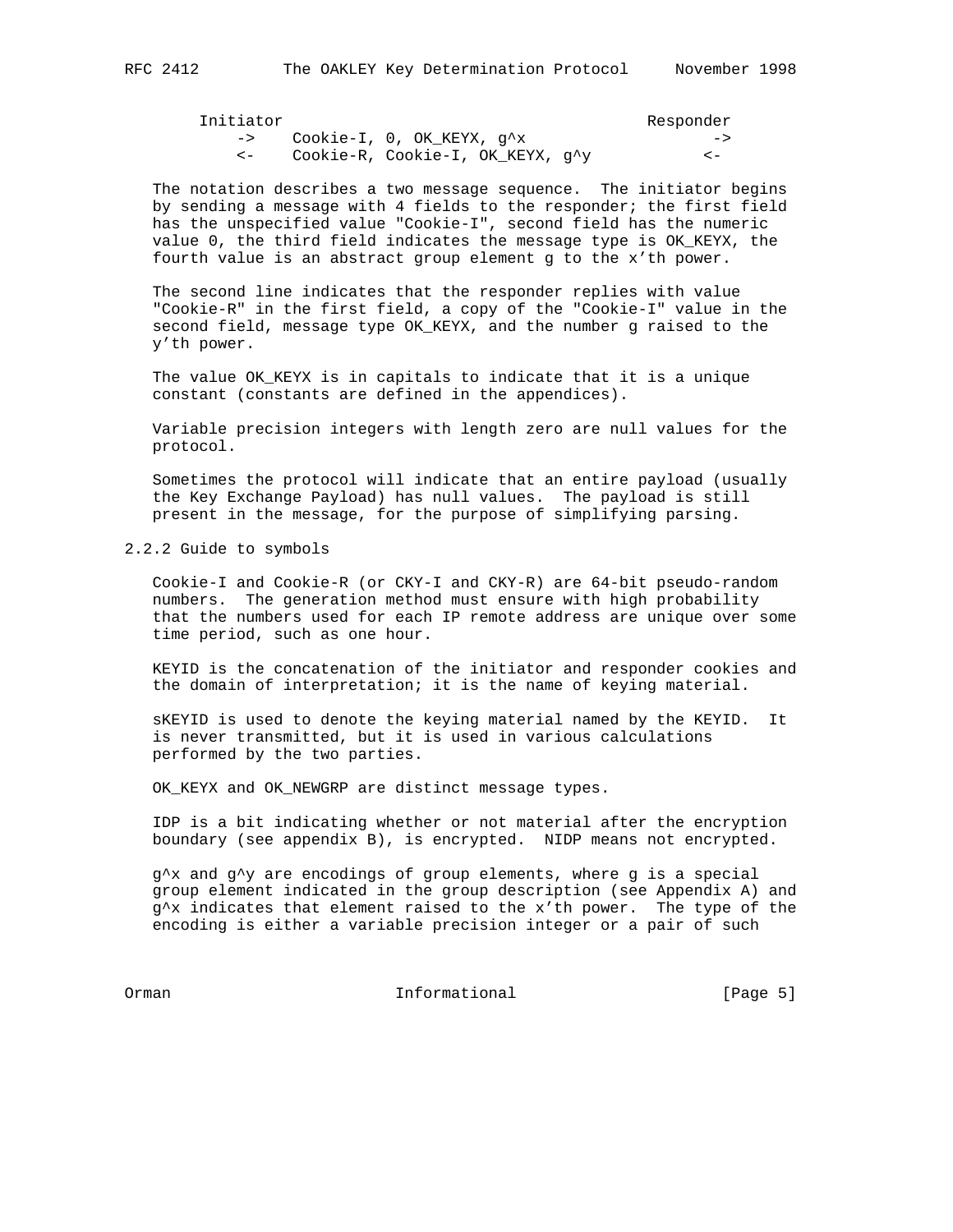```
Initiator                                        Responder
    ->    Cookie-I, 0, OK_KEYX, g^x                    ->
    <-    Cookie-R, Cookie-I, OK_KEYX, g^y            <-
```

The notation describes a two message sequence. The initiator begins by sending a message with 4 fields to the responder; the first field has the unspecified value "Cookie-I", second field has the numeric value 0, the third field indicates the message type is OK_KEYX, the fourth value is an abstract group element g to the x'th power.

The second line indicates that the responder replies with value "Cookie-R" in the first field, a copy of the "Cookie-I" value in the second field, message type OK_KEYX, and the number g raised to the y'th power.

The value OK_KEYX is in capitals to indicate that it is a unique constant (constants are defined in the appendices).

Variable precision integers with length zero are null values for the protocol.

Sometimes the protocol will indicate that an entire payload (usually the Key Exchange Payload) has null values. The payload is still present in the message, for the purpose of simplifying parsing.

### 2.2.2 Guide to symbols

Cookie-I and Cookie-R (or CKY-I and CKY-R) are 64-bit pseudo-random numbers. The generation method must ensure with high probability that the numbers used for each IP remote address are unique over some time period, such as one hour.

KEYID is the concatenation of the initiator and responder cookies and the domain of interpretation; it is the name of keying material.

sKEYID is used to denote the keying material named by the KEYID. It is never transmitted, but it is used in various calculations performed by the two parties.

OK_KEYX and OK_NEWGRP are distinct message types.

IDP is a bit indicating whether or not material after the encryption boundary (see appendix B), is encrypted. NIDP means not encrypted.

g^x and g^y are encodings of group elements, where g is a special group element indicated in the group description (see Appendix A) and g^x indicates that element raised to the x'th power. The type of the encoding is either a variable precision integer or a pair of such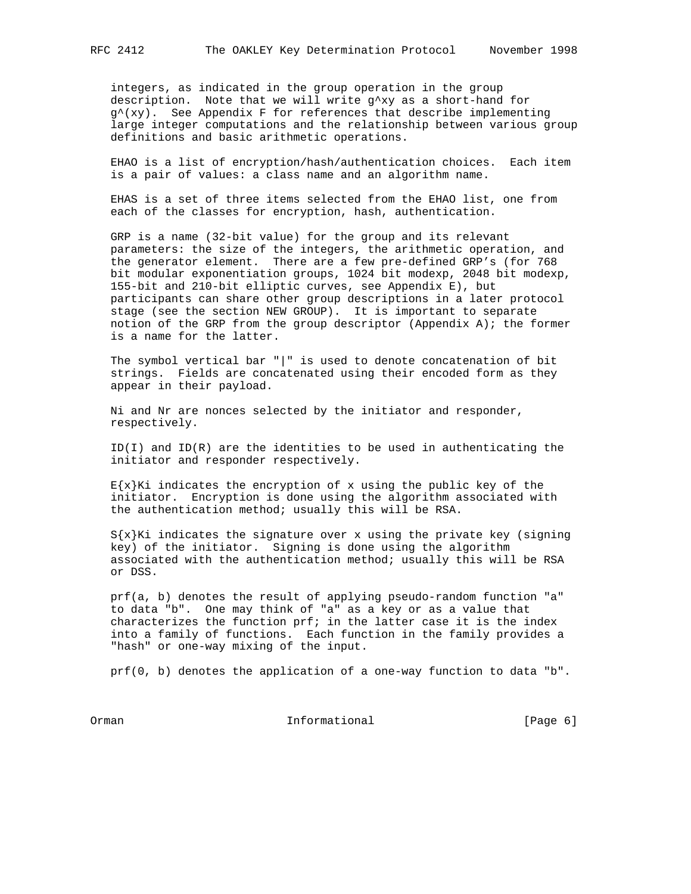integers, as indicated in the group operation in the group description. Note that we will write g^xy as a short-hand for g^(xy). See Appendix F for references that describe implementing large integer computations and the relationship between various group definitions and basic arithmetic operations.

EHAO is a list of encryption/hash/authentication choices. Each item is a pair of values: a class name and an algorithm name.

EHAS is a set of three items selected from the EHAO list, one from each of the classes for encryption, hash, authentication.

GRP is a name (32-bit value) for the group and its relevant parameters: the size of the integers, the arithmetic operation, and the generator element. There are a few pre-defined GRP's (for 768 bit modular exponentiation groups, 1024 bit modexp, 2048 bit modexp, 155-bit and 210-bit elliptic curves, see Appendix E), but participants can share other group descriptions in a later protocol stage (see the section NEW GROUP). It is important to separate notion of the GRP from the group descriptor (Appendix A); the former is a name for the latter.

The symbol vertical bar "|" is used to denote concatenation of bit strings. Fields are concatenated using their encoded form as they appear in their payload.

Ni and Nr are nonces selected by the initiator and responder, respectively.

ID(I) and ID(R) are the identities to be used in authenticating the initiator and responder respectively.

E{x}Ki indicates the encryption of x using the public key of the initiator. Encryption is done using the algorithm associated with the authentication method; usually this will be RSA.

S{x}Ki indicates the signature over x using the private key (signing key) of the initiator. Signing is done using the algorithm associated with the authentication method; usually this will be RSA or DSS.

prf(a, b) denotes the result of applying pseudo-random function "a" to data "b". One may think of "a" as a key or as a value that characterizes the function prf; in the latter case it is the index into a family of functions. Each function in the family provides a "hash" or one-way mixing of the input.

prf(0, b) denotes the application of a one-way function to data "b".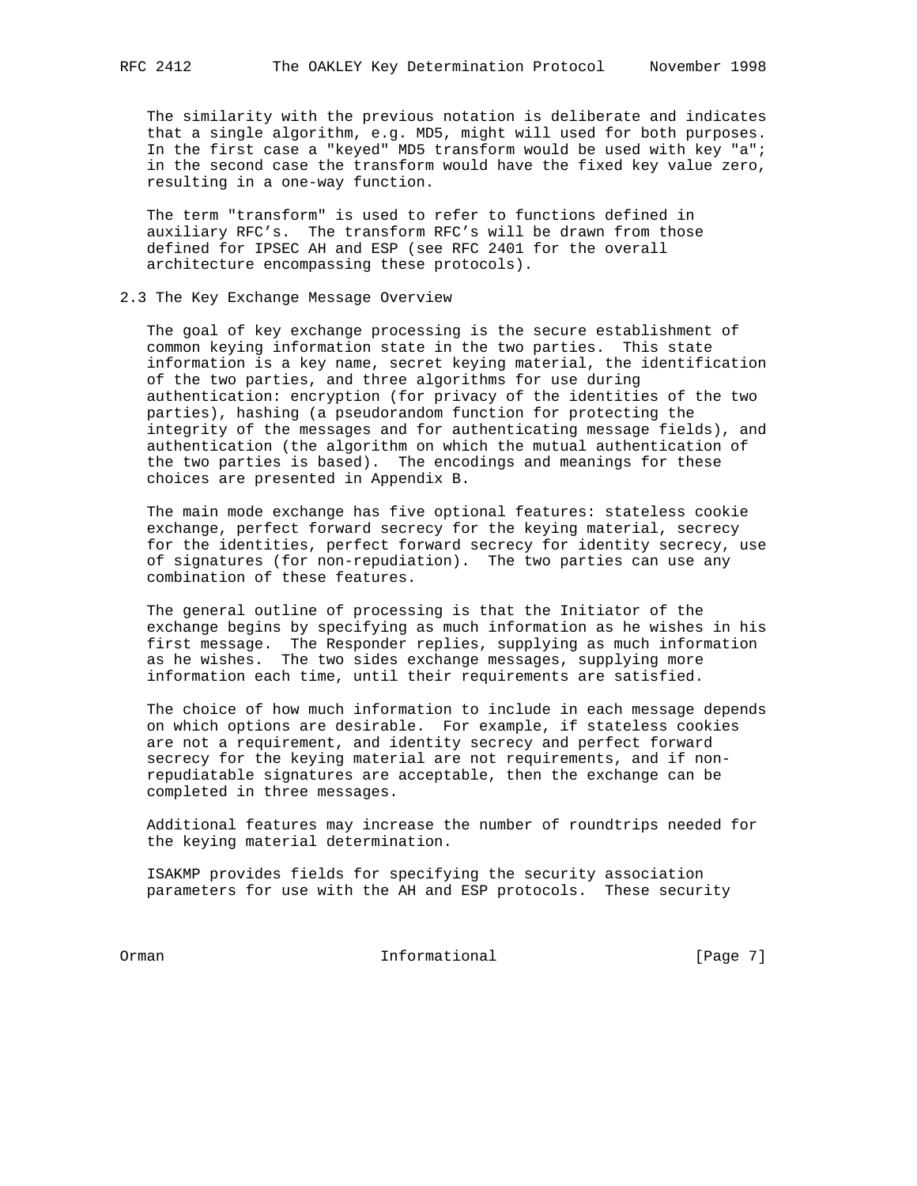The similarity with the previous notation is deliberate and indicates that a single algorithm, e.g. MD5, might will used for both purposes. In the first case a "keyed" MD5 transform would be used with key "a"; in the second case the transform would have the fixed key value zero, resulting in a one-way function.

The term "transform" is used to refer to functions defined in auxiliary RFC's. The transform RFC's will be drawn from those defined for IPSEC AH and ESP (see RFC 2401 for the overall architecture encompassing these protocols).

### 2.3 The Key Exchange Message Overview

The goal of key exchange processing is the secure establishment of common keying information state in the two parties. This state information is a key name, secret keying material, the identification of the two parties, and three algorithms for use during authentication: encryption (for privacy of the identities of the two parties), hashing (a pseudorandom function for protecting the integrity of the messages and for authenticating message fields), and authentication (the algorithm on which the mutual authentication of the two parties is based). The encodings and meanings for these choices are presented in Appendix B.

The main mode exchange has five optional features: stateless cookie exchange, perfect forward secrecy for the keying material, secrecy for the identities, perfect forward secrecy for identity secrecy, use of signatures (for non-repudiation). The two parties can use any combination of these features.

The general outline of processing is that the Initiator of the exchange begins by specifying as much information as he wishes in his first message. The Responder replies, supplying as much information as he wishes. The two sides exchange messages, supplying more information each time, until their requirements are satisfied.

The choice of how much information to include in each message depends on which options are desirable. For example, if stateless cookies are not a requirement, and identity secrecy and perfect forward secrecy for the keying material are not requirements, and if non-repudiatable signatures are acceptable, then the exchange can be completed in three messages.

Additional features may increase the number of roundtrips needed for the keying material determination.

ISAKMP provides fields for specifying the security association parameters for use with the AH and ESP protocols. These security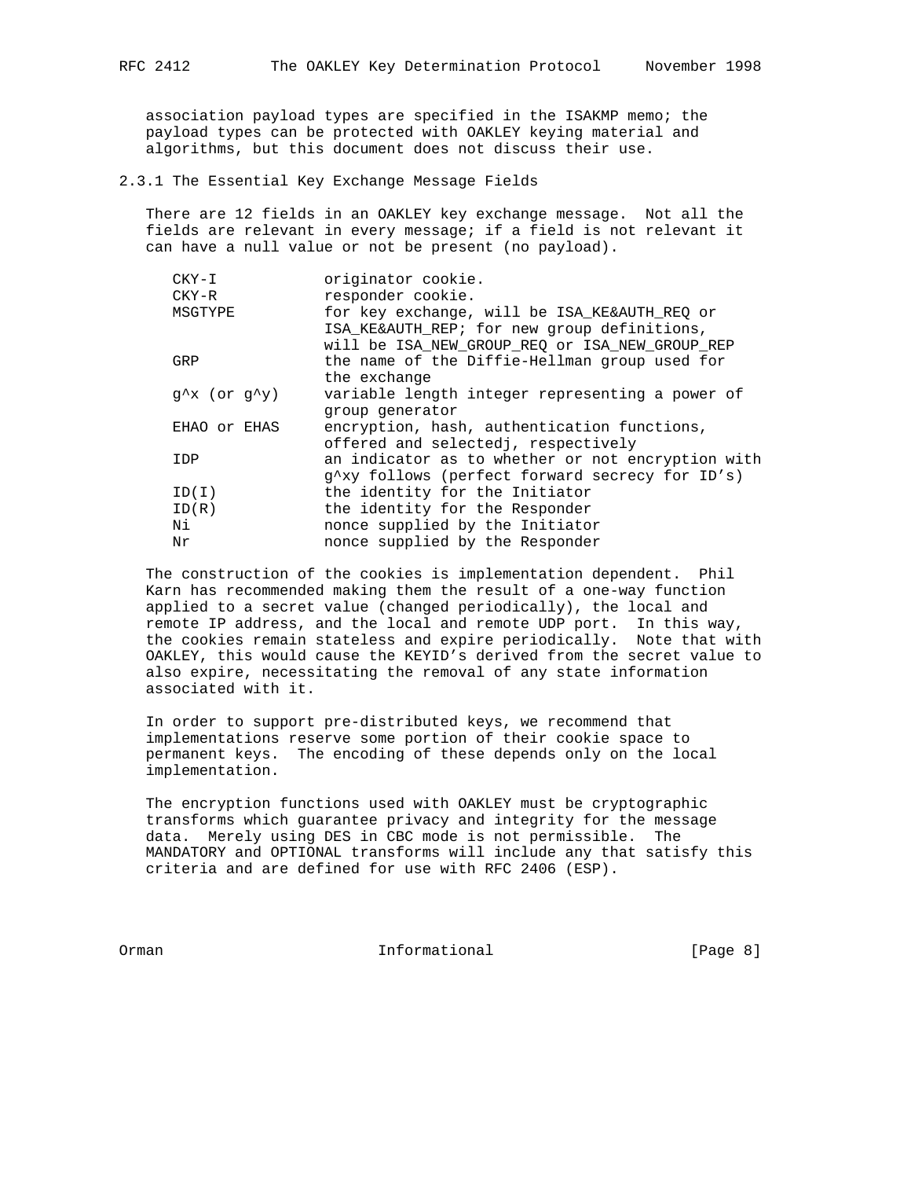association payload types are specified in the ISAKMP memo; the payload types can be protected with OAKLEY keying material and algorithms, but this document does not discuss their use.

### 2.3.1 The Essential Key Exchange Message Fields

There are 12 fields in an OAKLEY key exchange message. Not all the fields are relevant in every message; if a field is not relevant it can have a null value or not be present (no payload).

| Field | Description |
| --- | --- |
| CKY-I | originator cookie. |
| CKY-R | responder cookie. |
| MSGTYPE | for key exchange, will be ISA_KE&AUTH_REQ or ISA_KE&AUTH_REP; for new group definitions, will be ISA_NEW_GROUP_REQ or ISA_NEW_GROUP_REP |
| GRP | the name of the Diffie-Hellman group used for the exchange |
| g^x (or g^y) | variable length integer representing a power of group generator |
| EHAO or EHAS | encryption, hash, authentication functions, offered and selectedj, respectively |
| IDP | an indicator as to whether or not encryption with g^xy follows (perfect forward secrecy for ID's) |
| ID(I) | the identity for the Initiator |
| ID(R) | the identity for the Responder |
| Ni | nonce supplied by the Initiator |
| Nr | nonce supplied by the Responder |

The construction of the cookies is implementation dependent. Phil Karn has recommended making them the result of a one-way function applied to a secret value (changed periodically), the local and remote IP address, and the local and remote UDP port. In this way, the cookies remain stateless and expire periodically. Note that with OAKLEY, this would cause the KEYID's derived from the secret value to also expire, necessitating the removal of any state information associated with it.

In order to support pre-distributed keys, we recommend that implementations reserve some portion of their cookie space to permanent keys. The encoding of these depends only on the local implementation.

The encryption functions used with OAKLEY must be cryptographic transforms which guarantee privacy and integrity for the message data. Merely using DES in CBC mode is not permissible. The MANDATORY and OPTIONAL transforms will include any that satisfy this criteria and are defined for use with RFC 2406 (ESP).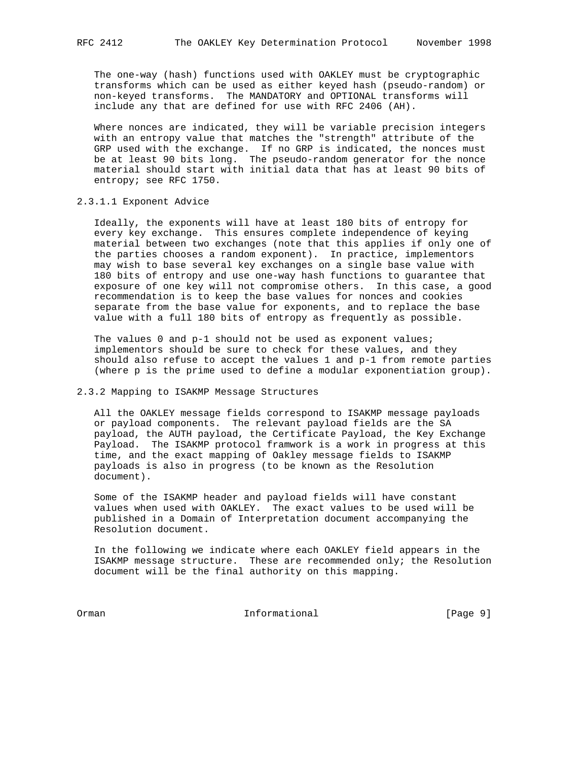The one-way (hash) functions used with OAKLEY must be cryptographic transforms which can be used as either keyed hash (pseudo-random) or non-keyed transforms. The MANDATORY and OPTIONAL transforms will include any that are defined for use with RFC 2406 (AH).

Where nonces are indicated, they will be variable precision integers with an entropy value that matches the "strength" attribute of the GRP used with the exchange. If no GRP is indicated, the nonces must be at least 90 bits long. The pseudo-random generator for the nonce material should start with initial data that has at least 90 bits of entropy; see RFC 1750.

#### 2.3.1.1 Exponent Advice

Ideally, the exponents will have at least 180 bits of entropy for every key exchange. This ensures complete independence of keying material between two exchanges (note that this applies if only one of the parties chooses a random exponent). In practice, implementors may wish to base several key exchanges on a single base value with 180 bits of entropy and use one-way hash functions to guarantee that exposure of one key will not compromise others. In this case, a good recommendation is to keep the base values for nonces and cookies separate from the base value for exponents, and to replace the base value with a full 180 bits of entropy as frequently as possible.

The values 0 and p-1 should not be used as exponent values; implementors should be sure to check for these values, and they should also refuse to accept the values 1 and p-1 from remote parties (where p is the prime used to define a modular exponentiation group).

### 2.3.2 Mapping to ISAKMP Message Structures

All the OAKLEY message fields correspond to ISAKMP message payloads or payload components. The relevant payload fields are the SA payload, the AUTH payload, the Certificate Payload, the Key Exchange Payload. The ISAKMP protocol framwork is a work in progress at this time, and the exact mapping of Oakley message fields to ISAKMP payloads is also in progress (to be known as the Resolution document).

Some of the ISAKMP header and payload fields will have constant values when used with OAKLEY. The exact values to be used will be published in a Domain of Interpretation document accompanying the Resolution document.

In the following we indicate where each OAKLEY field appears in the ISAKMP message structure. These are recommended only; the Resolution document will be the final authority on this mapping.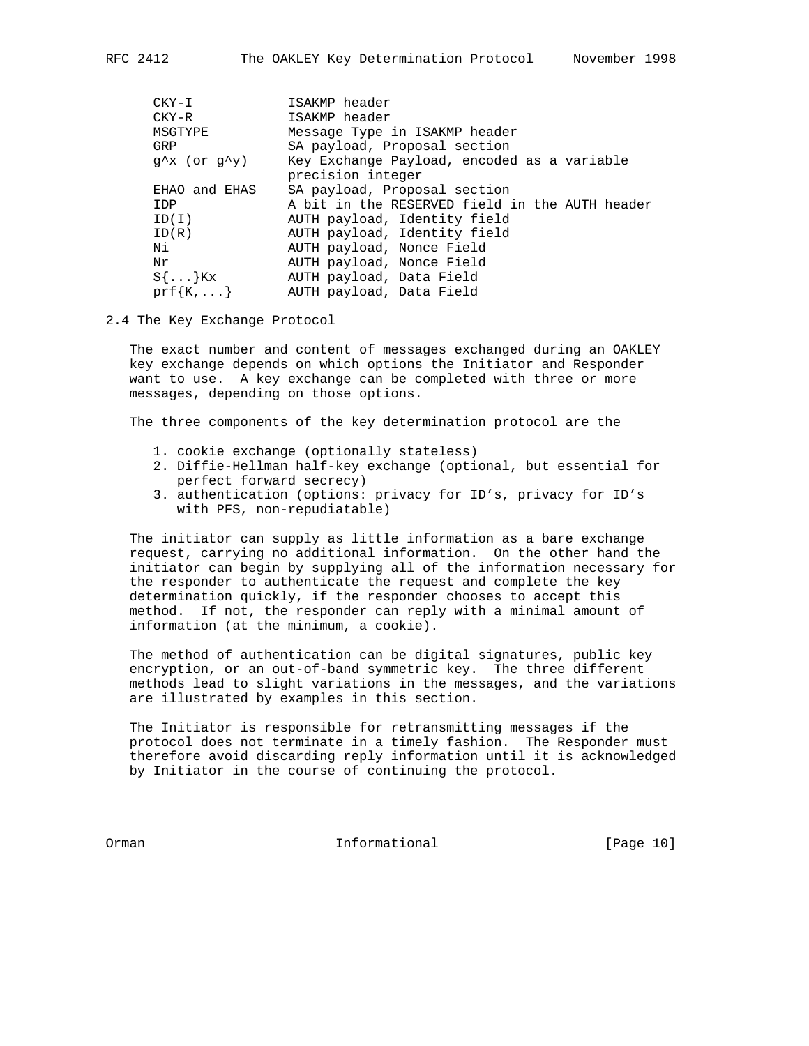| | |
|---|---|
| CKY-I | ISAKMP header |
| CKY-R | ISAKMP header |
| MSGTYPE | Message Type in ISAKMP header |
| GRP | SA payload, Proposal section |
| g^x (or g^y) | Key Exchange Payload, encoded as a variable precision integer |
| EHAO and EHAS | SA payload, Proposal section |
| IDP | A bit in the RESERVED field in the AUTH header |
| ID(I) | AUTH payload, Identity field |
| ID(R) | AUTH payload, Identity field |
| Ni | AUTH payload, Nonce Field |
| Nr | AUTH payload, Nonce Field |
| S{...}Kx | AUTH payload, Data Field |
| prf{K,...} | AUTH payload, Data Field |

## 2.4 The Key Exchange Protocol

The exact number and content of messages exchanged during an OAKLEY key exchange depends on which options the Initiator and Responder want to use. A key exchange can be completed with three or more messages, depending on those options.

The three components of the key determination protocol are the

1. cookie exchange (optionally stateless)
2. Diffie-Hellman half-key exchange (optional, but essential for perfect forward secrecy)
3. authentication (options: privacy for ID's, privacy for ID's with PFS, non-repudiatable)

The initiator can supply as little information as a bare exchange request, carrying no additional information. On the other hand the initiator can begin by supplying all of the information necessary for the responder to authenticate the request and complete the key determination quickly, if the responder chooses to accept this method. If not, the responder can reply with a minimal amount of information (at the minimum, a cookie).

The method of authentication can be digital signatures, public key encryption, or an out-of-band symmetric key. The three different methods lead to slight variations in the messages, and the variations are illustrated by examples in this section.

The Initiator is responsible for retransmitting messages if the protocol does not terminate in a timely fashion. The Responder must therefore avoid discarding reply information until it is acknowledged by Initiator in the course of continuing the protocol.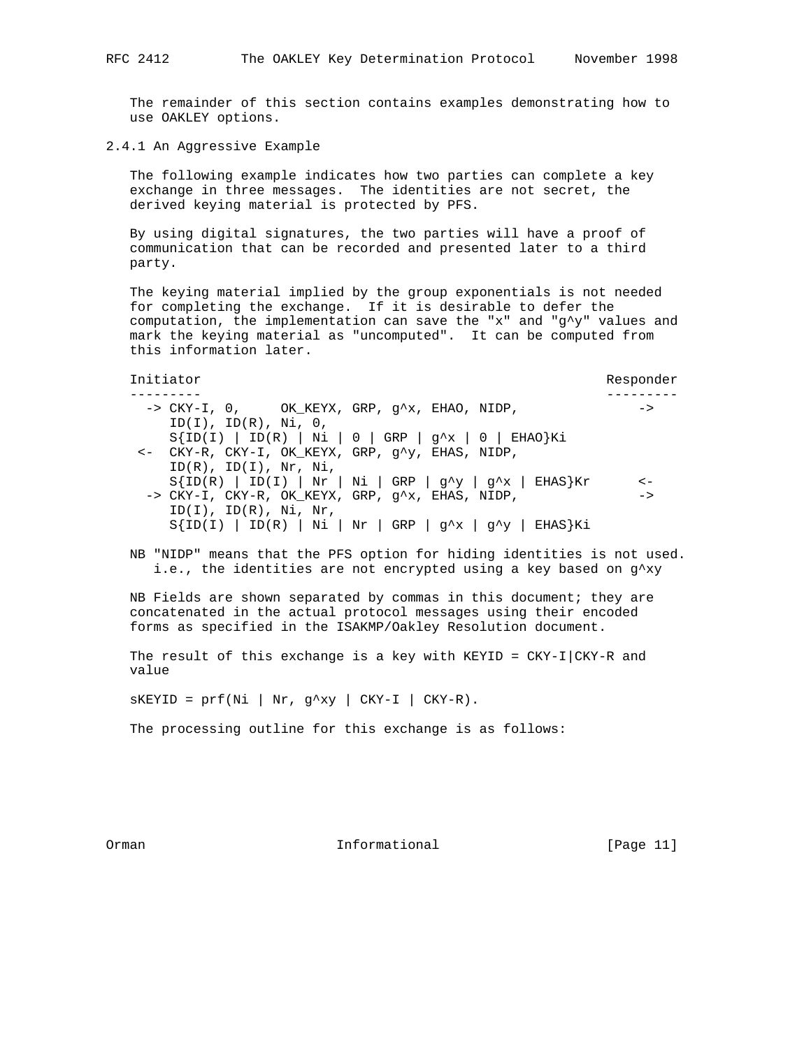The remainder of this section contains examples demonstrating how to use OAKLEY options.

### 2.4.1 An Aggressive Example

The following example indicates how two parties can complete a key exchange in three messages. The identities are not secret, the derived keying material is protected by PFS.

By using digital signatures, the two parties will have a proof of communication that can be recorded and presented later to a third party.

The keying material implied by the group exponentials is not needed for completing the exchange. If it is desirable to defer the computation, the implementation can save the "x" and "g^y" values and mark the keying material as "uncomputed". It can be computed from this information later.

```
Initiator                                                   Responder
---------                                                   ---------
  -> CKY-I, 0,     OK_KEYX, GRP, g^x, EHAO, NIDP,              ->
     ID(I), ID(R), Ni, 0,
     S{ID(I) | ID(R) | Ni | 0 | GRP | g^x | 0 | EHAO}Ki
 <-  CKY-R, CKY-I, OK_KEYX, GRP, g^y, EHAS, NIDP,
     ID(R), ID(I), Nr, Ni,
     S{ID(R) | ID(I) | Nr | Ni | GRP | g^y | g^x | EHAS}Kr      <-
  -> CKY-I, CKY-R, OK_KEYX, GRP, g^x, EHAS, NIDP,              ->
     ID(I), ID(R), Ni, Nr,
     S{ID(I) | ID(R) | Ni | Nr | GRP | g^x | g^y | EHAS}Ki
```

NB "NIDP" means that the PFS option for hiding identities is not used. i.e., the identities are not encrypted using a key based on g^xy

NB Fields are shown separated by commas in this document; they are concatenated in the actual protocol messages using their encoded forms as specified in the ISAKMP/Oakley Resolution document.

The result of this exchange is a key with KEYID = CKY-I|CKY-R and value

sKEYID = prf(Ni | Nr, g^xy | CKY-I | CKY-R).

The processing outline for this exchange is as follows: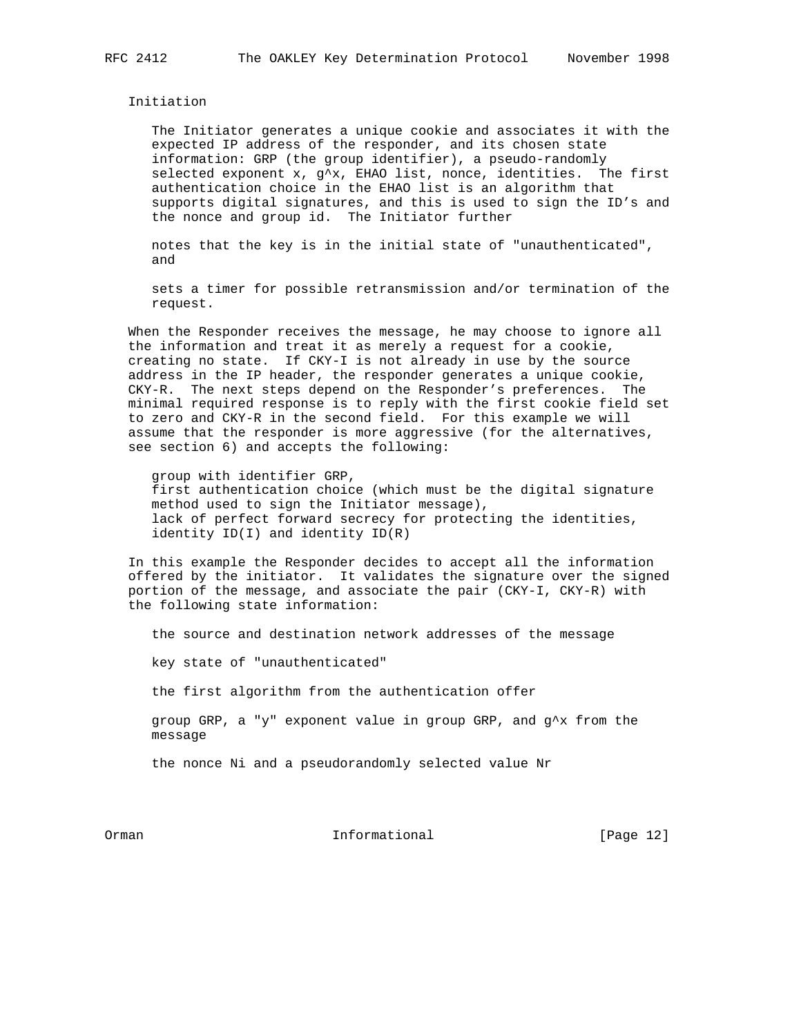Initiation

The Initiator generates a unique cookie and associates it with the expected IP address of the responder, and its chosen state information: GRP (the group identifier), a pseudo-randomly selected exponent x, g^x, EHAO list, nonce, identities. The first authentication choice in the EHAO list is an algorithm that supports digital signatures, and this is used to sign the ID's and the nonce and group id. The Initiator further

notes that the key is in the initial state of "unauthenticated", and

sets a timer for possible retransmission and/or termination of the request.

When the Responder receives the message, he may choose to ignore all the information and treat it as merely a request for a cookie, creating no state. If CKY-I is not already in use by the source address in the IP header, the responder generates a unique cookie, CKY-R. The next steps depend on the Responder's preferences. The minimal required response is to reply with the first cookie field set to zero and CKY-R in the second field. For this example we will assume that the responder is more aggressive (for the alternatives, see section 6) and accepts the following:

group with identifier GRP,
first authentication choice (which must be the digital signature method used to sign the Initiator message),
lack of perfect forward secrecy for protecting the identities,
identity ID(I) and identity ID(R)

In this example the Responder decides to accept all the information offered by the initiator. It validates the signature over the signed portion of the message, and associate the pair (CKY-I, CKY-R) with the following state information:

the source and destination network addresses of the message

key state of "unauthenticated"

the first algorithm from the authentication offer

group GRP, a "y" exponent value in group GRP, and g^x from the message

the nonce Ni and a pseudorandomly selected value Nr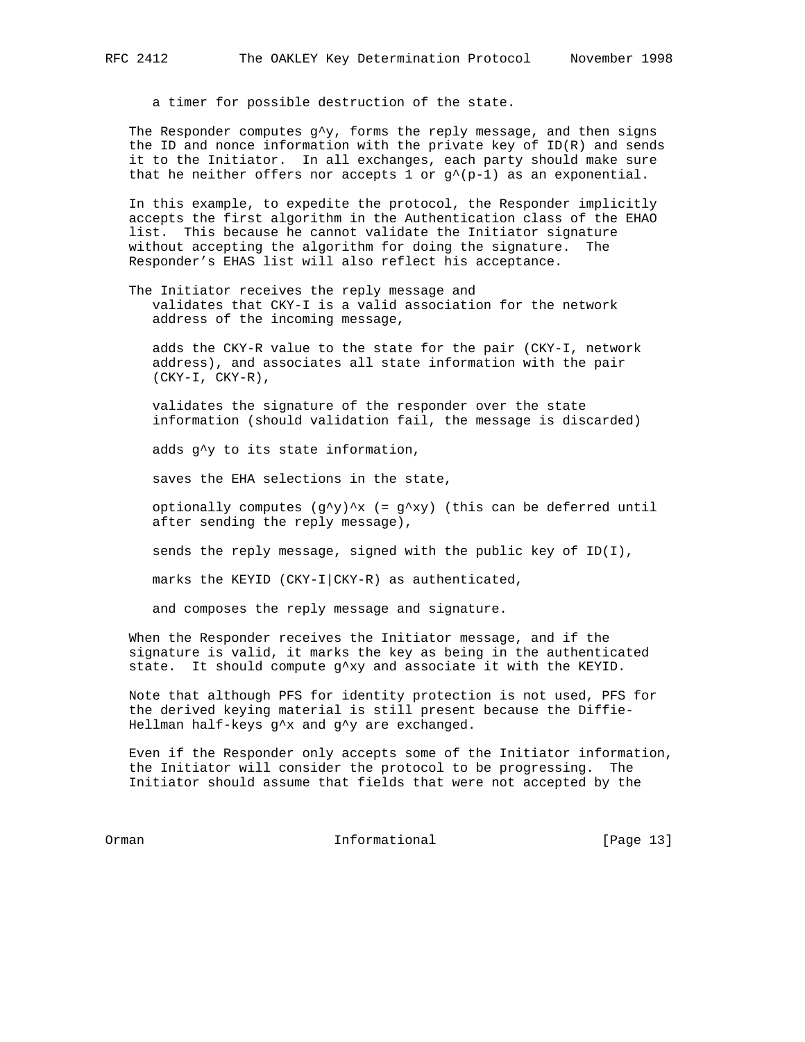a timer for possible destruction of the state.

The Responder computes $g^y$, forms the reply message, and then signs the ID and nonce information with the private key of ID(R) and sends it to the Initiator. In all exchanges, each party should make sure that he neither offers nor accepts 1 or $g^{(p-1)}$ as an exponential.

In this example, to expedite the protocol, the Responder implicitly accepts the first algorithm in the Authentication class of the EHAO list. This because he cannot validate the Initiator signature without accepting the algorithm for doing the signature. The Responder's EHAS list will also reflect his acceptance.

The Initiator receives the reply message and

- validates that CKY-I is a valid association for the network address of the incoming message,
- adds the CKY-R value to the state for the pair (CKY-I, network address), and associates all state information with the pair (CKY-I, CKY-R),
- validates the signature of the responder over the state information (should validation fail, the message is discarded)
- adds $g^y$ to its state information,
- saves the EHA selections in the state,
- optionally computes $(g^y)^x$ (= $g^{xy}$) (this can be deferred until after sending the reply message),
- sends the reply message, signed with the public key of ID(I),
- marks the KEYID (CKY-I|CKY-R) as authenticated,
- and composes the reply message and signature.

When the Responder receives the Initiator message, and if the signature is valid, it marks the key as being in the authenticated state. It should compute $g^{xy}$ and associate it with the KEYID.

Note that although PFS for identity protection is not used, PFS for the derived keying material is still present because the Diffie-Hellman half-keys $g^x$ and $g^y$ are exchanged.

Even if the Responder only accepts some of the Initiator information, the Initiator will consider the protocol to be progressing. The Initiator should assume that fields that were not accepted by the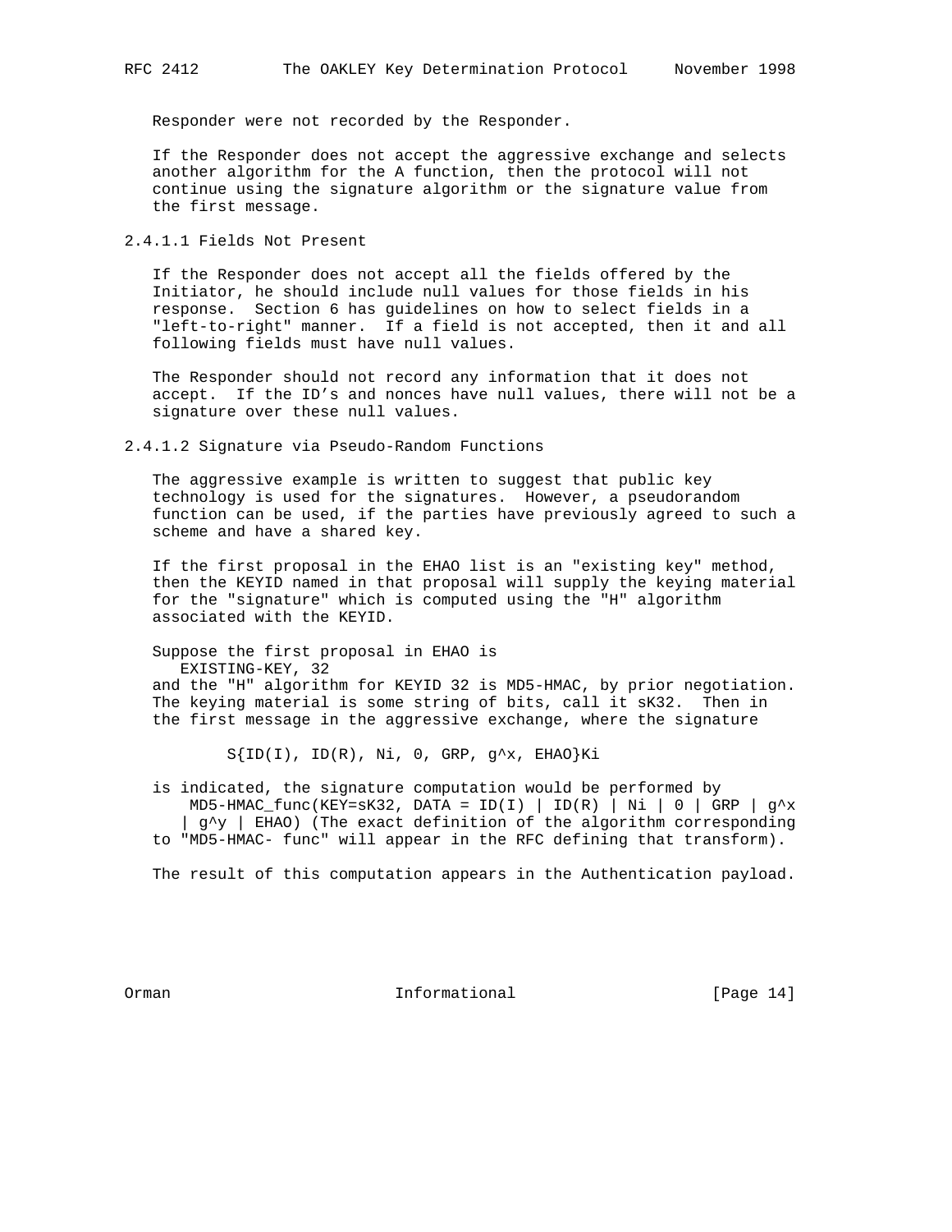Responder were not recorded by the Responder.

If the Responder does not accept the aggressive exchange and selects another algorithm for the A function, then the protocol will not continue using the signature algorithm or the signature value from the first message.

### 2.4.1.1 Fields Not Present

If the Responder does not accept all the fields offered by the Initiator, he should include null values for those fields in his response. Section 6 has guidelines on how to select fields in a "left-to-right" manner. If a field is not accepted, then it and all following fields must have null values.

The Responder should not record any information that it does not accept. If the ID's and nonces have null values, there will not be a signature over these null values.

### 2.4.1.2 Signature via Pseudo-Random Functions

The aggressive example is written to suggest that public key technology is used for the signatures. However, a pseudorandom function can be used, if the parties have previously agreed to such a scheme and have a shared key.

If the first proposal in the EHAO list is an "existing key" method, then the KEYID named in that proposal will supply the keying material for the "signature" which is computed using the "H" algorithm associated with the KEYID.

Suppose the first proposal in EHAO is

```
   EXISTING-KEY, 32
```

and the "H" algorithm for KEYID 32 is MD5-HMAC, by prior negotiation. The keying material is some string of bits, call it sK32. Then in the first message in the aggressive exchange, where the signature

```
        S{ID(I), ID(R), Ni, 0, GRP, g^x, EHAO}Ki
```

is indicated, the signature computation would be performed by

```
    MD5-HMAC_func(KEY=sK32, DATA = ID(I) | ID(R) | Ni | 0 | GRP | g^x
   | g^y | EHAO)
```

(The exact definition of the algorithm corresponding to "MD5-HMAC- func" will appear in the RFC defining that transform).

The result of this computation appears in the Authentication payload.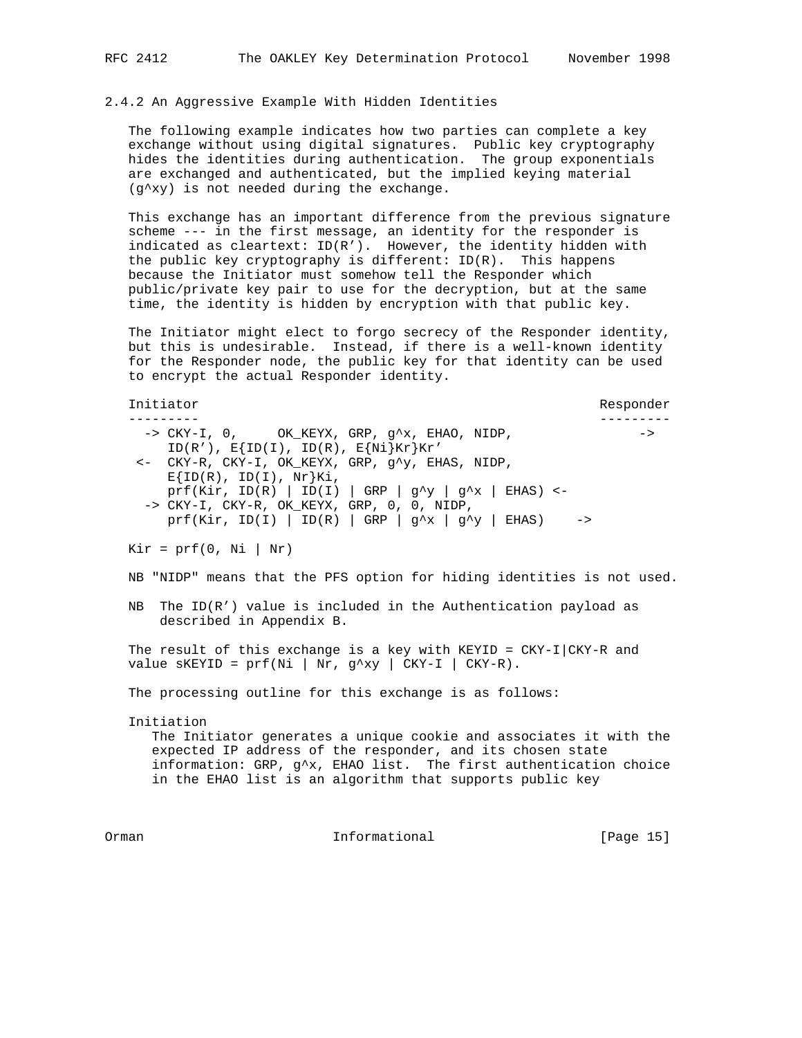### 2.4.2 An Aggressive Example With Hidden Identities

The following example indicates how two parties can complete a key exchange without using digital signatures. Public key cryptography hides the identities during authentication. The group exponentials are exchanged and authenticated, but the implied keying material (g^xy) is not needed during the exchange.

This exchange has an important difference from the previous signature scheme --- in the first message, an identity for the responder is indicated as cleartext: ID(R'). However, the identity hidden with the public key cryptography is different: ID(R). This happens because the Initiator must somehow tell the Responder which public/private key pair to use for the decryption, but at the same time, the identity is hidden by encryption with that public key.

The Initiator might elect to forgo secrecy of the Responder identity, but this is undesirable. Instead, if there is a well-known identity for the Responder node, the public key for that identity can be used to encrypt the actual Responder identity.

```
Initiator                                                      Responder
---------                                                      ---------
  -> CKY-I, 0,     OK_KEYX, GRP, g^x, EHAO, NIDP,                     ->
     ID(R'), E{ID(I), ID(R), E{Ni}Kr}Kr'
 <-  CKY-R, CKY-I, OK_KEYX, GRP, g^y, EHAS, NIDP,
     E{ID(R), ID(I), Nr}Ki,
     prf(Kir, ID(R) | ID(I) | GRP | g^y | g^x | EHAS) <-
  -> CKY-I, CKY-R, OK_KEYX, GRP, 0, 0, NIDP,
     prf(Kir, ID(I) | ID(R) | GRP | g^x | g^y | EHAS)    ->

Kir = prf(0, Ni | Nr)
```

NB "NIDP" means that the PFS option for hiding identities is not used.

NB The ID(R') value is included in the Authentication payload as described in Appendix B.

The result of this exchange is a key with KEYID = CKY-I|CKY-R and value sKEYID = prf(Ni | Nr, g^xy | CKY-I | CKY-R).

The processing outline for this exchange is as follows:

Initiation

The Initiator generates a unique cookie and associates it with the expected IP address of the responder, and its chosen state information: GRP, g^x, EHAO list. The first authentication choice in the EHAO list is an algorithm that supports public key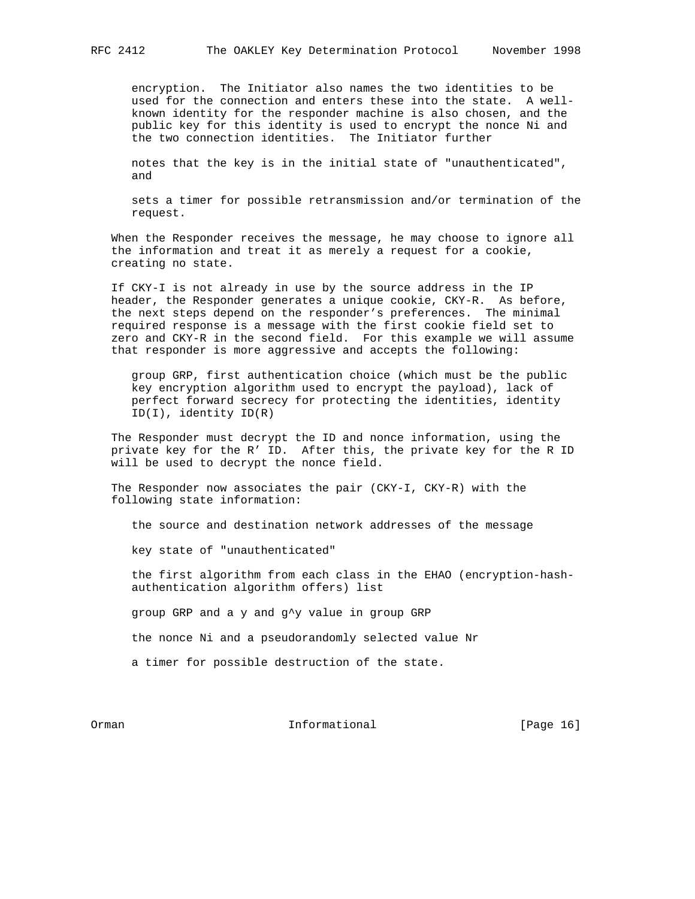encryption. The Initiator also names the two identities to be used for the connection and enters these into the state. A well-known identity for the responder machine is also chosen, and the public key for this identity is used to encrypt the nonce Ni and the two connection identities. The Initiator further

notes that the key is in the initial state of "unauthenticated", and

sets a timer for possible retransmission and/or termination of the request.

When the Responder receives the message, he may choose to ignore all the information and treat it as merely a request for a cookie, creating no state.

If CKY-I is not already in use by the source address in the IP header, the Responder generates a unique cookie, CKY-R. As before, the next steps depend on the responder's preferences. The minimal required response is a message with the first cookie field set to zero and CKY-R in the second field. For this example we will assume that responder is more aggressive and accepts the following:

group GRP, first authentication choice (which must be the public key encryption algorithm used to encrypt the payload), lack of perfect forward secrecy for protecting the identities, identity ID(I), identity ID(R)

The Responder must decrypt the ID and nonce information, using the private key for the R' ID. After this, the private key for the R ID will be used to decrypt the nonce field.

The Responder now associates the pair (CKY-I, CKY-R) with the following state information:

the source and destination network addresses of the message

key state of "unauthenticated"

the first algorithm from each class in the EHAO (encryption-hash-authentication algorithm offers) list

group GRP and a y and g^y value in group GRP

the nonce Ni and a pseudorandomly selected value Nr

a timer for possible destruction of the state.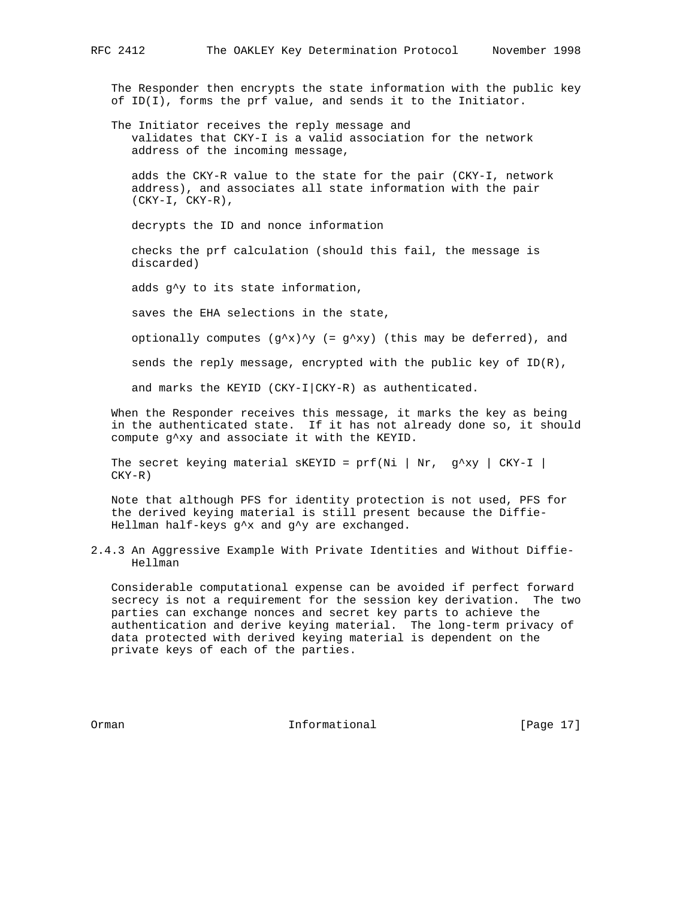The Responder then encrypts the state information with the public key of ID(I), forms the prf value, and sends it to the Initiator.

The Initiator receives the reply message and

- validates that CKY-I is a valid association for the network address of the incoming message,
- adds the CKY-R value to the state for the pair (CKY-I, network address), and associates all state information with the pair (CKY-I, CKY-R),
- decrypts the ID and nonce information
- checks the prf calculation (should this fail, the message is discarded)
- adds $g^y$ to its state information,
- saves the EHA selections in the state,
- optionally computes $(g^x)^y$ (= $g^{xy}$) (this may be deferred), and
- sends the reply message, encrypted with the public key of ID(R),
- and marks the KEYID (CKY-I|CKY-R) as authenticated.

When the Responder receives this message, it marks the key as being in the authenticated state. If it has not already done so, it should compute $g^{xy}$ and associate it with the KEYID.

The secret keying material sKEYID = prf(Ni | Nr, $g^{xy}$ | CKY-I | CKY-R)

Note that although PFS for identity protection is not used, PFS for the derived keying material is still present because the Diffie-Hellman half-keys $g^x$ and $g^y$ are exchanged.

### 2.4.3 An Aggressive Example With Private Identities and Without Diffie-Hellman

Considerable computational expense can be avoided if perfect forward secrecy is not a requirement for the session key derivation. The two parties can exchange nonces and secret key parts to achieve the authentication and derive keying material. The long-term privacy of data protected with derived keying material is dependent on the private keys of each of the parties.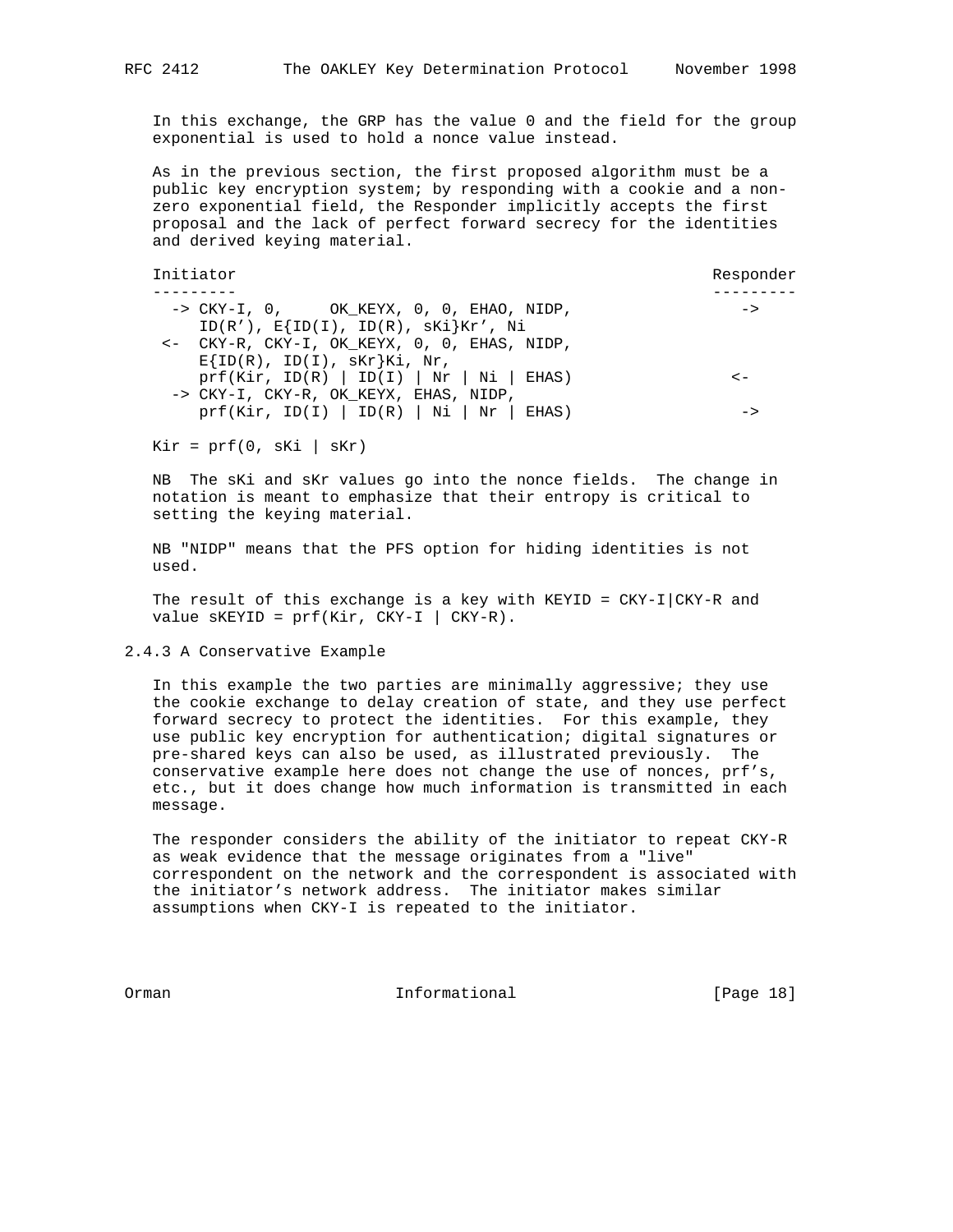In this exchange, the GRP has the value 0 and the field for the group exponential is used to hold a nonce value instead.

As in the previous section, the first proposed algorithm must be a public key encryption system; by responding with a cookie and a non-zero exponential field, the Responder implicitly accepts the first proposal and the lack of perfect forward secrecy for the identities and derived keying material.

```
Initiator                                                  Responder
---------                                                  ---------
  -> CKY-I, 0,     OK_KEYX, 0, 0, EHAO, NIDP,                   ->
     ID(R'), E{ID(I), ID(R), sKi}Kr', Ni
 <-  CKY-R, CKY-I, OK_KEYX, 0, 0, EHAS, NIDP,
     E{ID(R), ID(I), sKr}Ki, Nr,
     prf(Kir, ID(R) | ID(I) | Nr | Ni | EHAS)                  <-
  -> CKY-I, CKY-R, OK_KEYX, EHAS, NIDP,
     prf(Kir, ID(I) | ID(R) | Ni | Nr | EHAS)                   ->

Kir = prf(0, sKi | sKr)
```

NB The sKi and sKr values go into the nonce fields. The change in notation is meant to emphasize that their entropy is critical to setting the keying material.

NB "NIDP" means that the PFS option for hiding identities is not used.

The result of this exchange is a key with KEYID = CKY-I|CKY-R and value sKEYID = prf(Kir, CKY-I | CKY-R).

### 2.4.3 A Conservative Example

In this example the two parties are minimally aggressive; they use the cookie exchange to delay creation of state, and they use perfect forward secrecy to protect the identities. For this example, they use public key encryption for authentication; digital signatures or pre-shared keys can also be used, as illustrated previously. The conservative example here does not change the use of nonces, prf's, etc., but it does change how much information is transmitted in each message.

The responder considers the ability of the initiator to repeat CKY-R as weak evidence that the message originates from a "live" correspondent on the network and the correspondent is associated with the initiator's network address. The initiator makes similar assumptions when CKY-I is repeated to the initiator.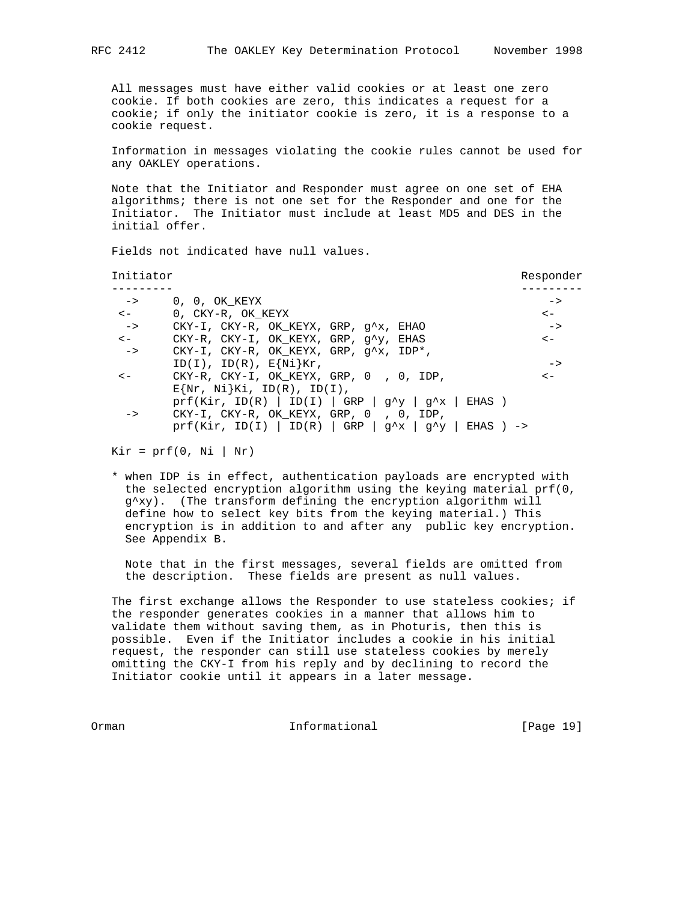All messages must have either valid cookies or at least one zero cookie. If both cookies are zero, this indicates a request for a cookie; if only the initiator cookie is zero, it is a response to a cookie request.

Information in messages violating the cookie rules cannot be used for any OAKLEY operations.

Note that the Initiator and Responder must agree on one set of EHA algorithms; there is not one set for the Responder and one for the Initiator. The Initiator must include at least MD5 and DES in the initial offer.

Fields not indicated have null values.

```
Initiator                                                 Responder
---------                                                 ---------
 ->     0, 0, OK_KEYX                                          ->
<-      0, CKY-R, OK_KEYX                                     <-
 ->     CKY-I, CKY-R, OK_KEYX, GRP, g^x, EHAO                  ->
<-      CKY-R, CKY-I, OK_KEYX, GRP, g^y, EHAS                 <-
 ->     CKY-I, CKY-R, OK_KEYX, GRP, g^x, IDP*,
        ID(I), ID(R), E{Ni}Kr,                                 ->
<-      CKY-R, CKY-I, OK_KEYX, GRP, 0  , 0, IDP,              <-
        E{Nr, Ni}Ki, ID(R), ID(I),
        prf(Kir, ID(R) | ID(I) | GRP | g^y | g^x | EHAS )
 ->     CKY-I, CKY-R, OK_KEYX, GRP, 0  , 0, IDP,
        prf(Kir, ID(I) | ID(R) | GRP | g^x | g^y | EHAS ) ->
```

Kir = prf(0, Ni | Nr)

\* when IDP is in effect, authentication payloads are encrypted with the selected encryption algorithm using the keying material prf(0, g^xy). (The transform defining the encryption algorithm will define how to select key bits from the keying material.) This encryption is in addition to and after any public key encryption. See Appendix B.

Note that in the first messages, several fields are omitted from the description. These fields are present as null values.

The first exchange allows the Responder to use stateless cookies; if the responder generates cookies in a manner that allows him to validate them without saving them, as in Photuris, then this is possible. Even if the Initiator includes a cookie in his initial request, the responder can still use stateless cookies by merely omitting the CKY-I from his reply and by declining to record the Initiator cookie until it appears in a later message.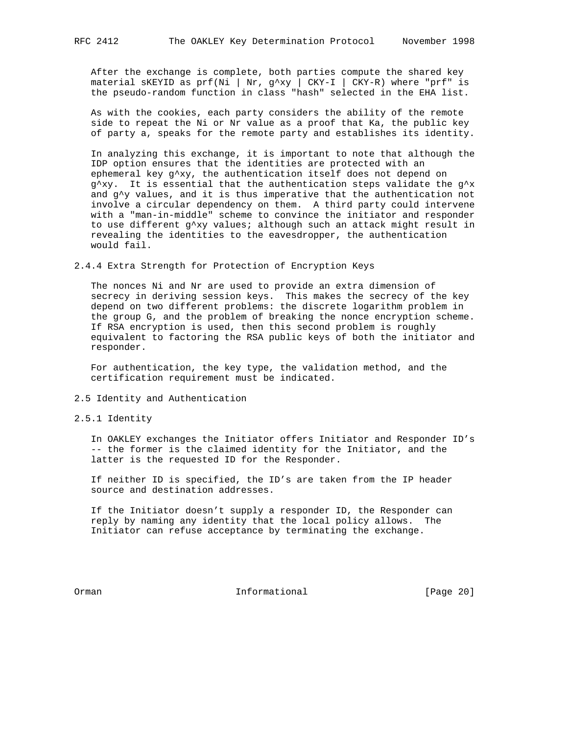After the exchange is complete, both parties compute the shared key material sKEYID as prf(Ni | Nr, g^xy | CKY-I | CKY-R) where "prf" is the pseudo-random function in class "hash" selected in the EHA list.

As with the cookies, each party considers the ability of the remote side to repeat the Ni or Nr value as a proof that Ka, the public key of party a, speaks for the remote party and establishes its identity.

In analyzing this exchange, it is important to note that although the IDP option ensures that the identities are protected with an ephemeral key g^xy, the authentication itself does not depend on g^xy. It is essential that the authentication steps validate the g^x and g^y values, and it is thus imperative that the authentication not involve a circular dependency on them. A third party could intervene with a "man-in-middle" scheme to convince the initiator and responder to use different g^xy values; although such an attack might result in revealing the identities to the eavesdropper, the authentication would fail.

### 2.4.4 Extra Strength for Protection of Encryption Keys

The nonces Ni and Nr are used to provide an extra dimension of secrecy in deriving session keys. This makes the secrecy of the key depend on two different problems: the discrete logarithm problem in the group G, and the problem of breaking the nonce encryption scheme. If RSA encryption is used, then this second problem is roughly equivalent to factoring the RSA public keys of both the initiator and responder.

For authentication, the key type, the validation method, and the certification requirement must be indicated.

## 2.5 Identity and Authentication

### 2.5.1 Identity

In OAKLEY exchanges the Initiator offers Initiator and Responder ID's -- the former is the claimed identity for the Initiator, and the latter is the requested ID for the Responder.

If neither ID is specified, the ID's are taken from the IP header source and destination addresses.

If the Initiator doesn't supply a responder ID, the Responder can reply by naming any identity that the local policy allows. The Initiator can refuse acceptance by terminating the exchange.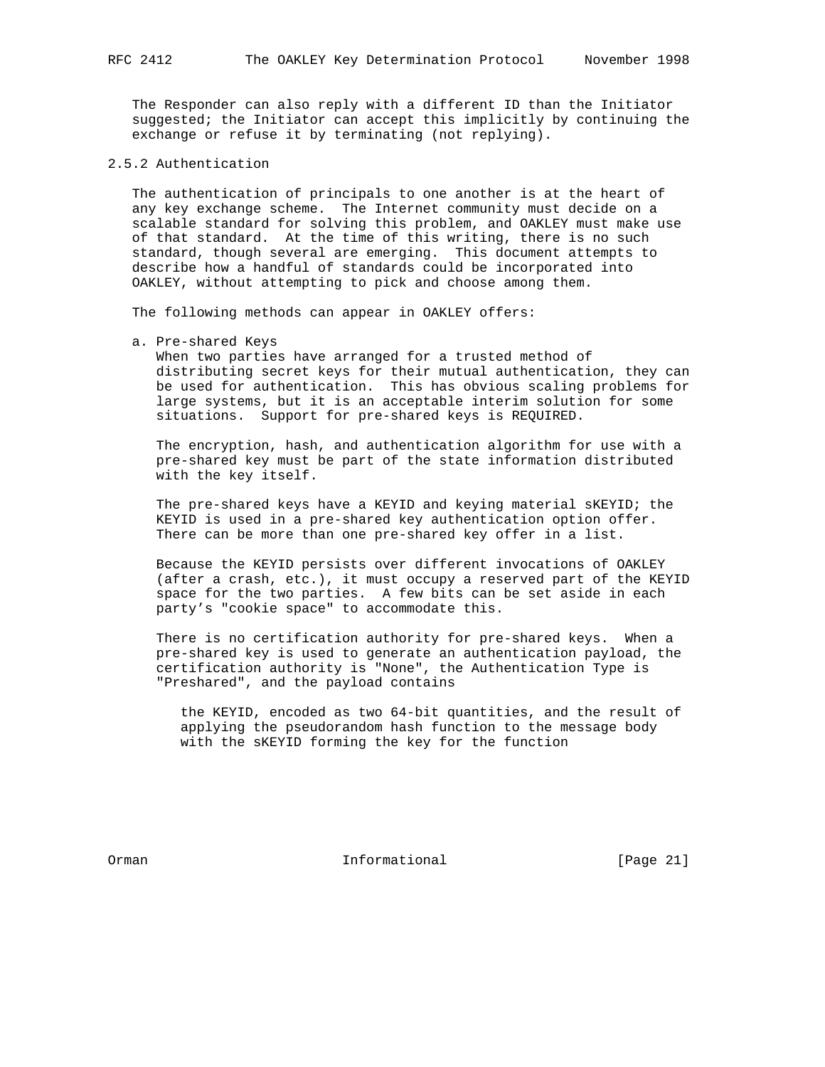The Responder can also reply with a different ID than the Initiator suggested; the Initiator can accept this implicitly by continuing the exchange or refuse it by terminating (not replying).

### 2.5.2 Authentication

The authentication of principals to one another is at the heart of any key exchange scheme. The Internet community must decide on a scalable standard for solving this problem, and OAKLEY must make use of that standard. At the time of this writing, there is no such standard, though several are emerging. This document attempts to describe how a handful of standards could be incorporated into OAKLEY, without attempting to pick and choose among them.

The following methods can appear in OAKLEY offers:

a. Pre-shared Keys

   When two parties have arranged for a trusted method of distributing secret keys for their mutual authentication, they can be used for authentication. This has obvious scaling problems for large systems, but it is an acceptable interim solution for some situations. Support for pre-shared keys is REQUIRED.

   The encryption, hash, and authentication algorithm for use with a pre-shared key must be part of the state information distributed with the key itself.

   The pre-shared keys have a KEYID and keying material sKEYID; the KEYID is used in a pre-shared key authentication option offer. There can be more than one pre-shared key offer in a list.

   Because the KEYID persists over different invocations of OAKLEY (after a crash, etc.), it must occupy a reserved part of the KEYID space for the two parties. A few bits can be set aside in each party's "cookie space" to accommodate this.

   There is no certification authority for pre-shared keys. When a pre-shared key is used to generate an authentication payload, the certification authority is "None", the Authentication Type is "Preshared", and the payload contains

      the KEYID, encoded as two 64-bit quantities, and the result of applying the pseudorandom hash function to the message body with the sKEYID forming the key for the function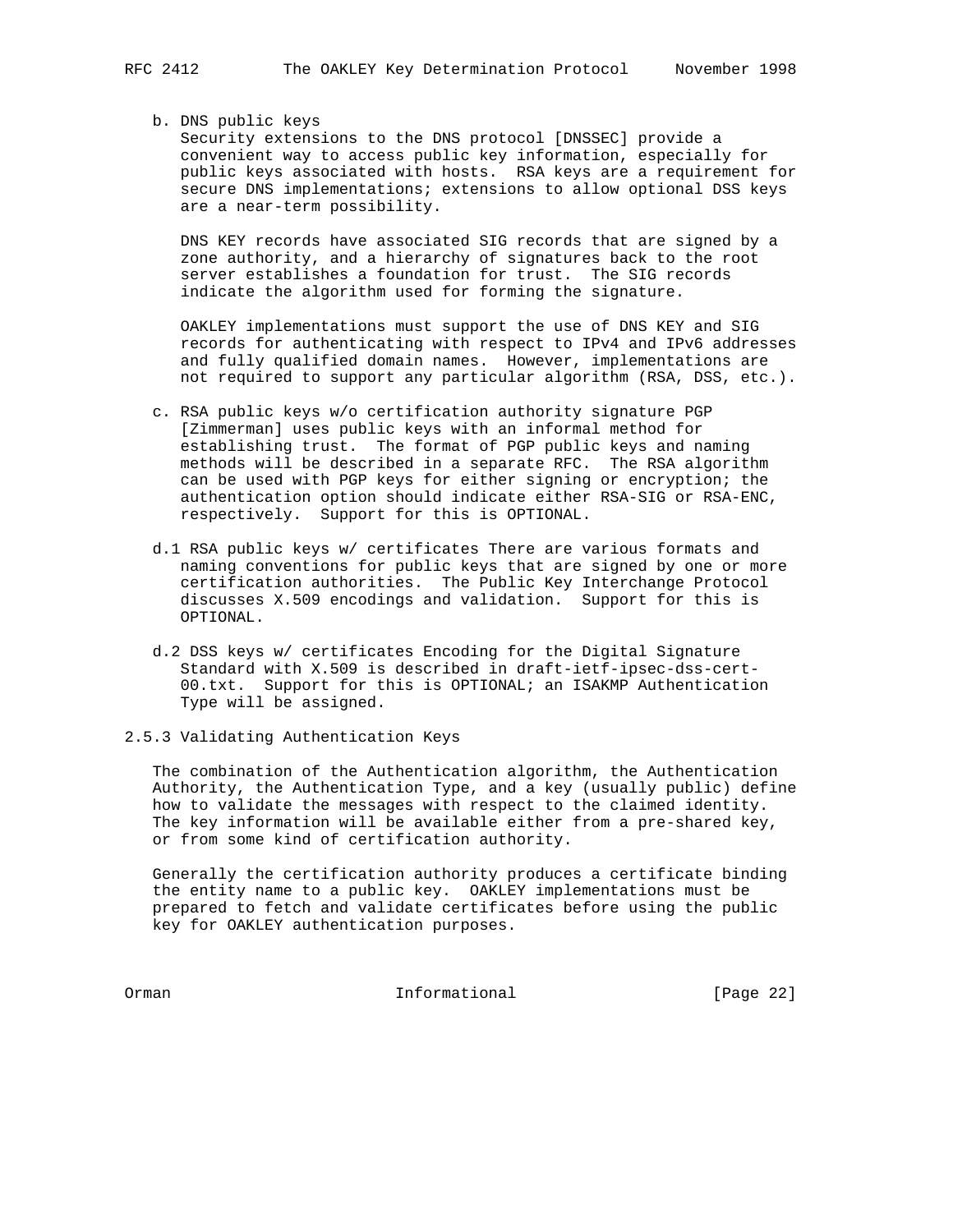b. DNS public keys

   Security extensions to the DNS protocol [DNSSEC] provide a convenient way to access public key information, especially for public keys associated with hosts. RSA keys are a requirement for secure DNS implementations; extensions to allow optional DSS keys are a near-term possibility.

   DNS KEY records have associated SIG records that are signed by a zone authority, and a hierarchy of signatures back to the root server establishes a foundation for trust. The SIG records indicate the algorithm used for forming the signature.

   OAKLEY implementations must support the use of DNS KEY and SIG records for authenticating with respect to IPv4 and IPv6 addresses and fully qualified domain names. However, implementations are not required to support any particular algorithm (RSA, DSS, etc.).

c. RSA public keys w/o certification authority signature PGP [Zimmerman] uses public keys with an informal method for establishing trust. The format of PGP public keys and naming methods will be described in a separate RFC. The RSA algorithm can be used with PGP keys for either signing or encryption; the authentication option should indicate either RSA-SIG or RSA-ENC, respectively. Support for this is OPTIONAL.

d.1 RSA public keys w/ certificates There are various formats and naming conventions for public keys that are signed by one or more certification authorities. The Public Key Interchange Protocol discusses X.509 encodings and validation. Support for this is OPTIONAL.

d.2 DSS keys w/ certificates Encoding for the Digital Signature Standard with X.509 is described in draft-ietf-ipsec-dss-cert-00.txt. Support for this is OPTIONAL; an ISAKMP Authentication Type will be assigned.

### 2.5.3 Validating Authentication Keys

The combination of the Authentication algorithm, the Authentication Authority, the Authentication Type, and a key (usually public) define how to validate the messages with respect to the claimed identity. The key information will be available either from a pre-shared key, or from some kind of certification authority.

Generally the certification authority produces a certificate binding the entity name to a public key. OAKLEY implementations must be prepared to fetch and validate certificates before using the public key for OAKLEY authentication purposes.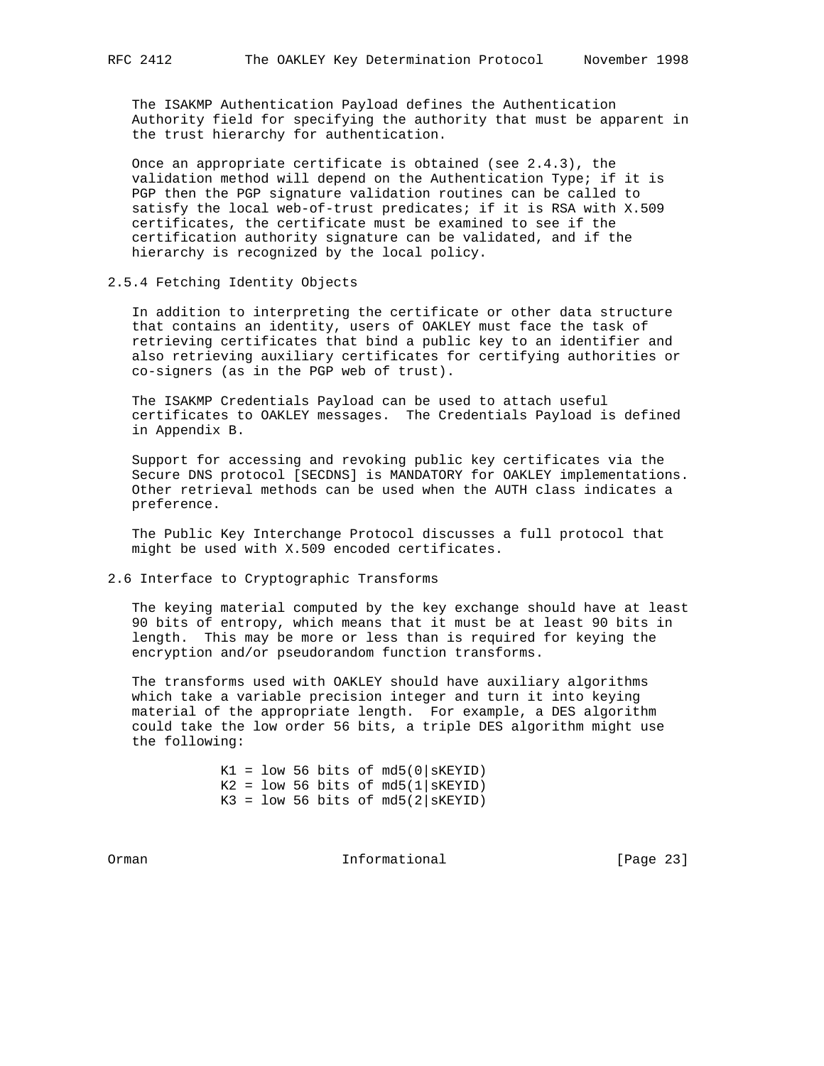The ISAKMP Authentication Payload defines the Authentication Authority field for specifying the authority that must be apparent in the trust hierarchy for authentication.

Once an appropriate certificate is obtained (see 2.4.3), the validation method will depend on the Authentication Type; if it is PGP then the PGP signature validation routines can be called to satisfy the local web-of-trust predicates; if it is RSA with X.509 certificates, the certificate must be examined to see if the certification authority signature can be validated, and if the hierarchy is recognized by the local policy.

#### 2.5.4 Fetching Identity Objects

In addition to interpreting the certificate or other data structure that contains an identity, users of OAKLEY must face the task of retrieving certificates that bind a public key to an identifier and also retrieving auxiliary certificates for certifying authorities or co-signers (as in the PGP web of trust).

The ISAKMP Credentials Payload can be used to attach useful certificates to OAKLEY messages. The Credentials Payload is defined in Appendix B.

Support for accessing and revoking public key certificates via the Secure DNS protocol [SECDNS] is MANDATORY for OAKLEY implementations. Other retrieval methods can be used when the AUTH class indicates a preference.

The Public Key Interchange Protocol discusses a full protocol that might be used with X.509 encoded certificates.

### 2.6 Interface to Cryptographic Transforms

The keying material computed by the key exchange should have at least 90 bits of entropy, which means that it must be at least 90 bits in length. This may be more or less than is required for keying the encryption and/or pseudorandom function transforms.

The transforms used with OAKLEY should have auxiliary algorithms which take a variable precision integer and turn it into keying material of the appropriate length. For example, a DES algorithm could take the low order 56 bits, a triple DES algorithm might use the following:

```
K1 = low 56 bits of md5(0|sKEYID)
K2 = low 56 bits of md5(1|sKEYID)
K3 = low 56 bits of md5(2|sKEYID)
```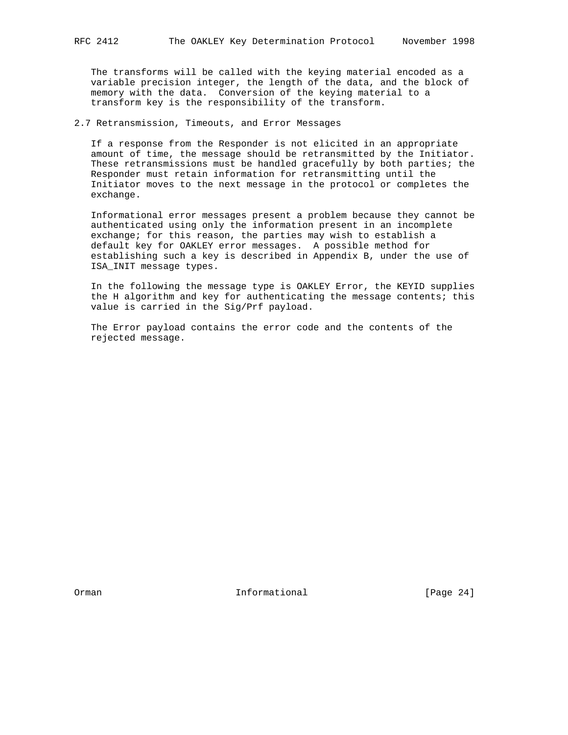The transforms will be called with the keying material encoded as a variable precision integer, the length of the data, and the block of memory with the data. Conversion of the keying material to a transform key is the responsibility of the transform.

## 2.7 Retransmission, Timeouts, and Error Messages

If a response from the Responder is not elicited in an appropriate amount of time, the message should be retransmitted by the Initiator. These retransmissions must be handled gracefully by both parties; the Responder must retain information for retransmitting until the Initiator moves to the next message in the protocol or completes the exchange.

Informational error messages present a problem because they cannot be authenticated using only the information present in an incomplete exchange; for this reason, the parties may wish to establish a default key for OAKLEY error messages. A possible method for establishing such a key is described in Appendix B, under the use of ISA_INIT message types.

In the following the message type is OAKLEY Error, the KEYID supplies the H algorithm and key for authenticating the message contents; this value is carried in the Sig/Prf payload.

The Error payload contains the error code and the contents of the rejected message.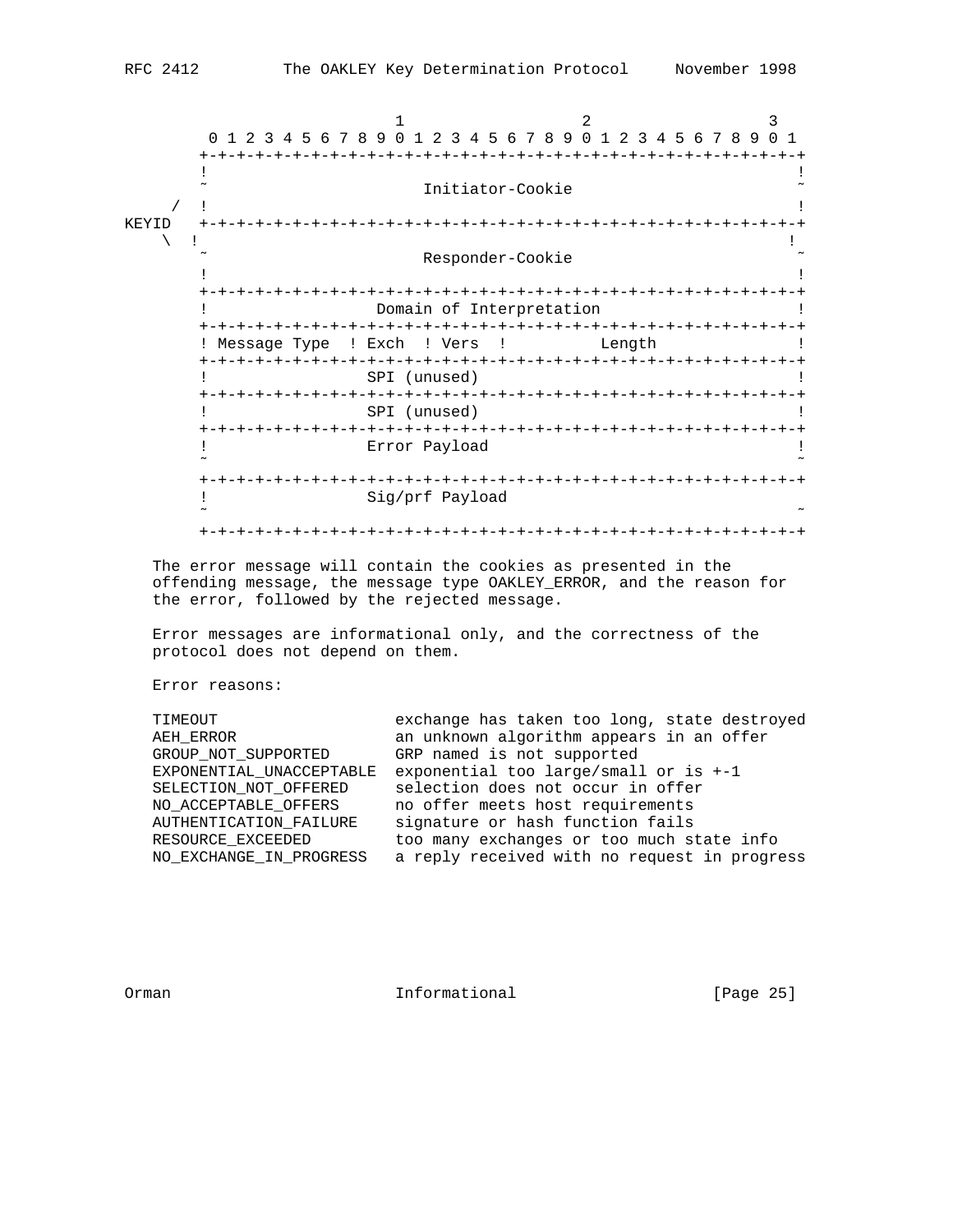```
                      1                   2                   3
  0 1 2 3 4 5 6 7 8 9 0 1 2 3 4 5 6 7 8 9 0 1 2 3 4 5 6 7 8 9 0 1
 +-+-+-+-+-+-+-+-+-+-+-+-+-+-+-+-+-+-+-+-+-+-+-+-+-+-+-+-+-+-+-+-+
 !                                                               !
 ~                       Initiator-Cookie                        ~
/ !                                                               !
KEYID +-+-+-+-+-+-+-+-+-+-+-+-+-+-+-+-+-+-+-+-+-+-+-+-+-+-+-+-+-+-+-+-+
\ !                                                               !
 ~                       Responder-Cookie                        ~
 !                                                               !
 +-+-+-+-+-+-+-+-+-+-+-+-+-+-+-+-+-+-+-+-+-+-+-+-+-+-+-+-+-+-+-+-+
 !                  Domain of Interpretation                     !
 +-+-+-+-+-+-+-+-+-+-+-+-+-+-+-+-+-+-+-+-+-+-+-+-+-+-+-+-+-+-+-+-+
 ! Message Type  ! Exch  ! Vers  !          Length               !
 +-+-+-+-+-+-+-+-+-+-+-+-+-+-+-+-+-+-+-+-+-+-+-+-+-+-+-+-+-+-+-+-+
 !                 SPI (unused)                                  !
 +-+-+-+-+-+-+-+-+-+-+-+-+-+-+-+-+-+-+-+-+-+-+-+-+-+-+-+-+-+-+-+-+
 !                 SPI (unused)                                  !
 +-+-+-+-+-+-+-+-+-+-+-+-+-+-+-+-+-+-+-+-+-+-+-+-+-+-+-+-+-+-+-+-+
 !                 Error Payload                                 !
 ~                                                               ~
 +-+-+-+-+-+-+-+-+-+-+-+-+-+-+-+-+-+-+-+-+-+-+-+-+-+-+-+-+-+-+-+-+
 !                 Sig/prf Payload
 ~                                                               ~
 +-+-+-+-+-+-+-+-+-+-+-+-+-+-+-+-+-+-+-+-+-+-+-+-+-+-+-+-+-+-+-+-+
```

The error message will contain the cookies as presented in the offending message, the message type OAKLEY_ERROR, and the reason for the error, followed by the rejected message.

Error messages are informational only, and the correctness of the protocol does not depend on them.

Error reasons:

```
TIMEOUT                  exchange has taken too long, state destroyed
AEH_ERROR                an unknown algorithm appears in an offer
GROUP_NOT_SUPPORTED      GRP named is not supported
EXPONENTIAL_UNACCEPTABLE exponential too large/small or is +-1
SELECTION_NOT_OFFERED    selection does not occur in offer
NO_ACCEPTABLE_OFFERS     no offer meets host requirements
AUTHENTICATION_FAILURE   signature or hash function fails
RESOURCE_EXCEEDED        too many exchanges or too much state info
NO_EXCHANGE_IN_PROGRESS  a reply received with no request in progress
```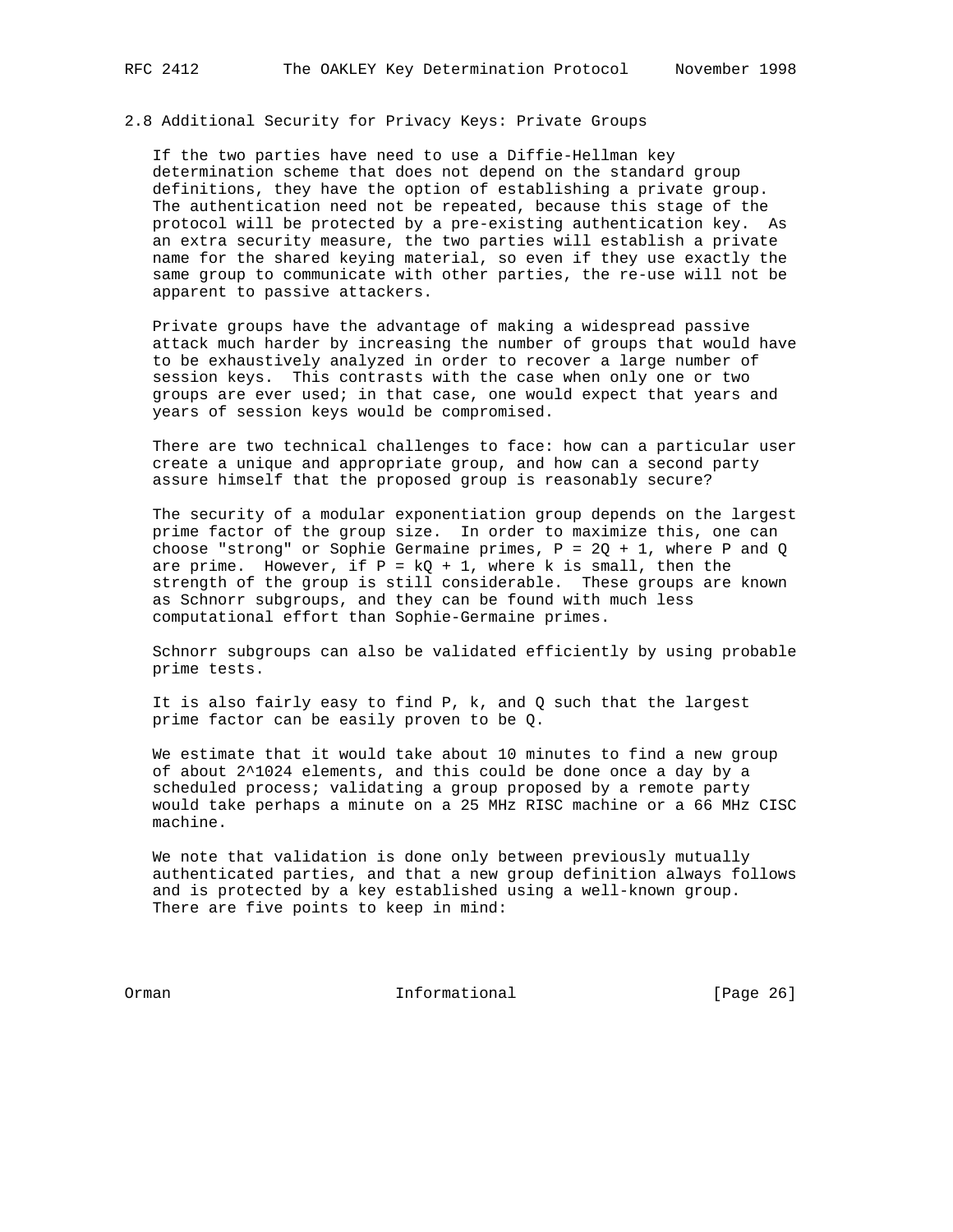### 2.8 Additional Security for Privacy Keys: Private Groups

If the two parties have need to use a Diffie-Hellman key determination scheme that does not depend on the standard group definitions, they have the option of establishing a private group. The authentication need not be repeated, because this stage of the protocol will be protected by a pre-existing authentication key. As an extra security measure, the two parties will establish a private name for the shared keying material, so even if they use exactly the same group to communicate with other parties, the re-use will not be apparent to passive attackers.

Private groups have the advantage of making a widespread passive attack much harder by increasing the number of groups that would have to be exhaustively analyzed in order to recover a large number of session keys. This contrasts with the case when only one or two groups are ever used; in that case, one would expect that years and years of session keys would be compromised.

There are two technical challenges to face: how can a particular user create a unique and appropriate group, and how can a second party assure himself that the proposed group is reasonably secure?

The security of a modular exponentiation group depends on the largest prime factor of the group size. In order to maximize this, one can choose "strong" or Sophie Germaine primes, $P = 2Q + 1$, where P and Q are prime. However, if $P = kQ + 1$, where k is small, then the strength of the group is still considerable. These groups are known as Schnorr subgroups, and they can be found with much less computational effort than Sophie-Germaine primes.

Schnorr subgroups can also be validated efficiently by using probable prime tests.

It is also fairly easy to find P, k, and Q such that the largest prime factor can be easily proven to be Q.

We estimate that it would take about 10 minutes to find a new group of about $2^{1024}$ elements, and this could be done once a day by a scheduled process; validating a group proposed by a remote party would take perhaps a minute on a 25 MHz RISC machine or a 66 MHz CISC machine.

We note that validation is done only between previously mutually authenticated parties, and that a new group definition always follows and is protected by a key established using a well-known group. There are five points to keep in mind: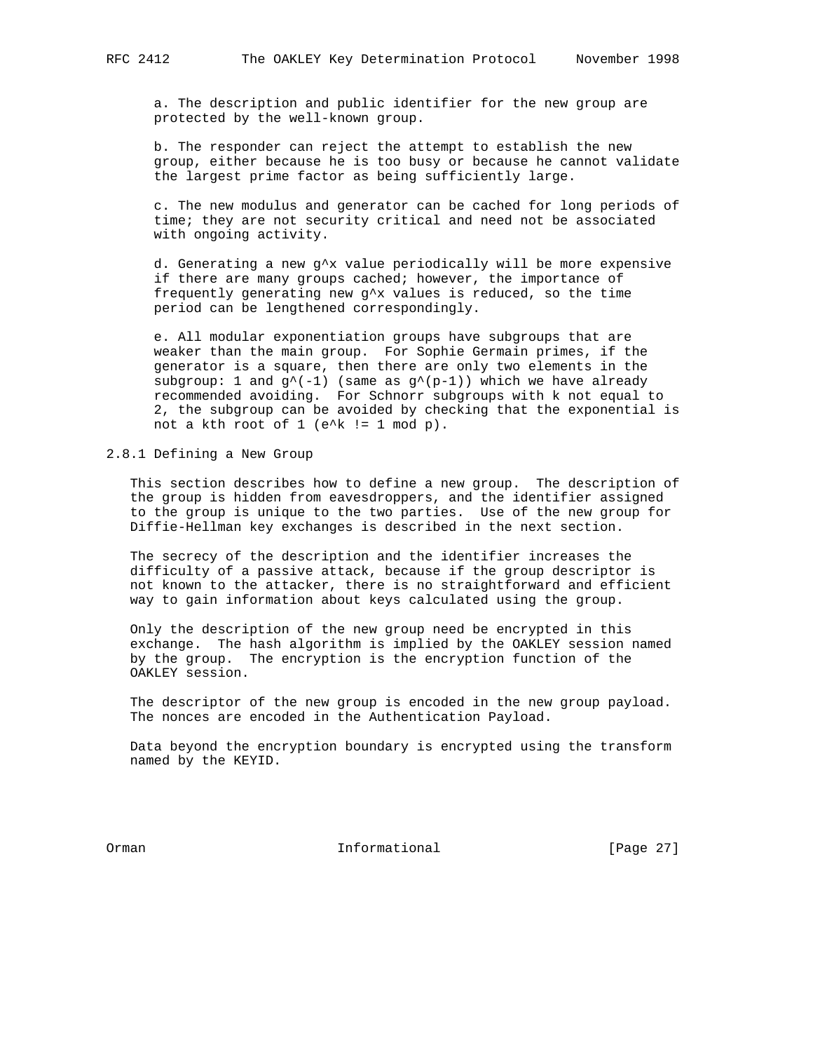a. The description and public identifier for the new group are protected by the well-known group.

b. The responder can reject the attempt to establish the new group, either because he is too busy or because he cannot validate the largest prime factor as being sufficiently large.

c. The new modulus and generator can be cached for long periods of time; they are not security critical and need not be associated with ongoing activity.

d. Generating a new $g^x$ value periodically will be more expensive if there are many groups cached; however, the importance of frequently generating new $g^x$ values is reduced, so the time period can be lengthened correspondingly.

e. All modular exponentiation groups have subgroups that are weaker than the main group. For Sophie Germain primes, if the generator is a square, then there are only two elements in the subgroup: 1 and $g^{(-1)}$ (same as $g^{(p-1)}$) which we have already recommended avoiding. For Schnorr subgroups with k not equal to 2, the subgroup can be avoided by checking that the exponential is not a kth root of 1 ($e^k \neq 1 \bmod p$).

### 2.8.1 Defining a New Group

This section describes how to define a new group. The description of the group is hidden from eavesdroppers, and the identifier assigned to the group is unique to the two parties. Use of the new group for Diffie-Hellman key exchanges is described in the next section.

The secrecy of the description and the identifier increases the difficulty of a passive attack, because if the group descriptor is not known to the attacker, there is no straightforward and efficient way to gain information about keys calculated using the group.

Only the description of the new group need be encrypted in this exchange. The hash algorithm is implied by the OAKLEY session named by the group. The encryption is the encryption function of the OAKLEY session.

The descriptor of the new group is encoded in the new group payload. The nonces are encoded in the Authentication Payload.

Data beyond the encryption boundary is encrypted using the transform named by the KEYID.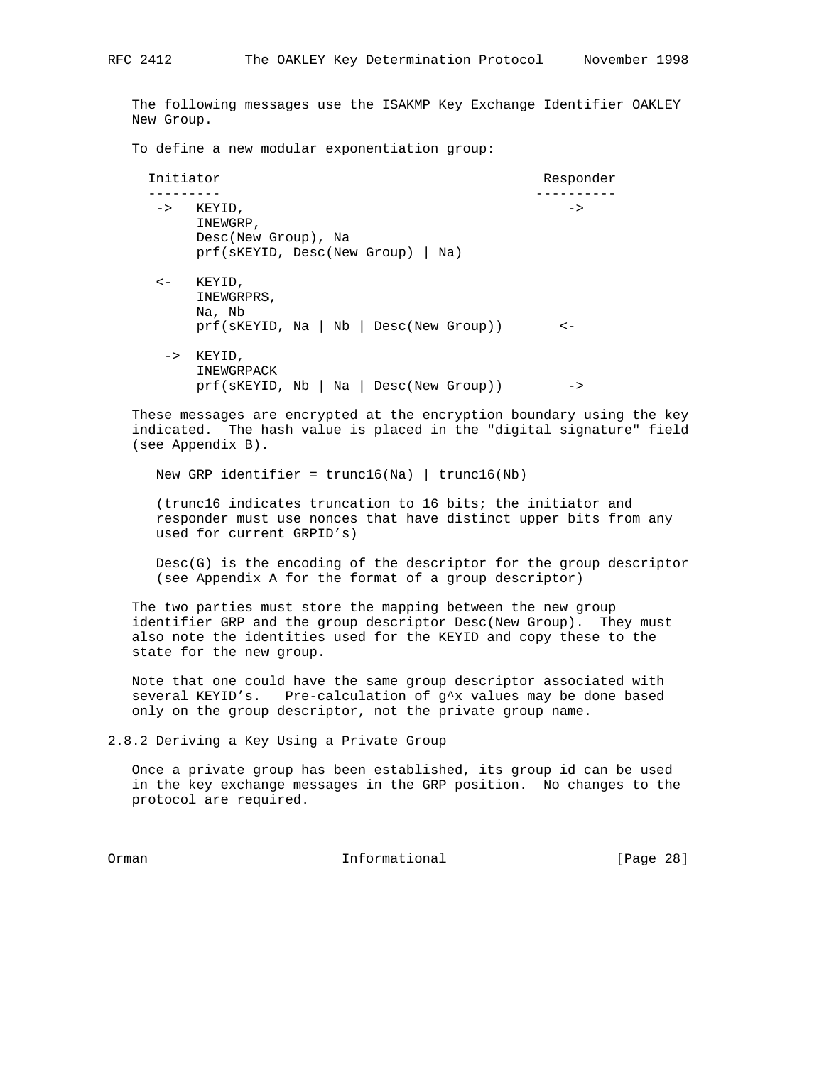The following messages use the ISAKMP Key Exchange Identifier OAKLEY New Group.

To define a new modular exponentiation group:

```
  Initiator                                        Responder
  ---------                                       ----------
   ->   KEYID,                                        ->
        INEWGRP,
        Desc(New Group), Na
        prf(sKEYID, Desc(New Group) | Na)

   <-   KEYID,
        INEWGRPRS,
        Na, Nb
        prf(sKEYID, Na | Nb | Desc(New Group))       <-

    ->  KEYID,
        INEWGRPACK
        prf(sKEYID, Nb | Na | Desc(New Group))        ->
```

These messages are encrypted at the encryption boundary using the key indicated. The hash value is placed in the "digital signature" field (see Appendix B).

New GRP identifier = trunc16(Na) | trunc16(Nb)

(trunc16 indicates truncation to 16 bits; the initiator and responder must use nonces that have distinct upper bits from any used for current GRPID's)

Desc(G) is the encoding of the descriptor for the group descriptor (see Appendix A for the format of a group descriptor)

The two parties must store the mapping between the new group identifier GRP and the group descriptor Desc(New Group). They must also note the identities used for the KEYID and copy these to the state for the new group.

Note that one could have the same group descriptor associated with several KEYID's. Pre-calculation of g^x values may be done based only on the group descriptor, not the private group name.

### 2.8.2 Deriving a Key Using a Private Group

Once a private group has been established, its group id can be used in the key exchange messages in the GRP position. No changes to the protocol are required.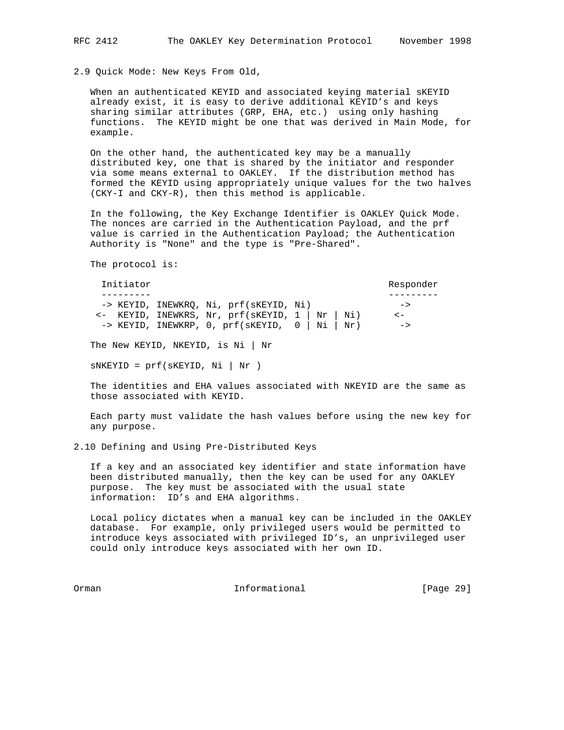## 2.9 Quick Mode: New Keys From Old,

When an authenticated KEYID and associated keying material sKEYID already exist, it is easy to derive additional KEYID's and keys sharing similar attributes (GRP, EHA, etc.) using only hashing functions. The KEYID might be one that was derived in Main Mode, for example.

On the other hand, the authenticated key may be a manually distributed key, one that is shared by the initiator and responder via some means external to OAKLEY. If the distribution method has formed the KEYID using appropriately unique values for the two halves (CKY-I and CKY-R), then this method is applicable.

In the following, the Key Exchange Identifier is OAKLEY Quick Mode. The nonces are carried in the Authentication Payload, and the prf value is carried in the Authentication Payload; the Authentication Authority is "None" and the type is "Pre-Shared".

The protocol is:

```
  Initiator                                           Responder
  ---------                                           ---------
  -> KEYID, INEWKRQ, Ni, prf(sKEYID, Ni)                ->
 <-  KEYID, INEWKRS, Nr, prf(sKEYID, 1 | Nr | Ni)      <-
  -> KEYID, INEWKRP, 0, prf(sKEYID,  0 | Ni | Nr)       ->
```

The New KEYID, NKEYID, is Ni | Nr

sNKEYID = prf(sKEYID, Ni | Nr )

The identities and EHA values associated with NKEYID are the same as those associated with KEYID.

Each party must validate the hash values before using the new key for any purpose.

## 2.10 Defining and Using Pre-Distributed Keys

If a key and an associated key identifier and state information have been distributed manually, then the key can be used for any OAKLEY purpose. The key must be associated with the usual state information: ID's and EHA algorithms.

Local policy dictates when a manual key can be included in the OAKLEY database. For example, only privileged users would be permitted to introduce keys associated with privileged ID's, an unprivileged user could only introduce keys associated with her own ID.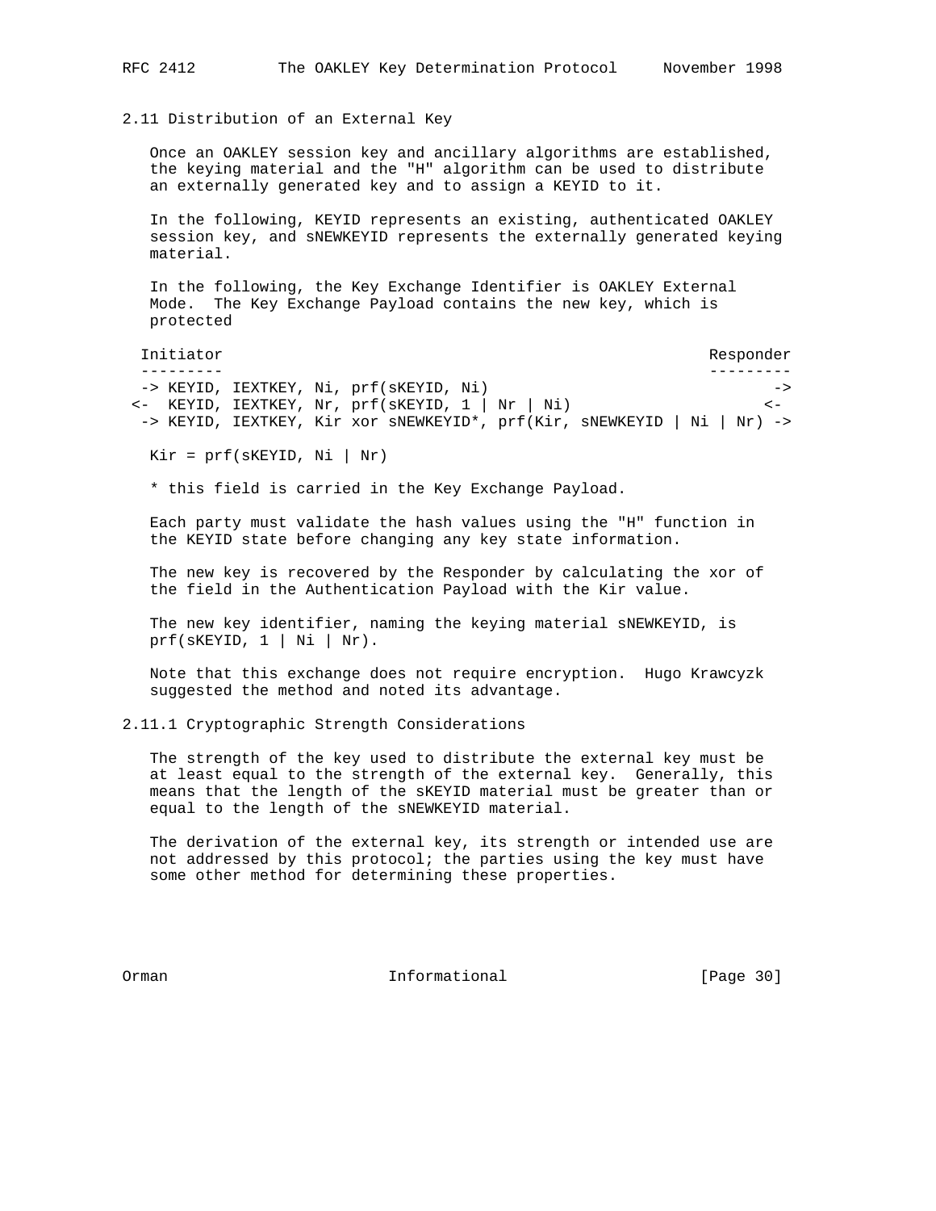## 2.11 Distribution of an External Key

Once an OAKLEY session key and ancillary algorithms are established, the keying material and the "H" algorithm can be used to distribute an externally generated key and to assign a KEYID to it.

In the following, KEYID represents an existing, authenticated OAKLEY session key, and sNEWKEYID represents the externally generated keying material.

In the following, the Key Exchange Identifier is OAKLEY External Mode. The Key Exchange Payload contains the new key, which is protected

```
 Initiator                                                      Responder
 ---------                                                      ---------
 -> KEYID, IEXTKEY, Ni, prf(sKEYID, Ni)                                ->
<-  KEYID, IEXTKEY, Nr, prf(sKEYID, 1 | Nr | Ni)                     <-
 -> KEYID, IEXTKEY, Kir xor sNEWKEYID*, prf(Kir, sNEWKEYID | Ni | Nr) ->
```

Kir = prf(sKEYID, Ni | Nr)

* this field is carried in the Key Exchange Payload.

Each party must validate the hash values using the "H" function in the KEYID state before changing any key state information.

The new key is recovered by the Responder by calculating the xor of the field in the Authentication Payload with the Kir value.

The new key identifier, naming the keying material sNEWKEYID, is prf(sKEYID, 1 | Ni | Nr).

Note that this exchange does not require encryption. Hugo Krawcyzk suggested the method and noted its advantage.

### 2.11.1 Cryptographic Strength Considerations

The strength of the key used to distribute the external key must be at least equal to the strength of the external key. Generally, this means that the length of the sKEYID material must be greater than or equal to the length of the sNEWKEYID material.

The derivation of the external key, its strength or intended use are not addressed by this protocol; the parties using the key must have some other method for determining these properties.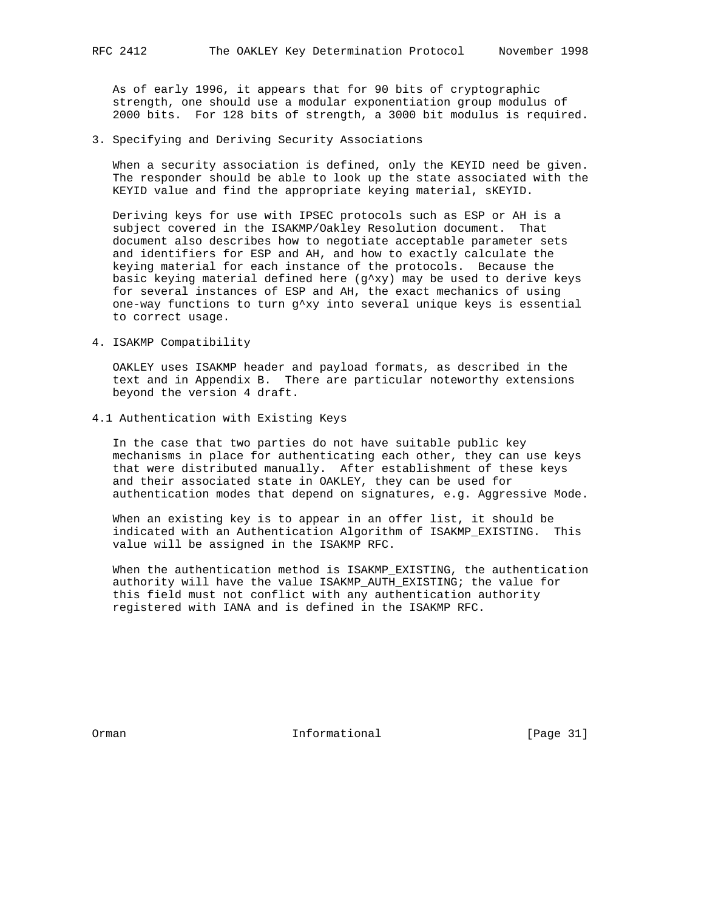As of early 1996, it appears that for 90 bits of cryptographic strength, one should use a modular exponentiation group modulus of 2000 bits. For 128 bits of strength, a 3000 bit modulus is required.

## 3. Specifying and Deriving Security Associations

When a security association is defined, only the KEYID need be given. The responder should be able to look up the state associated with the KEYID value and find the appropriate keying material, sKEYID.

Deriving keys for use with IPSEC protocols such as ESP or AH is a subject covered in the ISAKMP/Oakley Resolution document. That document also describes how to negotiate acceptable parameter sets and identifiers for ESP and AH, and how to exactly calculate the keying material for each instance of the protocols. Because the basic keying material defined here (g^xy) may be used to derive keys for several instances of ESP and AH, the exact mechanics of using one-way functions to turn g^xy into several unique keys is essential to correct usage.

## 4. ISAKMP Compatibility

OAKLEY uses ISAKMP header and payload formats, as described in the text and in Appendix B. There are particular noteworthy extensions beyond the version 4 draft.

### 4.1 Authentication with Existing Keys

In the case that two parties do not have suitable public key mechanisms in place for authenticating each other, they can use keys that were distributed manually. After establishment of these keys and their associated state in OAKLEY, they can be used for authentication modes that depend on signatures, e.g. Aggressive Mode.

When an existing key is to appear in an offer list, it should be indicated with an Authentication Algorithm of ISAKMP_EXISTING. This value will be assigned in the ISAKMP RFC.

When the authentication method is ISAKMP_EXISTING, the authentication authority will have the value ISAKMP_AUTH_EXISTING; the value for this field must not conflict with any authentication authority registered with IANA and is defined in the ISAKMP RFC.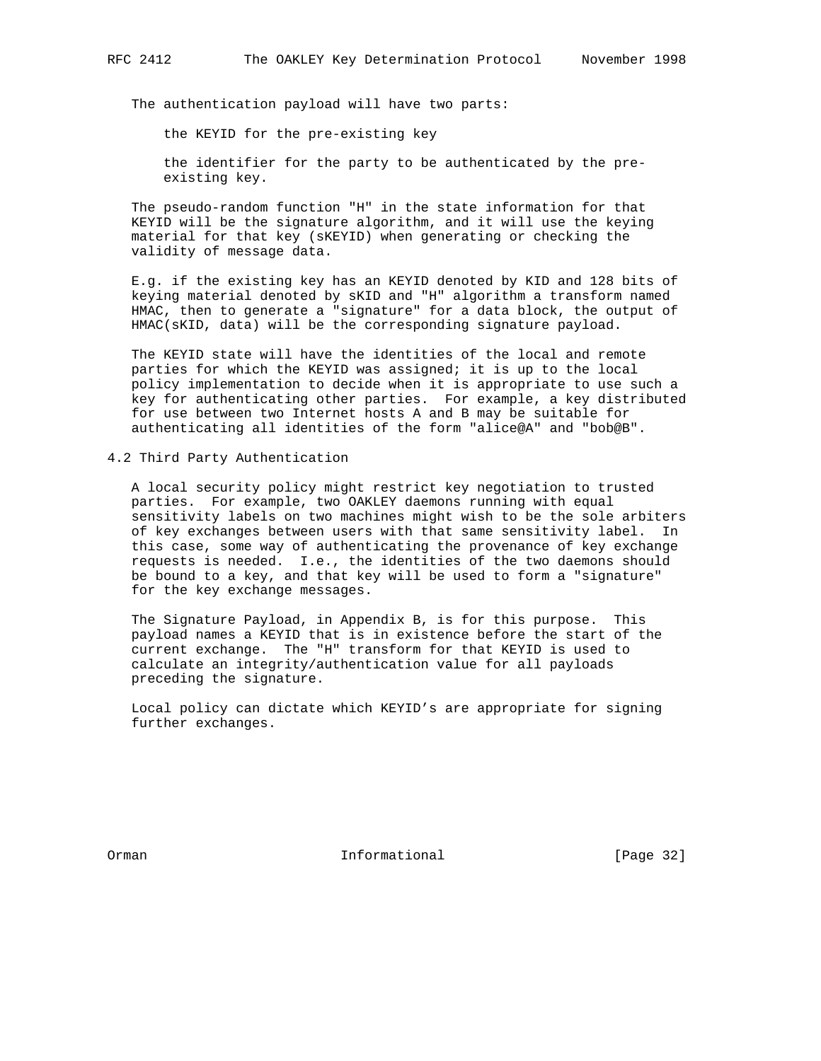The authentication payload will have two parts:

the KEYID for the pre-existing key

the identifier for the party to be authenticated by the pre-existing key.

The pseudo-random function "H" in the state information for that KEYID will be the signature algorithm, and it will use the keying material for that key (sKEYID) when generating or checking the validity of message data.

E.g. if the existing key has an KEYID denoted by KID and 128 bits of keying material denoted by sKID and "H" algorithm a transform named HMAC, then to generate a "signature" for a data block, the output of HMAC(sKID, data) will be the corresponding signature payload.

The KEYID state will have the identities of the local and remote parties for which the KEYID was assigned; it is up to the local policy implementation to decide when it is appropriate to use such a key for authenticating other parties. For example, a key distributed for use between two Internet hosts A and B may be suitable for authenticating all identities of the form "alice@A" and "bob@B".

## 4.2 Third Party Authentication

A local security policy might restrict key negotiation to trusted parties. For example, two OAKLEY daemons running with equal sensitivity labels on two machines might wish to be the sole arbiters of key exchanges between users with that same sensitivity label. In this case, some way of authenticating the provenance of key exchange requests is needed. I.e., the identities of the two daemons should be bound to a key, and that key will be used to form a "signature" for the key exchange messages.

The Signature Payload, in Appendix B, is for this purpose. This payload names a KEYID that is in existence before the start of the current exchange. The "H" transform for that KEYID is used to calculate an integrity/authentication value for all payloads preceding the signature.

Local policy can dictate which KEYID's are appropriate for signing further exchanges.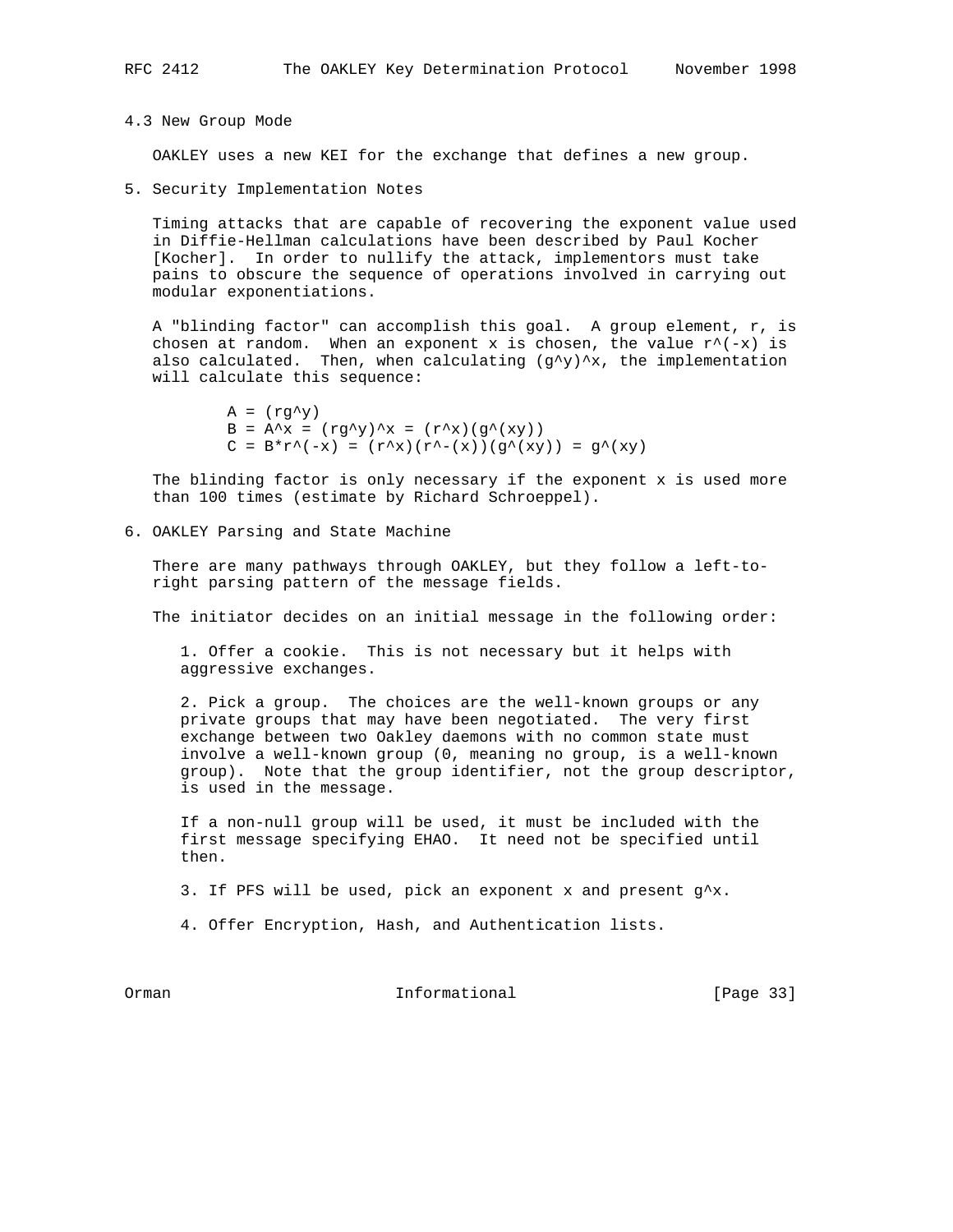### 4.3 New Group Mode

OAKLEY uses a new KEI for the exchange that defines a new group.

## 5. Security Implementation Notes

Timing attacks that are capable of recovering the exponent value used in Diffie-Hellman calculations have been described by Paul Kocher [Kocher]. In order to nullify the attack, implementors must take pains to obscure the sequence of operations involved in carrying out modular exponentiations.

A "blinding factor" can accomplish this goal. A group element, r, is chosen at random. When an exponent x is chosen, the value r^(-x) is also calculated. Then, when calculating (g^y)^x, the implementation will calculate this sequence:

```
        A = (rg^y)
        B = A^x = (rg^y)^x = (r^x)(g^(xy))
        C = B*r^(-x) = (r^x)(r^-(x))(g^(xy)) = g^(xy)
```

The blinding factor is only necessary if the exponent x is used more than 100 times (estimate by Richard Schroeppel).

## 6. OAKLEY Parsing and State Machine

There are many pathways through OAKLEY, but they follow a left-to-right parsing pattern of the message fields.

The initiator decides on an initial message in the following order:

1. Offer a cookie. This is not necessary but it helps with aggressive exchanges.

2. Pick a group. The choices are the well-known groups or any private groups that may have been negotiated. The very first exchange between two Oakley daemons with no common state must involve a well-known group (0, meaning no group, is a well-known group). Note that the group identifier, not the group descriptor, is used in the message.

   If a non-null group will be used, it must be included with the first message specifying EHAO. It need not be specified until then.

3. If PFS will be used, pick an exponent x and present g^x.

4. Offer Encryption, Hash, and Authentication lists.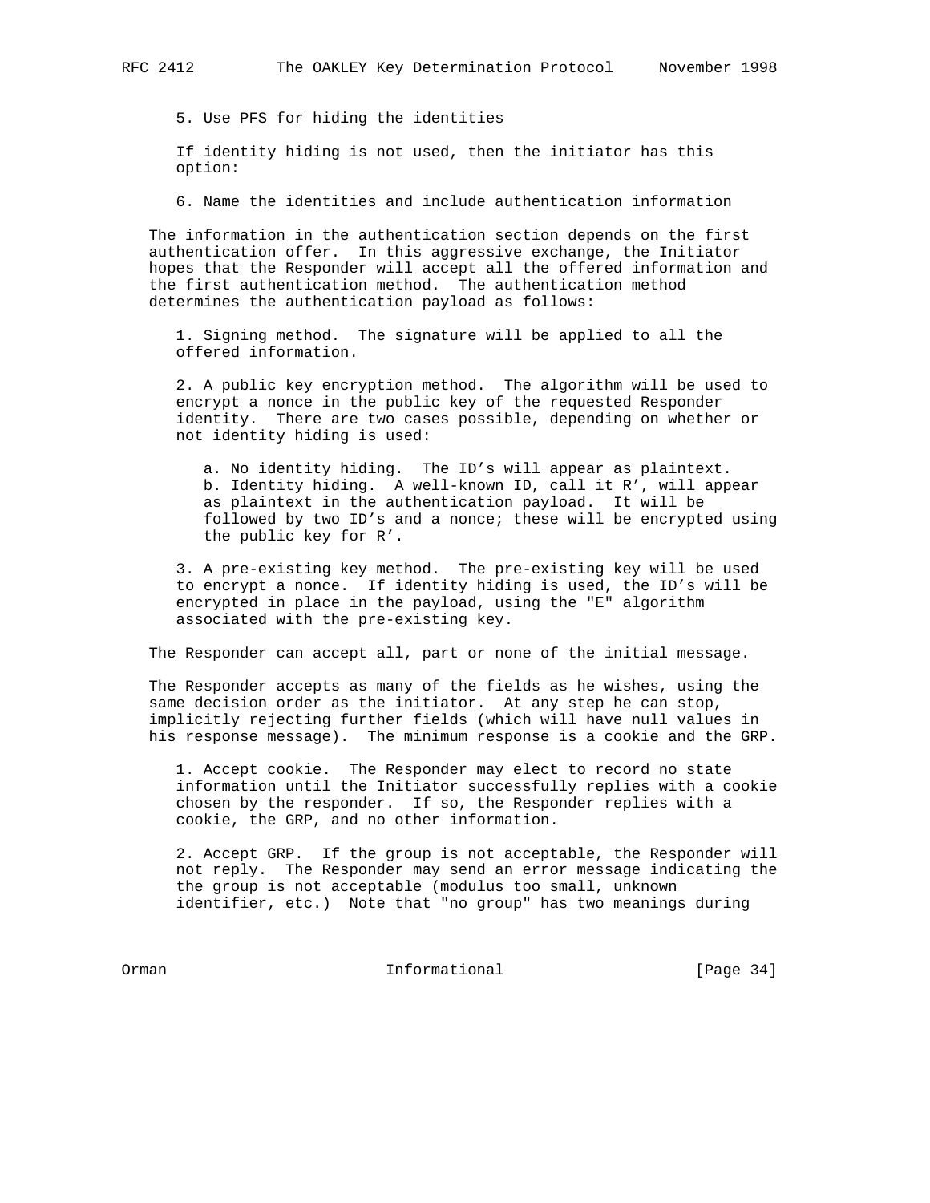5. Use PFS for hiding the identities

If identity hiding is not used, then the initiator has this option:

6. Name the identities and include authentication information

The information in the authentication section depends on the first authentication offer. In this aggressive exchange, the Initiator hopes that the Responder will accept all the offered information and the first authentication method. The authentication method determines the authentication payload as follows:

1. Signing method. The signature will be applied to all the offered information.

2. A public key encryption method. The algorithm will be used to encrypt a nonce in the public key of the requested Responder identity. There are two cases possible, depending on whether or not identity hiding is used:

   a. No identity hiding. The ID’s will appear as plaintext.
   b. Identity hiding. A well-known ID, call it R’, will appear as plaintext in the authentication payload. It will be followed by two ID’s and a nonce; these will be encrypted using the public key for R’.

3. A pre-existing key method. The pre-existing key will be used to encrypt a nonce. If identity hiding is used, the ID’s will be encrypted in place in the payload, using the "E" algorithm associated with the pre-existing key.

The Responder can accept all, part or none of the initial message.

The Responder accepts as many of the fields as he wishes, using the same decision order as the initiator. At any step he can stop, implicitly rejecting further fields (which will have null values in his response message). The minimum response is a cookie and the GRP.

1. Accept cookie. The Responder may elect to record no state information until the Initiator successfully replies with a cookie chosen by the responder. If so, the Responder replies with a cookie, the GRP, and no other information.

2. Accept GRP. If the group is not acceptable, the Responder will not reply. The Responder may send an error message indicating the the group is not acceptable (modulus too small, unknown identifier, etc.) Note that "no group" has two meanings during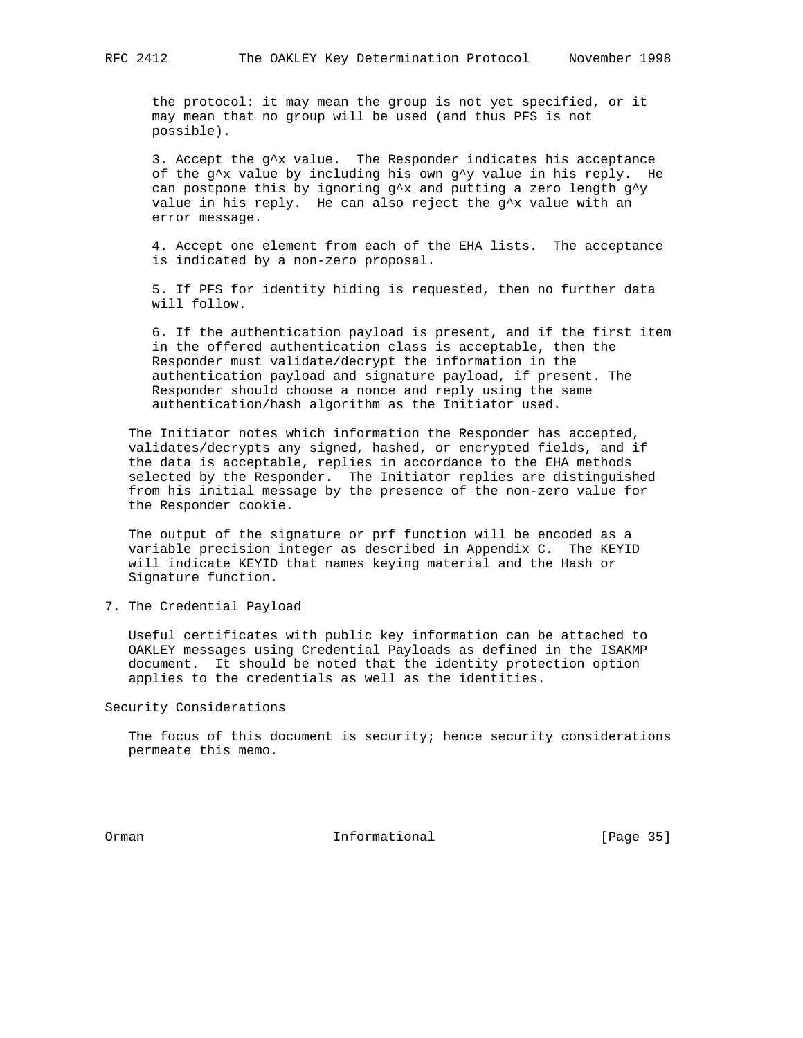the protocol: it may mean the group is not yet specified, or it may mean that no group will be used (and thus PFS is not possible).

3. Accept the g^x value. The Responder indicates his acceptance of the g^x value by including his own g^y value in his reply. He can postpone this by ignoring g^x and putting a zero length g^y value in his reply. He can also reject the g^x value with an error message.

4. Accept one element from each of the EHA lists. The acceptance is indicated by a non-zero proposal.

5. If PFS for identity hiding is requested, then no further data will follow.

6. If the authentication payload is present, and if the first item in the offered authentication class is acceptable, then the Responder must validate/decrypt the information in the authentication payload and signature payload, if present. The Responder should choose a nonce and reply using the same authentication/hash algorithm as the Initiator used.

The Initiator notes which information the Responder has accepted, validates/decrypts any signed, hashed, or encrypted fields, and if the data is acceptable, replies in accordance to the EHA methods selected by the Responder. The Initiator replies are distinguished from his initial message by the presence of the non-zero value for the Responder cookie.

The output of the signature or prf function will be encoded as a variable precision integer as described in Appendix C. The KEYID will indicate KEYID that names keying material and the Hash or Signature function.

## 7. The Credential Payload

Useful certificates with public key information can be attached to OAKLEY messages using Credential Payloads as defined in the ISAKMP document. It should be noted that the identity protection option applies to the credentials as well as the identities.

## Security Considerations

The focus of this document is security; hence security considerations permeate this memo.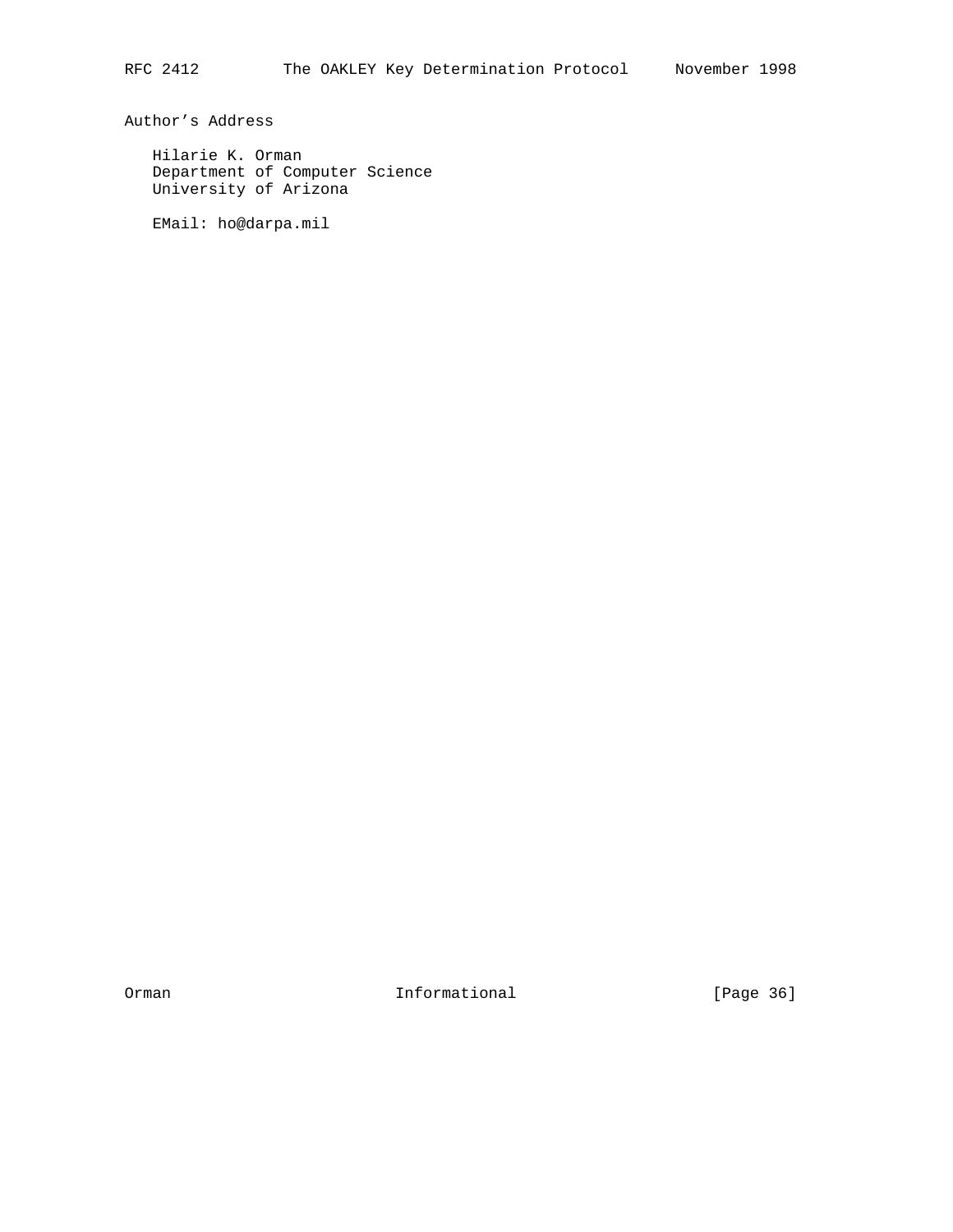## Author's Address

Hilarie K. Orman
Department of Computer Science
University of Arizona

EMail: ho@darpa.mil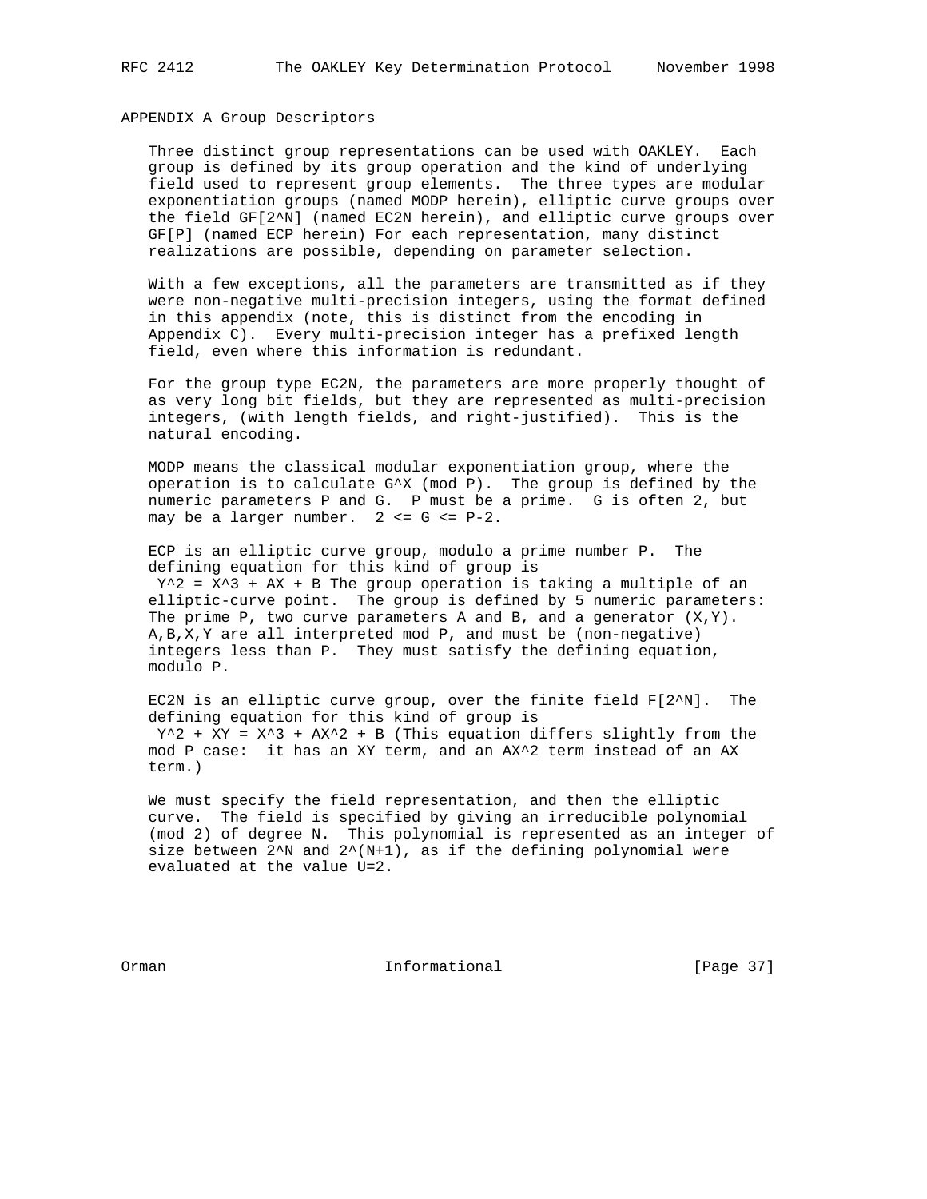## APPENDIX A Group Descriptors

Three distinct group representations can be used with OAKLEY. Each group is defined by its group operation and the kind of underlying field used to represent group elements. The three types are modular exponentiation groups (named MODP herein), elliptic curve groups over the field $GF[2^N]$ (named EC2N herein), and elliptic curve groups over GF[P] (named ECP herein) For each representation, many distinct realizations are possible, depending on parameter selection.

With a few exceptions, all the parameters are transmitted as if they were non-negative multi-precision integers, using the format defined in this appendix (note, this is distinct from the encoding in Appendix C). Every multi-precision integer has a prefixed length field, even where this information is redundant.

For the group type EC2N, the parameters are more properly thought of as very long bit fields, but they are represented as multi-precision integers, (with length fields, and right-justified). This is the natural encoding.

MODP means the classical modular exponentiation group, where the operation is to calculate $G^X \pmod P$. The group is defined by the numeric parameters P and G. P must be a prime. G is often 2, but may be a larger number. $2 \le G \le P-2$.

ECP is an elliptic curve group, modulo a prime number P. The defining equation for this kind of group is $Y^2 = X^3 + AX + B$ The group operation is taking a multiple of an elliptic-curve point. The group is defined by 5 numeric parameters: The prime P, two curve parameters A and B, and a generator (X,Y). A,B,X,Y are all interpreted mod P, and must be (non-negative) integers less than P. They must satisfy the defining equation, modulo P.

EC2N is an elliptic curve group, over the finite field $F[2^N]$. The defining equation for this kind of group is $Y^2 + XY = X^3 + AX^2 + B$ (This equation differs slightly from the mod P case: it has an XY term, and an $AX^2$ term instead of an AX term.)

We must specify the field representation, and then the elliptic curve. The field is specified by giving an irreducible polynomial (mod 2) of degree N. This polynomial is represented as an integer of size between $2^N$ and $2^{(N+1)}$, as if the defining polynomial were evaluated at the value U=2.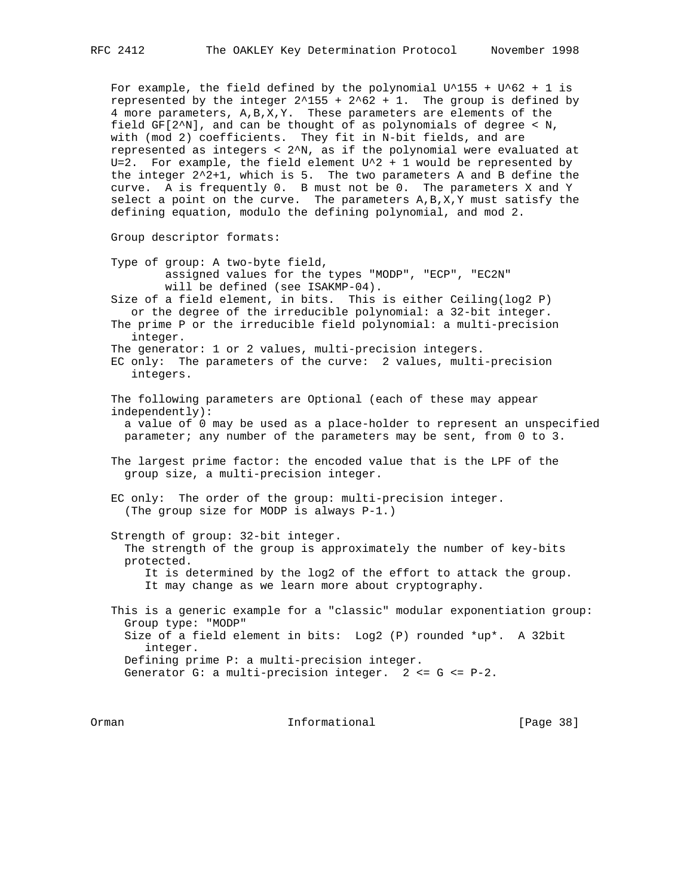For example, the field defined by the polynomial $U^{155} + U^{62} + 1$ is represented by the integer $2^{155} + 2^{62} + 1$. The group is defined by 4 more parameters, A,B,X,Y. These parameters are elements of the field GF[2^N], and can be thought of as polynomials of degree < N, with (mod 2) coefficients. They fit in N-bit fields, and are represented as integers < 2^N, as if the polynomial were evaluated at U=2. For example, the field element $U^2 + 1$ would be represented by the integer $2^2+1$, which is 5. The two parameters A and B define the curve. A is frequently 0. B must not be 0. The parameters X and Y select a point on the curve. The parameters A,B,X,Y must satisfy the defining equation, modulo the defining polynomial, and mod 2.

Group descriptor formats:

Type of group: A two-byte field,
    assigned values for the types "MODP", "ECP", "EC2N"
    will be defined (see ISAKMP-04).

Size of a field element, in bits. This is either Ceiling(log2 P) or the degree of the irreducible polynomial: a 32-bit integer.

The prime P or the irreducible field polynomial: a multi-precision integer.

The generator: 1 or 2 values, multi-precision integers.

EC only: The parameters of the curve: 2 values, multi-precision integers.

The following parameters are Optional (each of these may appear independently):
  a value of 0 may be used as a place-holder to represent an unspecified parameter; any number of the parameters may be sent, from 0 to 3.

The largest prime factor: the encoded value that is the LPF of the group size, a multi-precision integer.

EC only: The order of the group: multi-precision integer.
  (The group size for MODP is always P-1.)

Strength of group: 32-bit integer.
  The strength of the group is approximately the number of key-bits protected.
    It is determined by the log2 of the effort to attack the group.
    It may change as we learn more about cryptography.

This is a generic example for a "classic" modular exponentiation group:
  Group type: "MODP"
  Size of a field element in bits: Log2 (P) rounded *up*. A 32bit integer.
  Defining prime P: a multi-precision integer.
  Generator G: a multi-precision integer. 2 <= G <= P-2.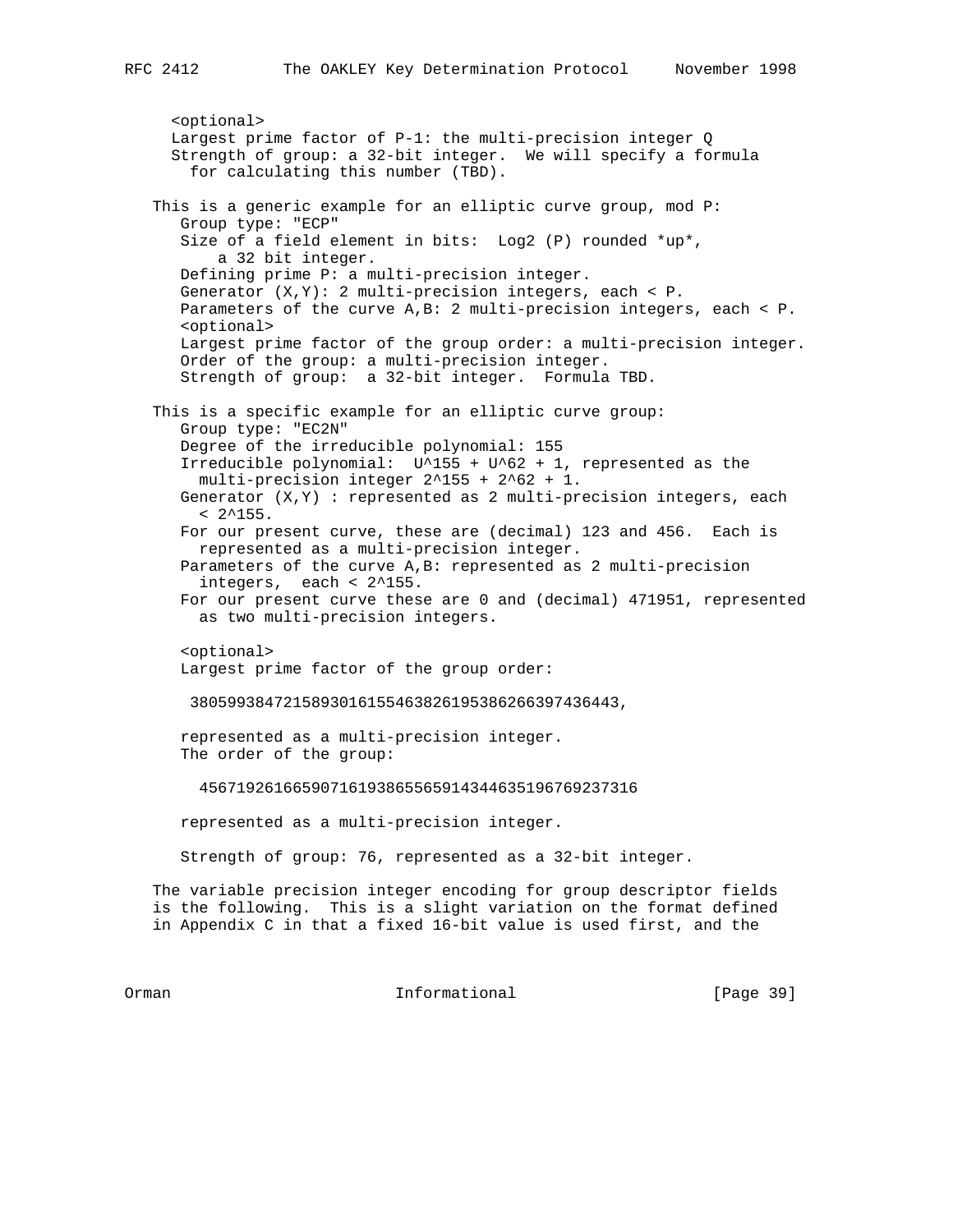<optional>
Largest prime factor of P-1: the multi-precision integer Q
Strength of group: a 32-bit integer. We will specify a formula for calculating this number (TBD).

This is a generic example for an elliptic curve group, mod P:

Group type: "ECP"
Size of a field element in bits: Log2 (P) rounded *up*, a 32 bit integer.
Defining prime P: a multi-precision integer.
Generator (X,Y): 2 multi-precision integers, each < P.
Parameters of the curve A,B: 2 multi-precision integers, each < P.
<optional>
Largest prime factor of the group order: a multi-precision integer.
Order of the group: a multi-precision integer.
Strength of group: a 32-bit integer. Formula TBD.

This is a specific example for an elliptic curve group:

Group type: "EC2N"
Degree of the irreducible polynomial: 155
Irreducible polynomial: $U^{155} + U^{62} + 1$, represented as the multi-precision integer $2^{155} + 2^{62} + 1$.
Generator (X,Y) : represented as 2 multi-precision integers, each $< 2^{155}$.
For our present curve, these are (decimal) 123 and 456. Each is represented as a multi-precision integer.
Parameters of the curve A,B: represented as 2 multi-precision integers, each $< 2^{155}$.
For our present curve these are 0 and (decimal) 471951, represented as two multi-precision integers.

<optional>
Largest prime factor of the group order:

3805993847215893016155463826195386266397436443,

represented as a multi-precision integer.
The order of the group:

45671926166590716193865565914344635196769237316

represented as a multi-precision integer.

Strength of group: 76, represented as a 32-bit integer.

The variable precision integer encoding for group descriptor fields is the following. This is a slight variation on the format defined in Appendix C in that a fixed 16-bit value is used first, and the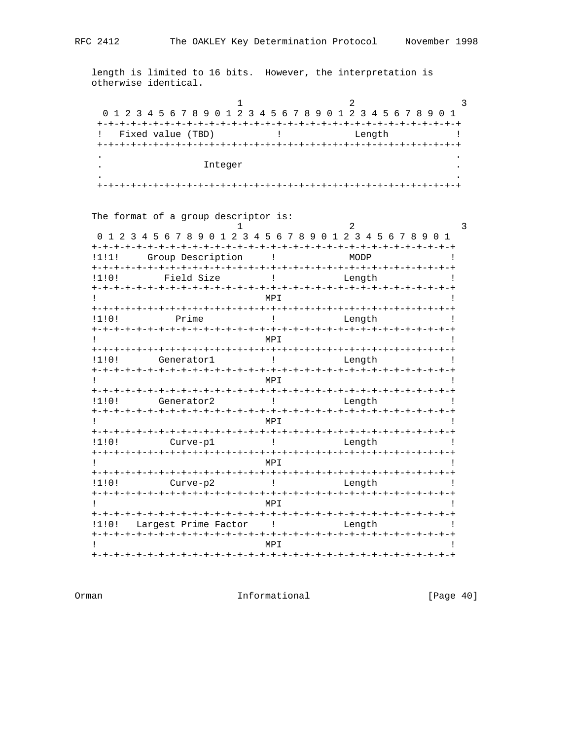length is limited to 16 bits. However, the interpretation is otherwise identical.

```
                        1                   2                   3
    0 1 2 3 4 5 6 7 8 9 0 1 2 3 4 5 6 7 8 9 0 1 2 3 4 5 6 7 8 9 0 1
   +-+-+-+-+-+-+-+-+-+-+-+-+-+-+-+-+-+-+-+-+-+-+-+-+-+-+-+-+-+-+-+-+
   !   Fixed value (TBD)           !             Length            !
   +-+-+-+-+-+-+-+-+-+-+-+-+-+-+-+-+-+-+-+-+-+-+-+-+-+-+-+-+-+-+-+-+
   .                                                               .
   .                  Integer                                      .
   .                                                               .
   +-+-+-+-+-+-+-+-+-+-+-+-+-+-+-+-+-+-+-+-+-+-+-+-+-+-+-+-+-+-+-+-+
```

The format of a group descriptor is:

```
                        1                   2                   3
    0 1 2 3 4 5 6 7 8 9 0 1 2 3 4 5 6 7 8 9 0 1 2 3 4 5 6 7 8 9 0 1
   +-+-+-+-+-+-+-+-+-+-+-+-+-+-+-+-+-+-+-+-+-+-+-+-+-+-+-+-+-+-+-+-+
   !1!1!    Group Description     !             MODP              !
   +-+-+-+-+-+-+-+-+-+-+-+-+-+-+-+-+-+-+-+-+-+-+-+-+-+-+-+-+-+-+-+-+
   !1!0!        Field Size        !            Length             !
   +-+-+-+-+-+-+-+-+-+-+-+-+-+-+-+-+-+-+-+-+-+-+-+-+-+-+-+-+-+-+-+-+
   !                             MPI                               !
   +-+-+-+-+-+-+-+-+-+-+-+-+-+-+-+-+-+-+-+-+-+-+-+-+-+-+-+-+-+-+-+-+
   !1!0!          Prime           !            Length             !
   +-+-+-+-+-+-+-+-+-+-+-+-+-+-+-+-+-+-+-+-+-+-+-+-+-+-+-+-+-+-+-+-+
   !                             MPI                               !
   +-+-+-+-+-+-+-+-+-+-+-+-+-+-+-+-+-+-+-+-+-+-+-+-+-+-+-+-+-+-+-+-+
   !1!0!       Generator1         !            Length             !
   +-+-+-+-+-+-+-+-+-+-+-+-+-+-+-+-+-+-+-+-+-+-+-+-+-+-+-+-+-+-+-+-+
   !                             MPI                               !
   +-+-+-+-+-+-+-+-+-+-+-+-+-+-+-+-+-+-+-+-+-+-+-+-+-+-+-+-+-+-+-+-+
   !1!0!       Generator2         !            Length             !
   +-+-+-+-+-+-+-+-+-+-+-+-+-+-+-+-+-+-+-+-+-+-+-+-+-+-+-+-+-+-+-+-+
   !                             MPI                               !
   +-+-+-+-+-+-+-+-+-+-+-+-+-+-+-+-+-+-+-+-+-+-+-+-+-+-+-+-+-+-+-+-+
   !1!0!         Curve-p1         !            Length             !
   +-+-+-+-+-+-+-+-+-+-+-+-+-+-+-+-+-+-+-+-+-+-+-+-+-+-+-+-+-+-+-+-+
   !                             MPI                               !
   +-+-+-+-+-+-+-+-+-+-+-+-+-+-+-+-+-+-+-+-+-+-+-+-+-+-+-+-+-+-+-+-+
   !1!0!         Curve-p2         !            Length             !
   +-+-+-+-+-+-+-+-+-+-+-+-+-+-+-+-+-+-+-+-+-+-+-+-+-+-+-+-+-+-+-+-+
   !                             MPI                               !
   +-+-+-+-+-+-+-+-+-+-+-+-+-+-+-+-+-+-+-+-+-+-+-+-+-+-+-+-+-+-+-+-+
   !1!0!   Largest Prime Factor   !            Length             !
   +-+-+-+-+-+-+-+-+-+-+-+-+-+-+-+-+-+-+-+-+-+-+-+-+-+-+-+-+-+-+-+-+
   !                             MPI                               !
   +-+-+-+-+-+-+-+-+-+-+-+-+-+-+-+-+-+-+-+-+-+-+-+-+-+-+-+-+-+-+-+-+
```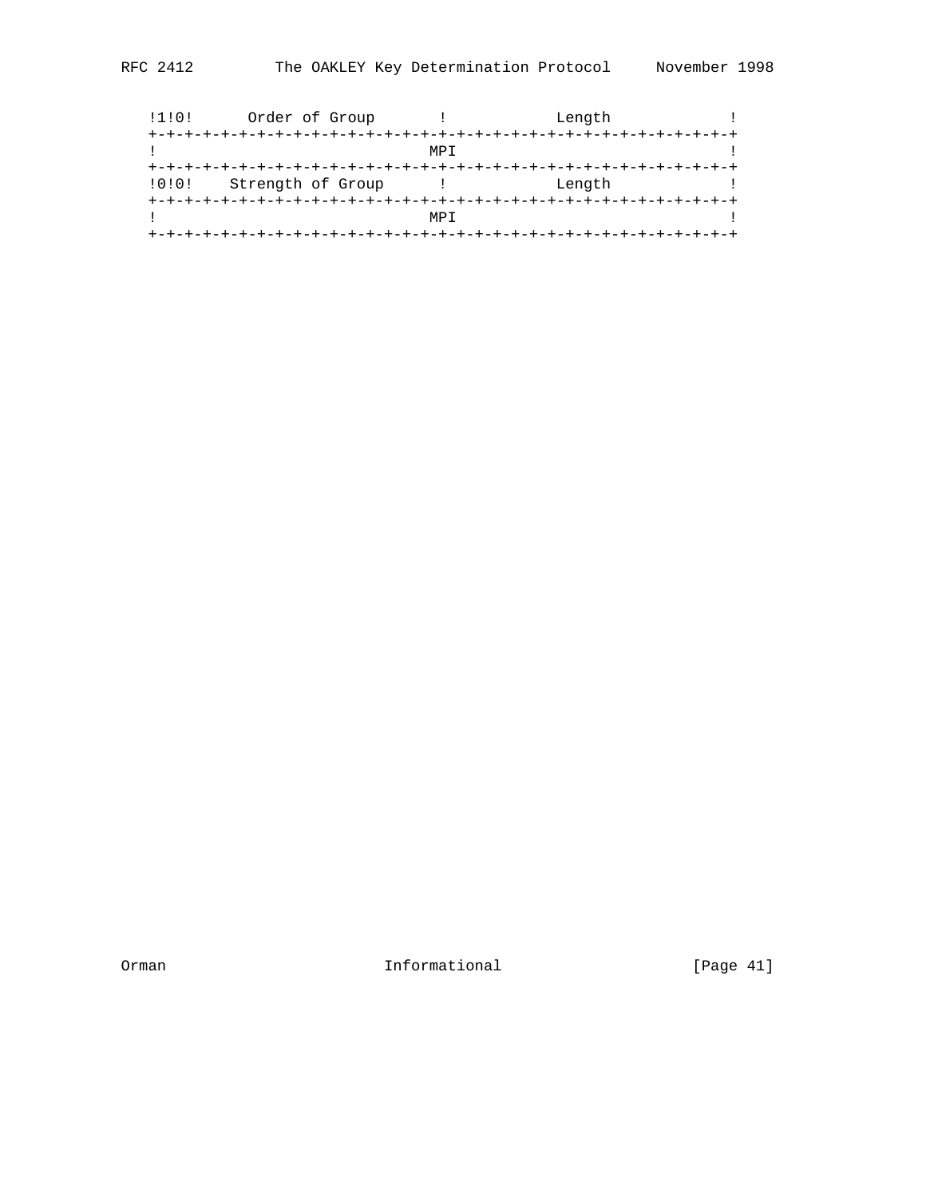```
   !1!0!      Order of Group       !            Length             !
   +-+-+-+-+-+-+-+-+-+-+-+-+-+-+-+-+-+-+-+-+-+-+-+-+-+-+-+-+-+-+-+-+
   !                             MPI                               !
   +-+-+-+-+-+-+-+-+-+-+-+-+-+-+-+-+-+-+-+-+-+-+-+-+-+-+-+-+-+-+-+-+
   !0!0!    Strength of Group      !            Length             !
   +-+-+-+-+-+-+-+-+-+-+-+-+-+-+-+-+-+-+-+-+-+-+-+-+-+-+-+-+-+-+-+-+
   !                             MPI                               !
   +-+-+-+-+-+-+-+-+-+-+-+-+-+-+-+-+-+-+-+-+-+-+-+-+-+-+-+-+-+-+-+-+
```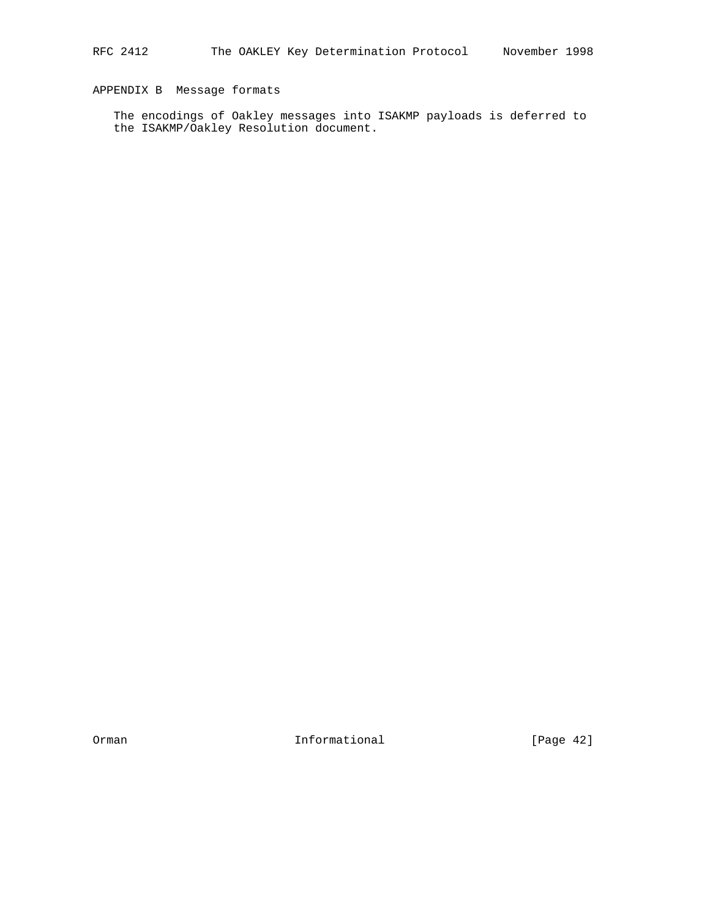## APPENDIX B  Message formats

The encodings of Oakley messages into ISAKMP payloads is deferred to the ISAKMP/Oakley Resolution document.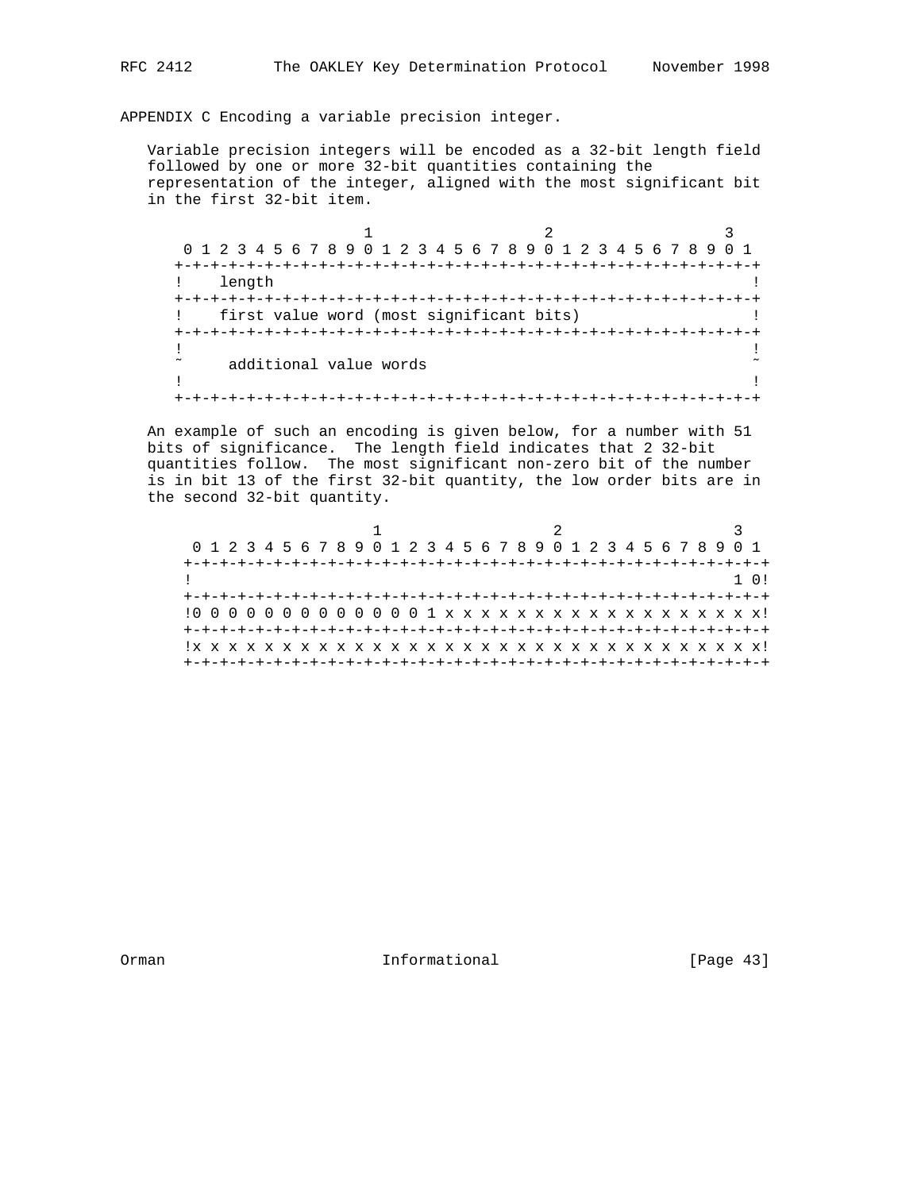APPENDIX C Encoding a variable precision integer.

Variable precision integers will be encoded as a 32-bit length field followed by one or more 32-bit quantities containing the representation of the integer, aligned with the most significant bit in the first 32-bit item.

```
                     1                   2                   3
 0 1 2 3 4 5 6 7 8 9 0 1 2 3 4 5 6 7 8 9 0 1 2 3 4 5 6 7 8 9 0 1
+-+-+-+-+-+-+-+-+-+-+-+-+-+-+-+-+-+-+-+-+-+-+-+-+-+-+-+-+-+-+-+-+
!    length                                                     !
+-+-+-+-+-+-+-+-+-+-+-+-+-+-+-+-+-+-+-+-+-+-+-+-+-+-+-+-+-+-+-+-+
!    first value word (most significant bits)                   !
+-+-+-+-+-+-+-+-+-+-+-+-+-+-+-+-+-+-+-+-+-+-+-+-+-+-+-+-+-+-+-+-+
!                                                               !
~     additional value words                                    ~
!                                                               !
+-+-+-+-+-+-+-+-+-+-+-+-+-+-+-+-+-+-+-+-+-+-+-+-+-+-+-+-+-+-+-+-+
```

An example of such an encoding is given below, for a number with 51 bits of significance. The length field indicates that 2 32-bit quantities follow. The most significant non-zero bit of the number is in bit 13 of the first 32-bit quantity, the low order bits are in the second 32-bit quantity.

```
                     1                   2                   3
 0 1 2 3 4 5 6 7 8 9 0 1 2 3 4 5 6 7 8 9 0 1 2 3 4 5 6 7 8 9 0 1
+-+-+-+-+-+-+-+-+-+-+-+-+-+-+-+-+-+-+-+-+-+-+-+-+-+-+-+-+-+-+-+-+
!                                                            1 0!
+-+-+-+-+-+-+-+-+-+-+-+-+-+-+-+-+-+-+-+-+-+-+-+-+-+-+-+-+-+-+-+-+
!0 0 0 0 0 0 0 0 0 0 0 0 0 1 x x x x x x x x x x x x x x x x x x!
+-+-+-+-+-+-+-+-+-+-+-+-+-+-+-+-+-+-+-+-+-+-+-+-+-+-+-+-+-+-+-+-+
!x x x x x x x x x x x x x x x x x x x x x x x x x x x x x x x x!
+-+-+-+-+-+-+-+-+-+-+-+-+-+-+-+-+-+-+-+-+-+-+-+-+-+-+-+-+-+-+-+-+
```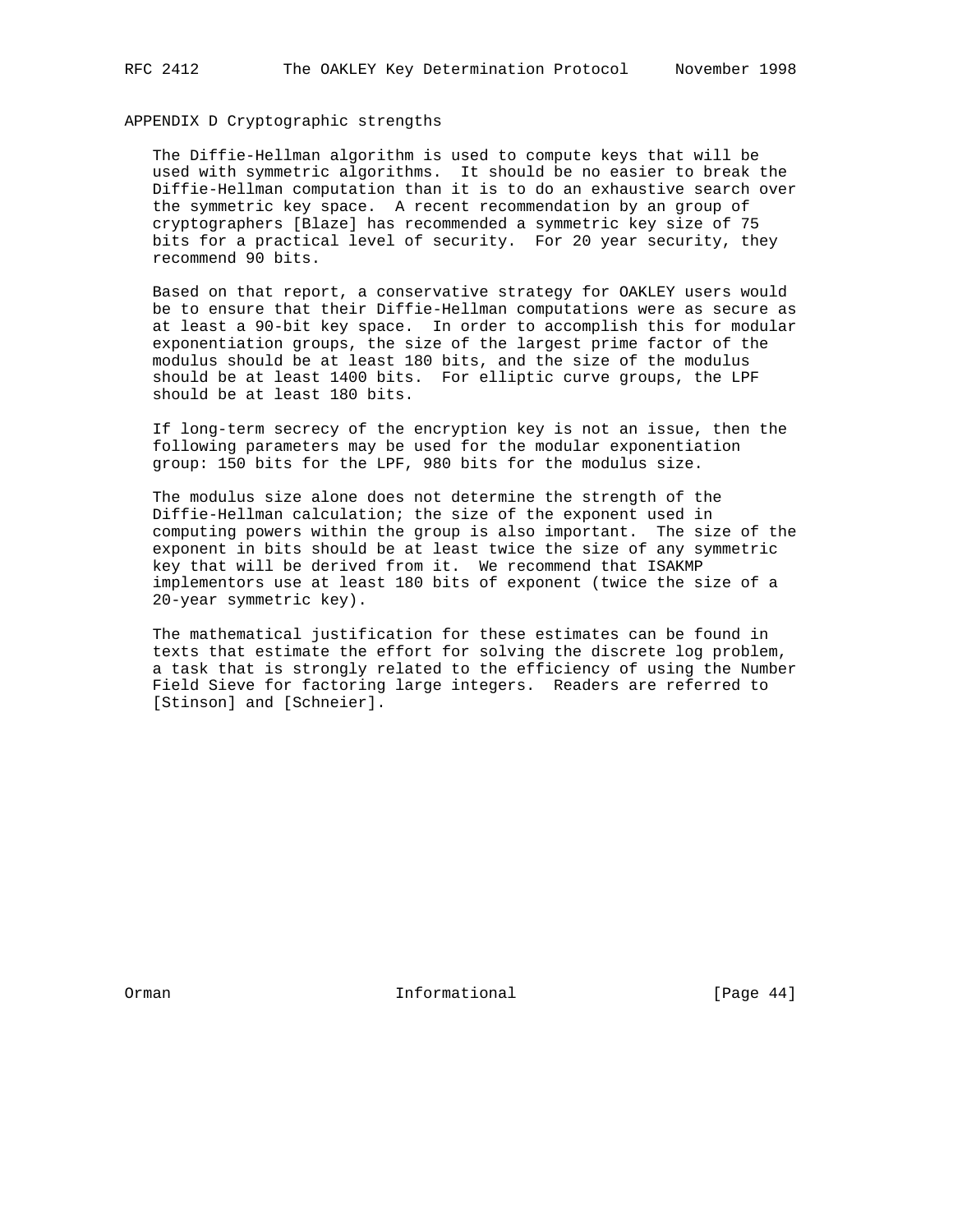## APPENDIX D Cryptographic strengths

The Diffie-Hellman algorithm is used to compute keys that will be used with symmetric algorithms. It should be no easier to break the Diffie-Hellman computation than it is to do an exhaustive search over the symmetric key space. A recent recommendation by an group of cryptographers [Blaze] has recommended a symmetric key size of 75 bits for a practical level of security. For 20 year security, they recommend 90 bits.

Based on that report, a conservative strategy for OAKLEY users would be to ensure that their Diffie-Hellman computations were as secure as at least a 90-bit key space. In order to accomplish this for modular exponentiation groups, the size of the largest prime factor of the modulus should be at least 180 bits, and the size of the modulus should be at least 1400 bits. For elliptic curve groups, the LPF should be at least 180 bits.

If long-term secrecy of the encryption key is not an issue, then the following parameters may be used for the modular exponentiation group: 150 bits for the LPF, 980 bits for the modulus size.

The modulus size alone does not determine the strength of the Diffie-Hellman calculation; the size of the exponent used in computing powers within the group is also important. The size of the exponent in bits should be at least twice the size of any symmetric key that will be derived from it. We recommend that ISAKMP implementors use at least 180 bits of exponent (twice the size of a 20-year symmetric key).

The mathematical justification for these estimates can be found in texts that estimate the effort for solving the discrete log problem, a task that is strongly related to the efficiency of using the Number Field Sieve for factoring large integers. Readers are referred to [Stinson] and [Schneier].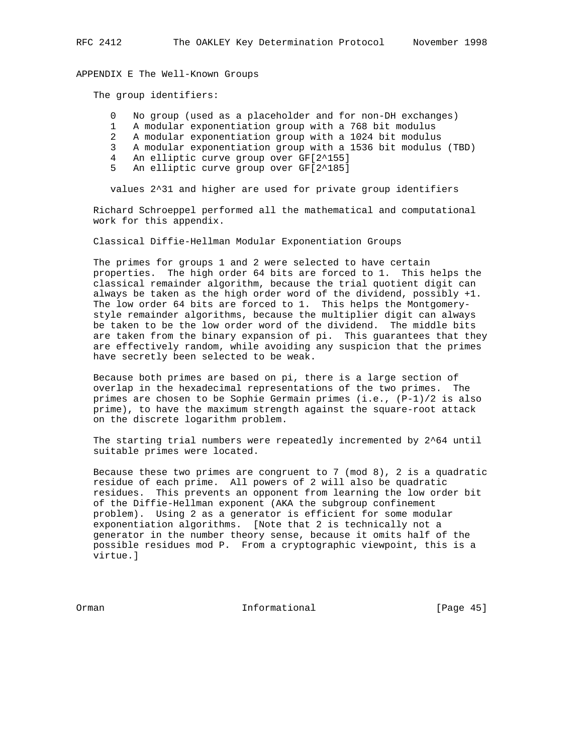## APPENDIX E The Well-Known Groups

The group identifiers:

- 0 No group (used as a placeholder and for non-DH exchanges)
- 1 A modular exponentiation group with a 768 bit modulus
- 2 A modular exponentiation group with a 1024 bit modulus
- 3 A modular exponentiation group with a 1536 bit modulus (TBD)
- 4 An elliptic curve group over GF[2^155]
- 5 An elliptic curve group over GF[2^185]

values 2^31 and higher are used for private group identifiers

Richard Schroeppel performed all the mathematical and computational work for this appendix.

### Classical Diffie-Hellman Modular Exponentiation Groups

The primes for groups 1 and 2 were selected to have certain properties. The high order 64 bits are forced to 1. This helps the classical remainder algorithm, because the trial quotient digit can always be taken as the high order word of the dividend, possibly +1. The low order 64 bits are forced to 1. This helps the Montgomery-style remainder algorithms, because the multiplier digit can always be taken to be the low order word of the dividend. The middle bits are taken from the binary expansion of pi. This guarantees that they are effectively random, while avoiding any suspicion that the primes have secretly been selected to be weak.

Because both primes are based on pi, there is a large section of overlap in the hexadecimal representations of the two primes. The primes are chosen to be Sophie Germain primes (i.e., (P-1)/2 is also prime), to have the maximum strength against the square-root attack on the discrete logarithm problem.

The starting trial numbers were repeatedly incremented by 2^64 until suitable primes were located.

Because these two primes are congruent to 7 (mod 8), 2 is a quadratic residue of each prime. All powers of 2 will also be quadratic residues. This prevents an opponent from learning the low order bit of the Diffie-Hellman exponent (AKA the subgroup confinement problem). Using 2 as a generator is efficient for some modular exponentiation algorithms. [Note that 2 is technically not a generator in the number theory sense, because it omits half of the possible residues mod P. From a cryptographic viewpoint, this is a virtue.]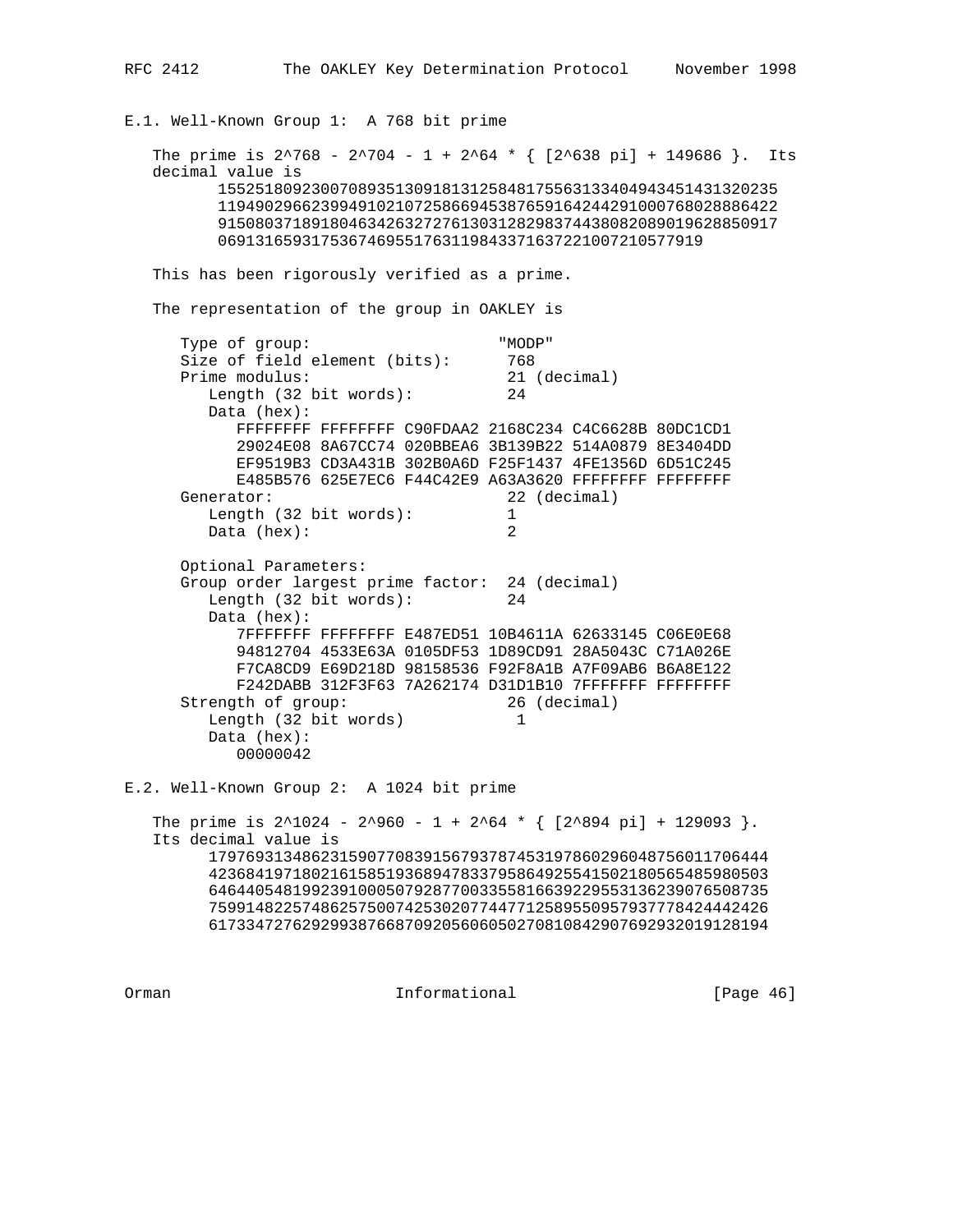### E.1. Well-Known Group 1: A 768 bit prime

The prime is $2^{768} - 2^{704} - 1 + 2^{64} * \{ [2^{638} \pi] + 149686 \}$. Its decimal value is

```
155251809230070893513091813125848175563133404943451431320235
119490296623994910210725866945387659164244291000768028886422
915080371891804634263272761303128298374438082089019628850917
0691316593175367469551763119843371637221007210577919
```

This has been rigorously verified as a prime.

The representation of the group in OAKLEY is

```
Type of group:                    "MODP"
Size of field element (bits):      768
Prime modulus:                     21 (decimal)
   Length (32 bit words):          24
   Data (hex):
      FFFFFFFF FFFFFFFF C90FDAA2 2168C234 C4C6628B 80DC1CD1
      29024E08 8A67CC74 020BBEA6 3B139B22 514A0879 8E3404DD
      EF9519B3 CD3A431B 302B0A6D F25F1437 4FE1356D 6D51C245
      E485B576 625E7EC6 F44C42E9 A63A3620 FFFFFFFF FFFFFFFF
Generator:                         22 (decimal)
   Length (32 bit words):          1
   Data (hex):                     2

Optional Parameters:
Group order largest prime factor:  24 (decimal)
   Length (32 bit words):          24
   Data (hex):
      7FFFFFFF FFFFFFFF E487ED51 10B4611A 62633145 C06E0E68
      94812704 4533E63A 0105DF53 1D89CD91 28A5043C C71A026E
      F7CA8CD9 E69D218D 98158536 F92F8A1B A7F09AB6 B6A8E122
      F242DABB 312F3F63 7A262174 D31D1B10 7FFFFFFF FFFFFFFF
Strength of group:                 26 (decimal)
   Length (32 bit words)            1
   Data (hex):
      00000042
```

### E.2. Well-Known Group 2: A 1024 bit prime

The prime is $2^{1024} - 2^{960} - 1 + 2^{64} * \{ [2^{894} \pi] + 129093 \}$. Its decimal value is

```
179769313486231590770839156793787453197860296048756011706444
423684197180216158519368947833795864925541502180565485980503
646440548199239100050792877003355816639229553136239076508735
759914822574862575007425302077447712589550957937778424442426
617334727629299387668709205606050270810842907692932019128194
```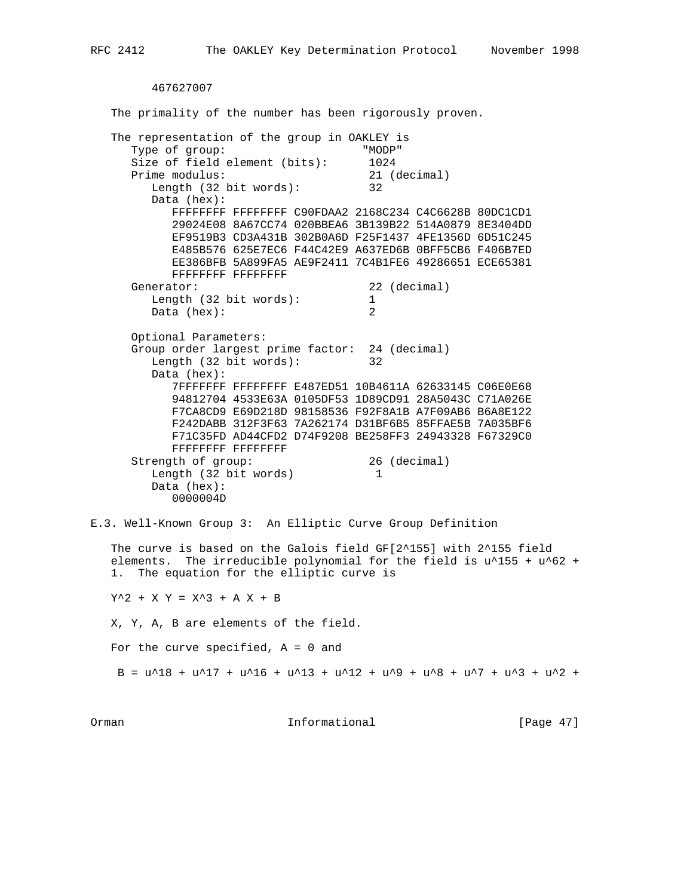467627007

The primality of the number has been rigorously proven.

The representation of the group in OAKLEY is

```
   Type of group:                    "MODP"
   Size of field element (bits):      1024
   Prime modulus:                     21 (decimal)
      Length (32 bit words):          32
      Data (hex):
         FFFFFFFF FFFFFFFF C90FDAA2 2168C234 C4C6628B 80DC1CD1
         29024E08 8A67CC74 020BBEA6 3B139B22 514A0879 8E3404DD
         EF9519B3 CD3A431B 302B0A6D F25F1437 4FE1356D 6D51C245
         E485B576 625E7EC6 F44C42E9 A637ED6B 0BFF5CB6 F406B7ED
         EE386BFB 5A899FA5 AE9F2411 7C4B1FE6 49286651 ECE65381
         FFFFFFFF FFFFFFFF
   Generator:                         22 (decimal)
      Length (32 bit words):          1
      Data (hex):                     2

   Optional Parameters:
   Group order largest prime factor:  24 (decimal)
      Length (32 bit words):          32
      Data (hex):
         7FFFFFFF FFFFFFFF E487ED51 10B4611A 62633145 C06E0E68
         94812704 4533E63A 0105DF53 1D89CD91 28A5043C C71A026E
         F7CA8CD9 E69D218D 98158536 F92F8A1B A7F09AB6 B6A8E122
         F242DABB 312F3F63 7A262174 D31BF6B5 85FFAE5B 7A035BF6
         F71C35FD AD44CFD2 D74F9208 BE258FF3 24943328 F67329C0
         FFFFFFFF FFFFFFFF
   Strength of group:                 26 (decimal)
      Length (32 bit words)            1
      Data (hex):
         0000004D
```

## E.3. Well-Known Group 3: An Elliptic Curve Group Definition

The curve is based on the Galois field GF[2^155] with 2^155 field elements. The irreducible polynomial for the field is u^155 + u^62 + 1. The equation for the elliptic curve is

Y^2 + X Y = X^3 + A X + B

X, Y, A, B are elements of the field.

For the curve specified, A = 0 and

B = u^18 + u^17 + u^16 + u^13 + u^12 + u^9 + u^8 + u^7 + u^3 + u^2 +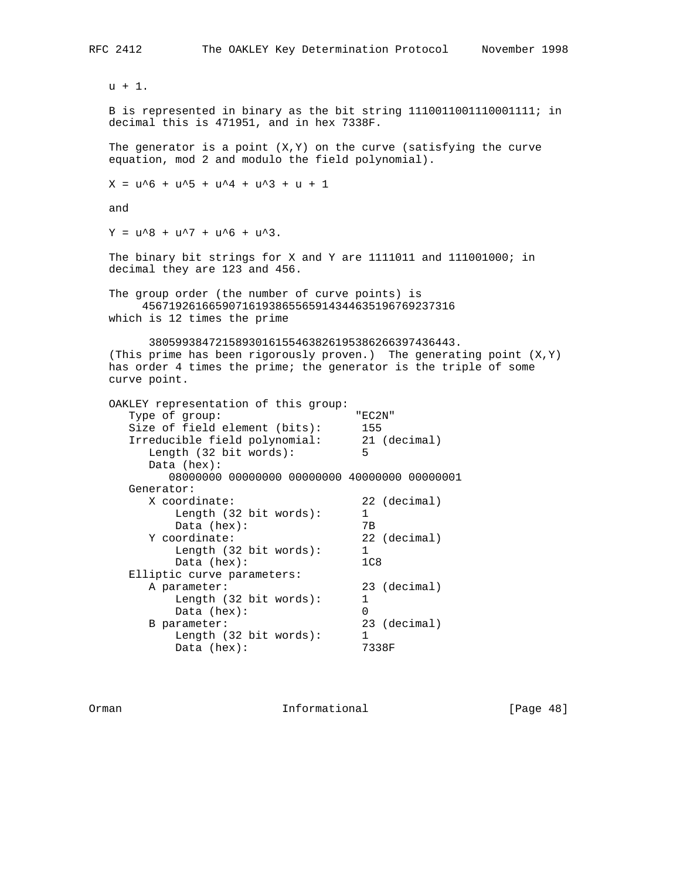u + 1.

B is represented in binary as the bit string 1110011001110001111; in decimal this is 471951, and in hex 7338F.

The generator is a point (X,Y) on the curve (satisfying the curve equation, mod 2 and modulo the field polynomial).

$X = u^6 + u^5 + u^4 + u^3 + u + 1$

and

$Y = u^8 + u^7 + u^6 + u^3$.

The binary bit strings for X and Y are 1111011 and 111001000; in decimal they are 123 and 456.

The group order (the number of curve points) is
4567192616659071619386515659143446351967692373 16
which is 12 times the prime

380599384721589301615546382619538626639743 6443.
(This prime has been rigorously proven.) The generating point (X,Y) has order 4 times the prime; the generator is the triple of some curve point.

```
OAKLEY representation of this group:
   Type of group:                    "EC2N"
   Size of field element (bits):      155
   Irreducible field polynomial:      21 (decimal)
      Length (32 bit words):          5
      Data (hex):
         08000000 00000000 00000000 40000000 00000001
   Generator:
      X coordinate:                   22 (decimal)
          Length (32 bit words):      1
          Data (hex):                 7B
      Y coordinate:                   22 (decimal)
          Length (32 bit words):      1
          Data (hex):                 1C8
   Elliptic curve parameters:
      A parameter:                    23 (decimal)
          Length (32 bit words):      1
          Data (hex):                 0
      B parameter:                    23 (decimal)
          Length (32 bit words):      1
          Data (hex):                 7338F
```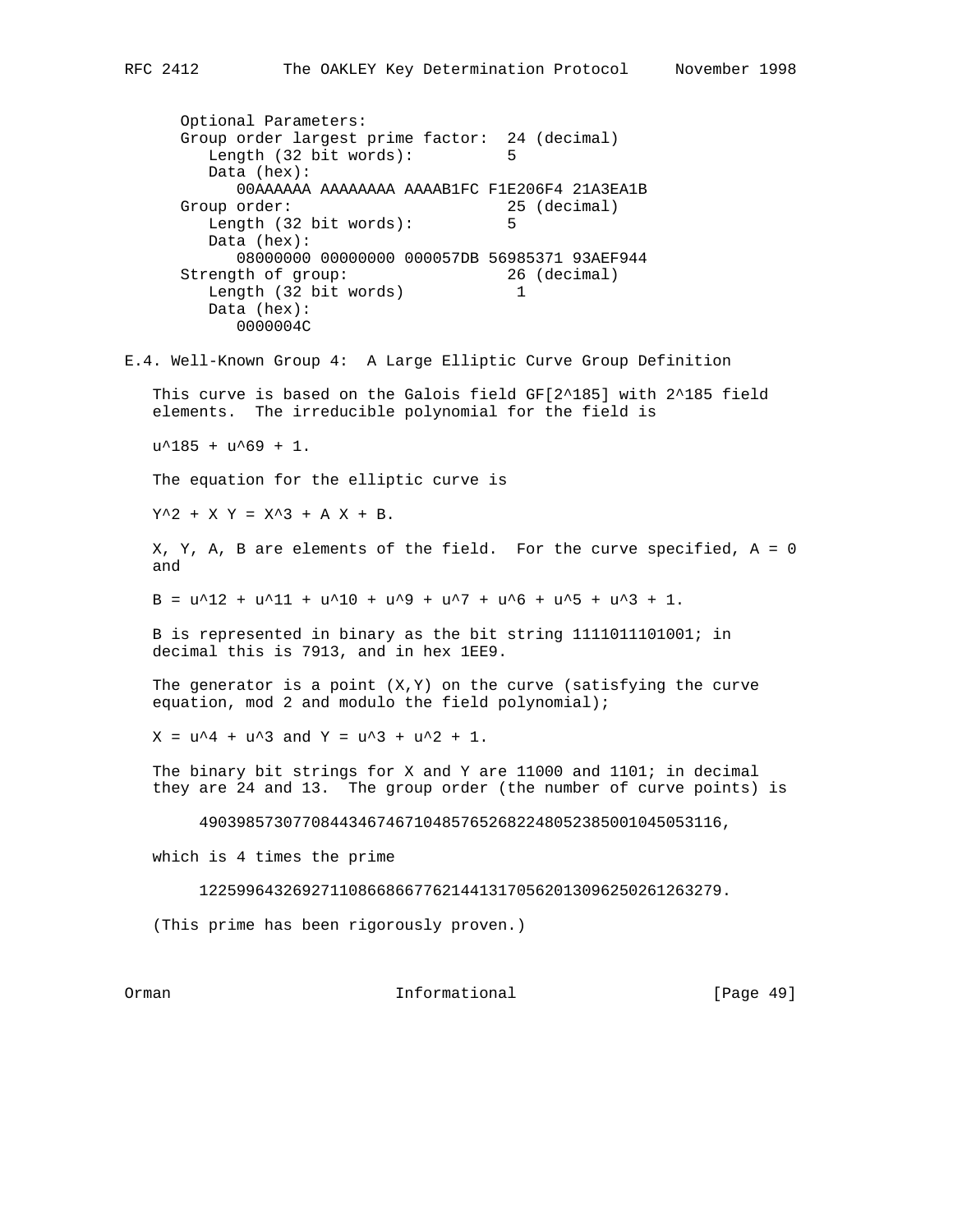Optional Parameters:
Group order largest prime factor: 24 (decimal)
Length (32 bit words): 5
Data (hex):
00AAAAAA AAAAAAAA AAAAB1FC F1E206F4 21A3EA1B
Group order: 25 (decimal)
Length (32 bit words): 5
Data (hex):
08000000 00000000 000057DB 56985371 93AEF944
Strength of group: 26 (decimal)
Length (32 bit words) 1
Data (hex):
0000004C

## E.4. Well-Known Group 4: A Large Elliptic Curve Group Definition

This curve is based on the Galois field $GF[2^{185}]$ with $2^{185}$ field elements. The irreducible polynomial for the field is

$$u^{185} + u^{69} + 1.$$

The equation for the elliptic curve is

$$Y^2 + X Y = X^3 + A X + B.$$

X, Y, A, B are elements of the field. For the curve specified, A = 0 and

$$B = u^{12} + u^{11} + u^{10} + u^9 + u^7 + u^6 + u^5 + u^3 + 1.$$

B is represented in binary as the bit string 1111011101001; in decimal this is 7913, and in hex 1EE9.

The generator is a point (X,Y) on the curve (satisfying the curve equation, mod 2 and modulo the field polynomial);

$$X = u^4 + u^3 \text{ and } Y = u^3 + u^2 + 1.$$

The binary bit strings for X and Y are 11000 and 1101; in decimal they are 24 and 13. The group order (the number of curve points) is

49039857307708443467467104857652682248052385001045053116,

which is 4 times the prime

12259964326927110866866776217202473468949912977468817279.

(This prime has been rigorously proven.)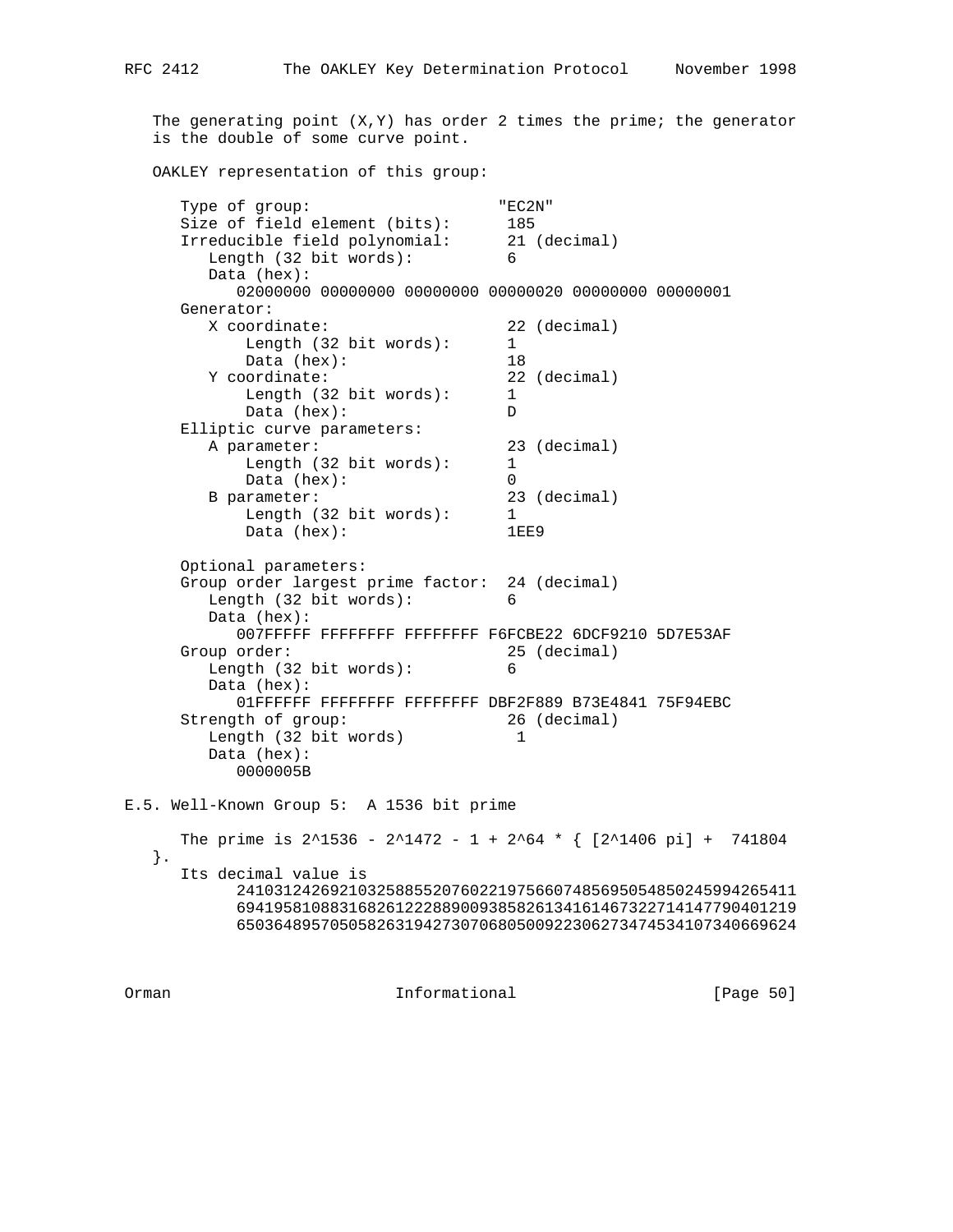The generating point (X,Y) has order 2 times the prime; the generator is the double of some curve point.

OAKLEY representation of this group:

```
   Type of group:                    "EC2N"
   Size of field element (bits):      185
   Irreducible field polynomial:      21 (decimal)
      Length (32 bit words):          6
      Data (hex):
         02000000 00000000 00000000 00000020 00000000 00000001
   Generator:
      X coordinate:                   22 (decimal)
          Length (32 bit words):      1
          Data (hex):                 18
      Y coordinate:                   22 (decimal)
          Length (32 bit words):      1
          Data (hex):                 D
   Elliptic curve parameters:
      A parameter:                    23 (decimal)
          Length (32 bit words):      1
          Data (hex):                 0
      B parameter:                    23 (decimal)
          Length (32 bit words):      1
          Data (hex):                 1EE9

   Optional parameters:
   Group order largest prime factor:  24 (decimal)
      Length (32 bit words):          6
      Data (hex):
         007FFFFF FFFFFFFF FFFFFFFF F6FCBE22 6DCF9210 5D7E53AF
   Group order:                       25 (decimal)
      Length (32 bit words):          6
      Data (hex):
         01FFFFFF FFFFFFFF FFFFFFFF DBF2F889 B73E4841 75F94EBC
   Strength of group:                 26 (decimal)
      Length (32 bit words)            1
      Data (hex):
         0000005B
```

## E.5. Well-Known Group 5:  A 1536 bit prime

The prime is 2^1536 - 2^1472 - 1 + 2^64 * { [2^1406 pi] +  741804 }.

Its decimal value is

```
      2410312426921032588552076022197566074856950548502459942654116941958108831682612228890093858261341614673227141477904012196503648957050582631942730706805009223062734745341073406696246
```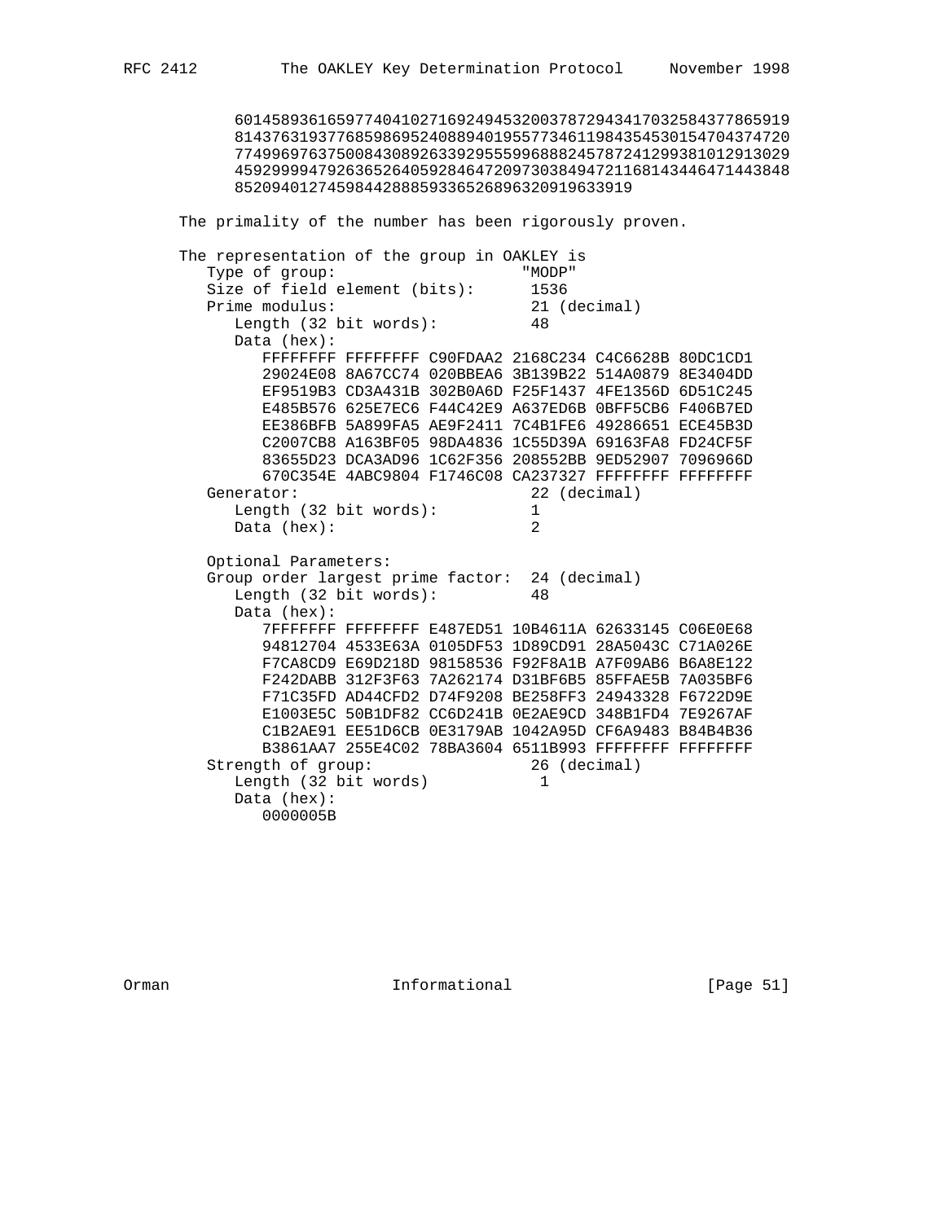```
      6014589361659774041027169249453200378729434170325843778659198143763193776859869524088940195577346119843545301547043747207749969763750084308926339295559968882457872412993810129130294592999947926365264059284647209730384947211681434464714438488520940127459844288859336526896320919633919
```

The primality of the number has been rigorously proven.

The representation of the group in OAKLEY is

```
   Type of group:                    "MODP"
   Size of field element (bits):      1536
   Prime modulus:                     21 (decimal)
      Length (32 bit words):          48
      Data (hex):
         FFFFFFFF FFFFFFFF C90FDAA2 2168C234 C4C6628B 80DC1CD1
         29024E08 8A67CC74 020BBEA6 3B139B22 514A0879 8E3404DD
         EF9519B3 CD3A431B 302B0A6D F25F1437 4FE1356D 6D51C245
         E485B576 625E7EC6 F44C42E9 A637ED6B 0BFF5CB6 F406B7ED
         EE386BFB 5A899FA5 AE9F2411 7C4B1FE6 49286651 ECE45B3D
         C2007CB8 A163BF05 98DA4836 1C55D39A 69163FA8 FD24CF5F
         83655D23 DCA3AD96 1C62F356 208552BB 9ED52907 7096966D
         670C354E 4ABC9804 F1746C08 CA237327 FFFFFFFF FFFFFFFF
   Generator:                         22 (decimal)
      Length (32 bit words):          1
      Data (hex):                     2

   Optional Parameters:
   Group order largest prime factor:  24 (decimal)
      Length (32 bit words):          48
      Data (hex):
         7FFFFFFF FFFFFFFF E487ED51 10B4611A 62633145 C06E0E68
         94812704 4533E63A 0105DF53 1D89CD91 28A5043C C71A026E
         F7CA8CD9 E69D218D 98158536 F92F8A1B A7F09AB6 B6A8E122
         F242DABB 312F3F63 7A262174 D31BF6B5 85FFAE5B 7A035BF6
         F71C35FD AD44CFD2 D74F9208 BE258FF3 24943328 F6722D9E
         E1003E5C 50B1DF82 CC6D241B 0E2AE9CD 348B1FD4 7E9267AF
         C1B2AE91 EE51D6CB 0E3179AB 1042A95D CF6A9483 B84B4B36
         B3861AA7 255E4C02 78BA3604 6511B993 FFFFFFFF FFFFFFFF
   Strength of group:                 26 (decimal)
      Length (32 bit words)            1
      Data (hex):
         0000005B
```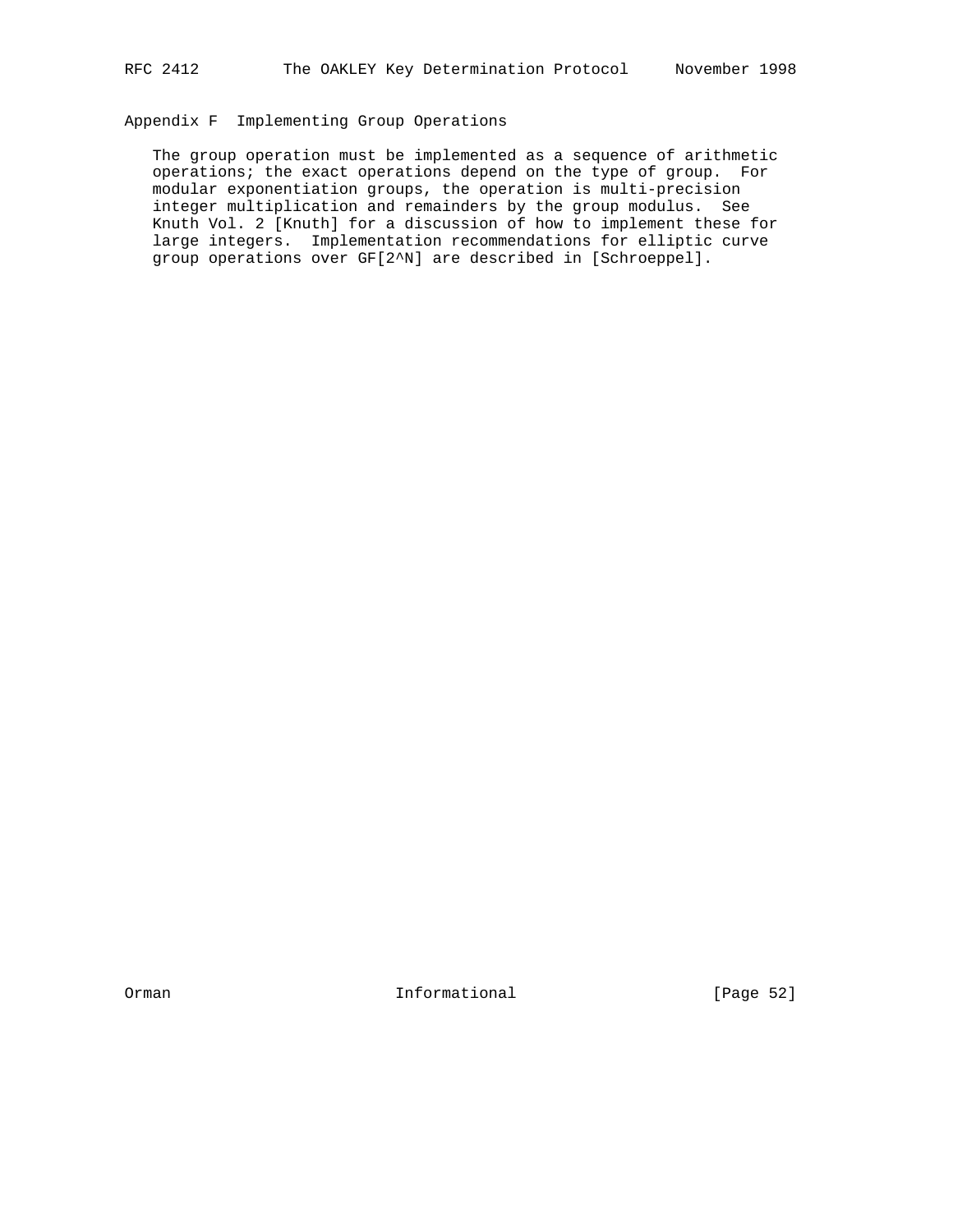## Appendix F  Implementing Group Operations

The group operation must be implemented as a sequence of arithmetic operations; the exact operations depend on the type of group. For modular exponentiation groups, the operation is multi-precision integer multiplication and remainders by the group modulus. See Knuth Vol. 2 [Knuth] for a discussion of how to implement these for large integers. Implementation recommendations for elliptic curve group operations over GF[2^N] are described in [Schroeppel].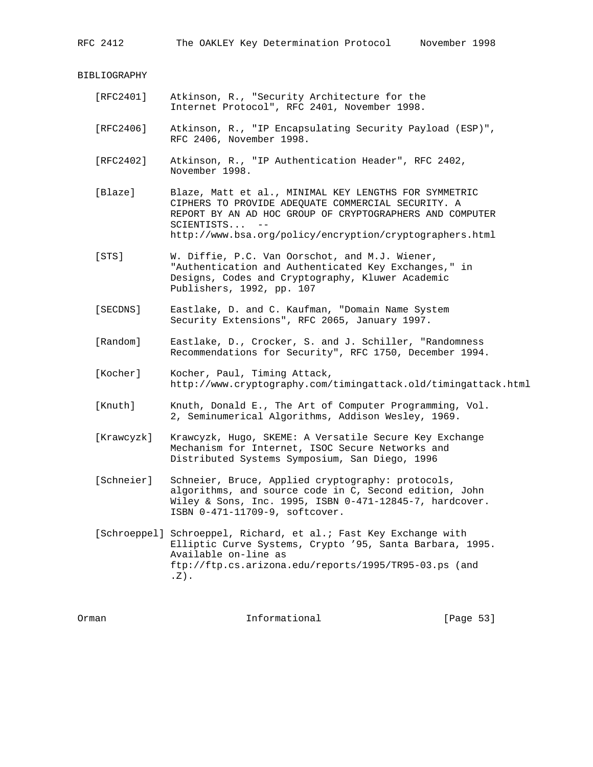## BIBLIOGRAPHY

[RFC2401] Atkinson, R., "Security Architecture for the Internet Protocol", RFC 2401, November 1998.

[RFC2406] Atkinson, R., "IP Encapsulating Security Payload (ESP)", RFC 2406, November 1998.

[RFC2402] Atkinson, R., "IP Authentication Header", RFC 2402, November 1998.

[Blaze] Blaze, Matt et al., MINIMAL KEY LENGTHS FOR SYMMETRIC CIPHERS TO PROVIDE ADEQUATE COMMERCIAL SECURITY. A REPORT BY AN AD HOC GROUP OF CRYPTOGRAPHERS AND COMPUTER SCIENTISTS... -- http://www.bsa.org/policy/encryption/cryptographers.html

[STS] W. Diffie, P.C. Van Oorschot, and M.J. Wiener, "Authentication and Authenticated Key Exchanges," in Designs, Codes and Cryptography, Kluwer Academic Publishers, 1992, pp. 107

[SECDNS] Eastlake, D. and C. Kaufman, "Domain Name System Security Extensions", RFC 2065, January 1997.

[Random] Eastlake, D., Crocker, S. and J. Schiller, "Randomness Recommendations for Security", RFC 1750, December 1994.

[Kocher] Kocher, Paul, Timing Attack, http://www.cryptography.com/timingattack.old/timingattack.html

[Knuth] Knuth, Donald E., The Art of Computer Programming, Vol. 2, Seminumerical Algorithms, Addison Wesley, 1969.

[Krawcyzk] Krawcyzk, Hugo, SKEME: A Versatile Secure Key Exchange Mechanism for Internet, ISOC Secure Networks and Distributed Systems Symposium, San Diego, 1996

[Schneier] Schneier, Bruce, Applied cryptography: protocols, algorithms, and source code in C, Second edition, John Wiley & Sons, Inc. 1995, ISBN 0-471-12845-7, hardcover. ISBN 0-471-11709-9, softcover.

[Schroeppel] Schroeppel, Richard, et al.; Fast Key Exchange with Elliptic Curve Systems, Crypto ’95, Santa Barbara, 1995. Available on-line as ftp://ftp.cs.arizona.edu/reports/1995/TR95-03.ps (and .Z).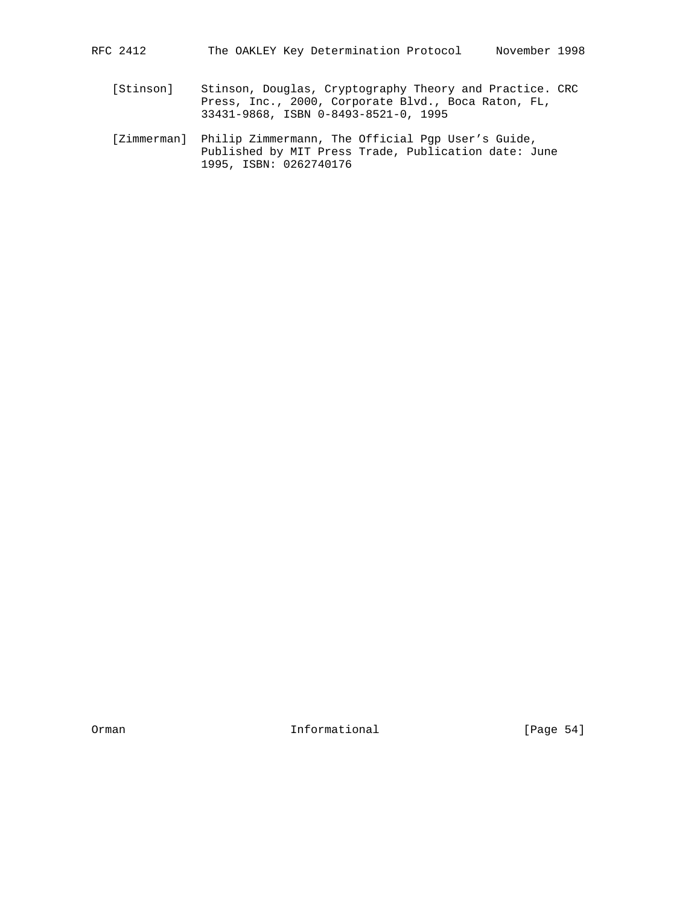[Stinson] Stinson, Douglas, Cryptography Theory and Practice. CRC Press, Inc., 2000, Corporate Blvd., Boca Raton, FL, 33431-9868, ISBN 0-8493-8521-0, 1995

[Zimmerman] Philip Zimmermann, The Official Pgp User's Guide, Published by MIT Press Trade, Publication date: June 1995, ISBN: 0262740176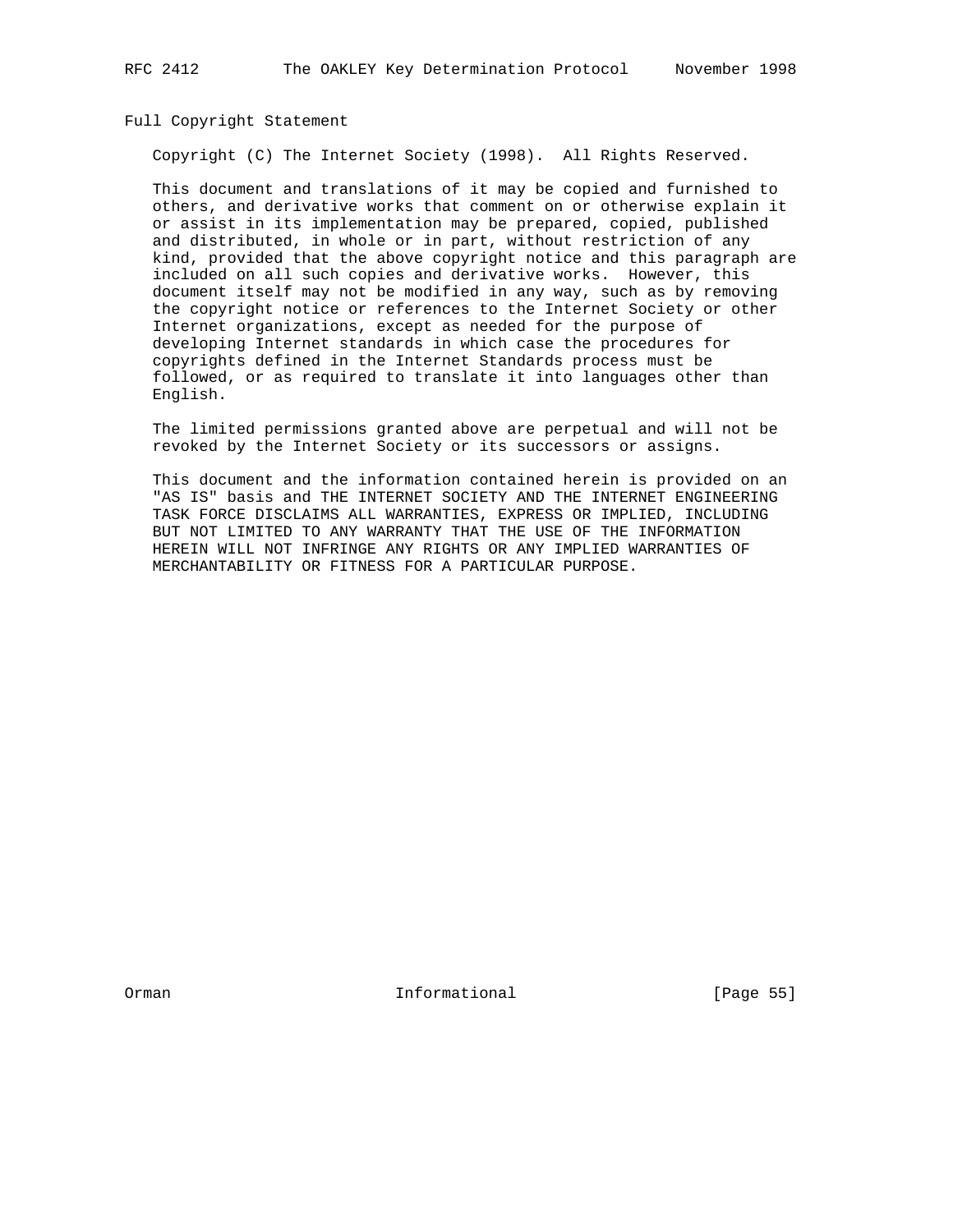## Full Copyright Statement

Copyright (C) The Internet Society (1998). All Rights Reserved.

This document and translations of it may be copied and furnished to others, and derivative works that comment on or otherwise explain it or assist in its implementation may be prepared, copied, published and distributed, in whole or in part, without restriction of any kind, provided that the above copyright notice and this paragraph are included on all such copies and derivative works. However, this document itself may not be modified in any way, such as by removing the copyright notice or references to the Internet Society or other Internet organizations, except as needed for the purpose of developing Internet standards in which case the procedures for copyrights defined in the Internet Standards process must be followed, or as required to translate it into languages other than English.

The limited permissions granted above are perpetual and will not be revoked by the Internet Society or its successors or assigns.

This document and the information contained herein is provided on an "AS IS" basis and THE INTERNET SOCIETY AND THE INTERNET ENGINEERING TASK FORCE DISCLAIMS ALL WARRANTIES, EXPRESS OR IMPLIED, INCLUDING BUT NOT LIMITED TO ANY WARRANTY THAT THE USE OF THE INFORMATION HEREIN WILL NOT INFRINGE ANY RIGHTS OR ANY IMPLIED WARRANTIES OF MERCHANTABILITY OR FITNESS FOR A PARTICULAR PURPOSE.